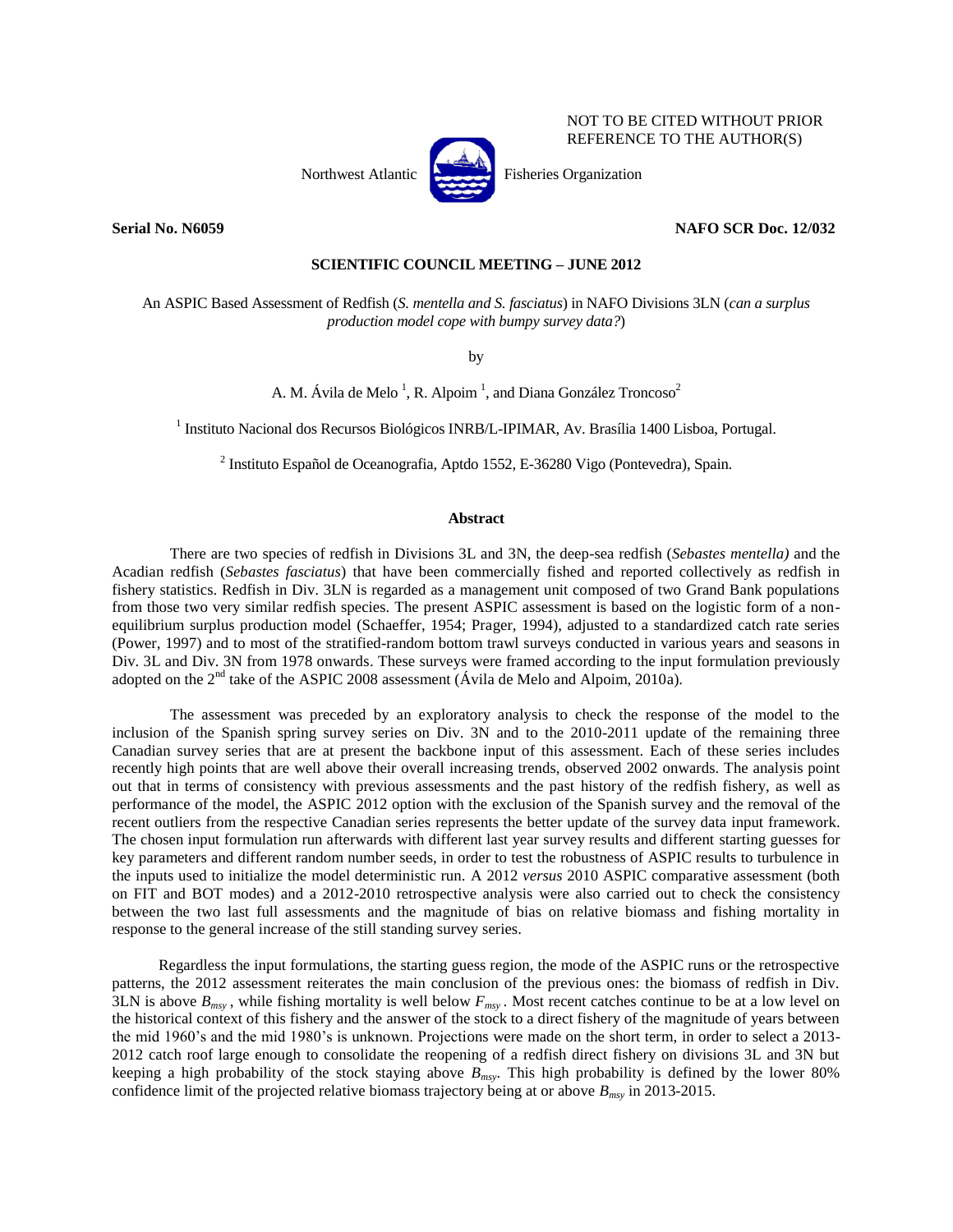NOT TO BE CITED WITHOUT PRIOR REFERENCE TO THE AUTHOR(S)

Northwest Atlantic Fisheries Organization

**Serial No. N6059** **NAFO SCR Doc. 12/032**

**SCIENTIFIC COUNCIL MEETING – JUNE 2012**

An ASPIC Based Assessment of Redfish (*S. mentella and S. fasciatus*) in NAFO Divisions 3LN (*can a surplus production model cope with bumpy survey data?*)

by

A. M. Ávila de Melo [1], R. Alpoim [1], and Diana González Troncoso[2]

[1] Instituto Nacional dos Recursos Biológicos INRB/L-IPIMAR, Av. Brasília 1400 Lisboa, Portugal.

[2] Instituto Español de Oceanografia, Aptdo 1552, E-36280 Vigo (Pontevedra), Spain.

## Abstract

There are two species of redfish in Divisions 3L and 3N, the deep-sea redfish (*Sebastes mentella)* and the Acadian redfish (*Sebastes fasciatus*) that have been commercially fished and reported collectively as redfish in fishery statistics. Redfish in Div. 3LN is regarded as a management unit composed of two Grand Bank populations from those two very similar redfish species. The present ASPIC assessment is based on the logistic form of a non-equilibrium surplus production model (Schaeffer, 1954; Prager, 1994), adjusted to a standardized catch rate series (Power, 1997) and to most of the stratified-random bottom trawl surveys conducted in various years and seasons in Div. 3L and Div. 3N from 1978 onwards. These surveys were framed according to the input formulation previously adopted on the 2[nd] take of the ASPIC 2008 assessment (Ávila de Melo and Alpoim, 2010a).

The assessment was preceded by an exploratory analysis to check the response of the model to the inclusion of the Spanish spring survey series on Div. 3N and to the 2010-2011 update of the remaining three Canadian survey series that are at present the backbone input of this assessment. Each of these series includes recently high points that are well above their overall increasing trends, observed 2002 onwards. The analysis point out that in terms of consistency with previous assessments and the past history of the redfish fishery, as well as performance of the model, the ASPIC 2012 option with the exclusion of the Spanish survey and the removal of the recent outliers from the respective Canadian series represents the better update of the survey data input framework. The chosen input formulation run afterwards with different last year survey results and different starting guesses for key parameters and different random number seeds, in order to test the robustness of ASPIC results to turbulence in the inputs used to initialize the model deterministic run. A 2012 *versus* 2010 ASPIC comparative assessment (both on FIT and BOT modes) and a 2012-2010 retrospective analysis were also carried out to check the consistency between the two last full assessments and the magnitude of bias on relative biomass and fishing mortality in response to the general increase of the still standing survey series.

Regardless the input formulations, the starting guess region, the mode of the ASPIC runs or the retrospective patterns, the 2012 assessment reiterates the main conclusion of the previous ones: the biomass of redfish in Div. 3LN is above $B_{msy}$ , while fishing mortality is well below $F_{msy}$ . Most recent catches continue to be at a low level on the historical context of this fishery and the answer of the stock to a direct fishery of the magnitude of years between the mid 1960's and the mid 1980's is unknown. Projections were made on the short term, in order to select a 2013-2012 catch roof large enough to consolidate the reopening of a redfish direct fishery on divisions 3L and 3N but keeping a high probability of the stock staying above $B_{msy}$. This high probability is defined by the lower 80% confidence limit of the projected relative biomass trajectory being at or above $B_{msy}$ in 2013-2015.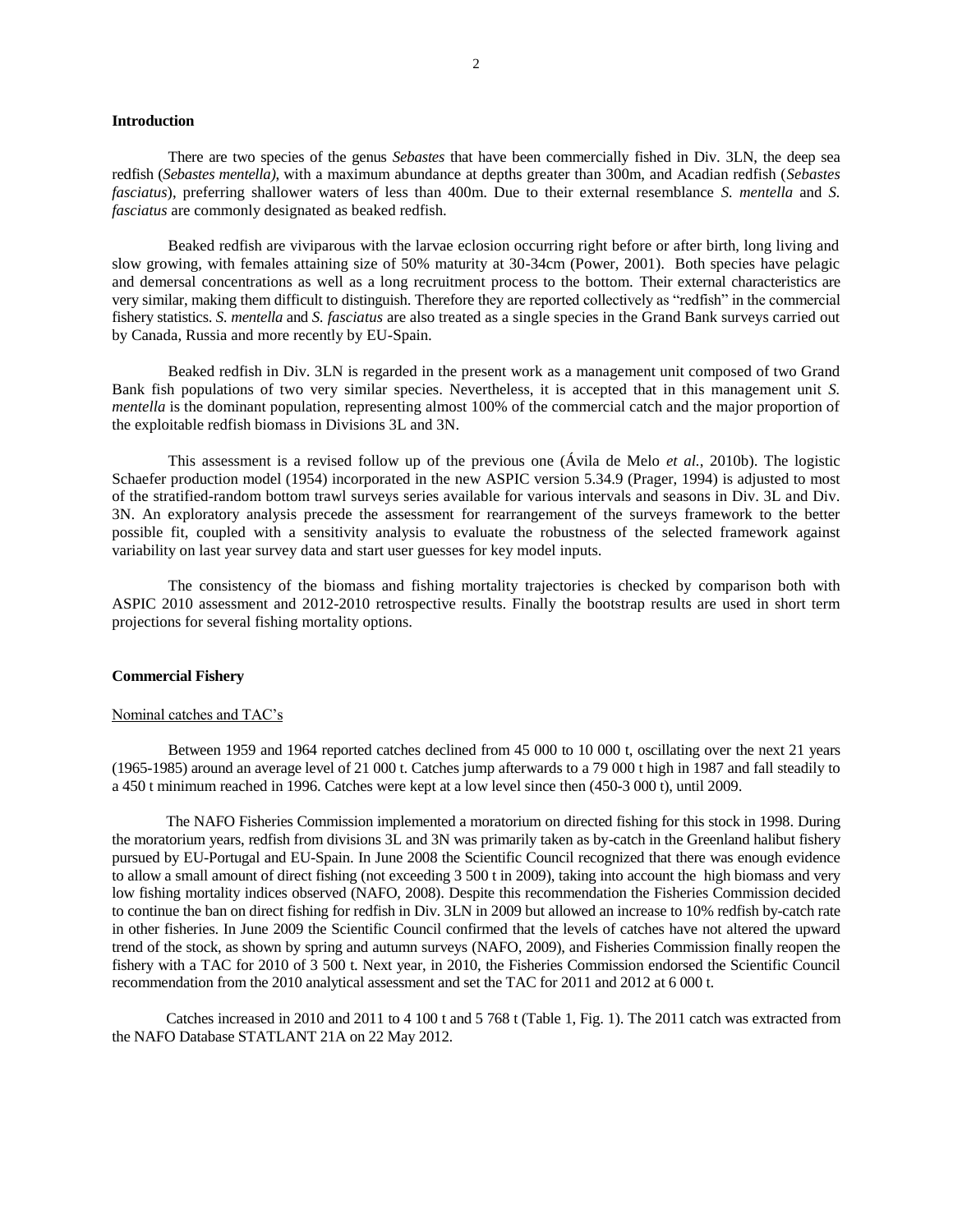## Introduction

There are two species of the genus *Sebastes* that have been commercially fished in Div. 3LN, the deep sea redfish (*Sebastes mentella)*, with a maximum abundance at depths greater than 300m, and Acadian redfish (*Sebastes fasciatus*), preferring shallower waters of less than 400m. Due to their external resemblance *S. mentella* and *S. fasciatus* are commonly designated as beaked redfish.

Beaked redfish are viviparous with the larvae eclosion occurring right before or after birth, long living and slow growing, with females attaining size of 50% maturity at 30-34cm (Power, 2001). Both species have pelagic and demersal concentrations as well as a long recruitment process to the bottom. Their external characteristics are very similar, making them difficult to distinguish. Therefore they are reported collectively as "redfish" in the commercial fishery statistics. *S. mentella* and *S. fasciatus* are also treated as a single species in the Grand Bank surveys carried out by Canada, Russia and more recently by EU-Spain.

Beaked redfish in Div. 3LN is regarded in the present work as a management unit composed of two Grand Bank fish populations of two very similar species. Nevertheless, it is accepted that in this management unit *S. mentella* is the dominant population, representing almost 100% of the commercial catch and the major proportion of the exploitable redfish biomass in Divisions 3L and 3N.

This assessment is a revised follow up of the previous one (Ávila de Melo *et al.*, 2010b). The logistic Schaefer production model (1954) incorporated in the new ASPIC version 5.34.9 (Prager, 1994) is adjusted to most of the stratified-random bottom trawl surveys series available for various intervals and seasons in Div. 3L and Div. 3N. An exploratory analysis precede the assessment for rearrangement of the surveys framework to the better possible fit, coupled with a sensitivity analysis to evaluate the robustness of the selected framework against variability on last year survey data and start user guesses for key model inputs.

The consistency of the biomass and fishing mortality trajectories is checked by comparison both with ASPIC 2010 assessment and 2012-2010 retrospective results. Finally the bootstrap results are used in short term projections for several fishing mortality options.

## Commercial Fishery

### Nominal catches and TAC's

Between 1959 and 1964 reported catches declined from 45 000 to 10 000 t, oscillating over the next 21 years (1965-1985) around an average level of 21 000 t. Catches jump afterwards to a 79 000 t high in 1987 and fall steadily to a 450 t minimum reached in 1996. Catches were kept at a low level since then (450-3 000 t), until 2009.

The NAFO Fisheries Commission implemented a moratorium on directed fishing for this stock in 1998. During the moratorium years, redfish from divisions 3L and 3N was primarily taken as by-catch in the Greenland halibut fishery pursued by EU-Portugal and EU-Spain. In June 2008 the Scientific Council recognized that there was enough evidence to allow a small amount of direct fishing (not exceeding 3 500 t in 2009), taking into account the high biomass and very low fishing mortality indices observed (NAFO, 2008). Despite this recommendation the Fisheries Commission decided to continue the ban on direct fishing for redfish in Div. 3LN in 2009 but allowed an increase to 10% redfish by-catch rate in other fisheries. In June 2009 the Scientific Council confirmed that the levels of catches have not altered the upward trend of the stock, as shown by spring and autumn surveys (NAFO, 2009), and Fisheries Commission finally reopen the fishery with a TAC for 2010 of 3 500 t. Next year, in 2010, the Fisheries Commission endorsed the Scientific Council recommendation from the 2010 analytical assessment and set the TAC for 2011 and 2012 at 6 000 t.

Catches increased in 2010 and 2011 to 4 100 t and 5 768 t (Table 1, Fig. 1). The 2011 catch was extracted from the NAFO Database STATLANT 21A on 22 May 2012.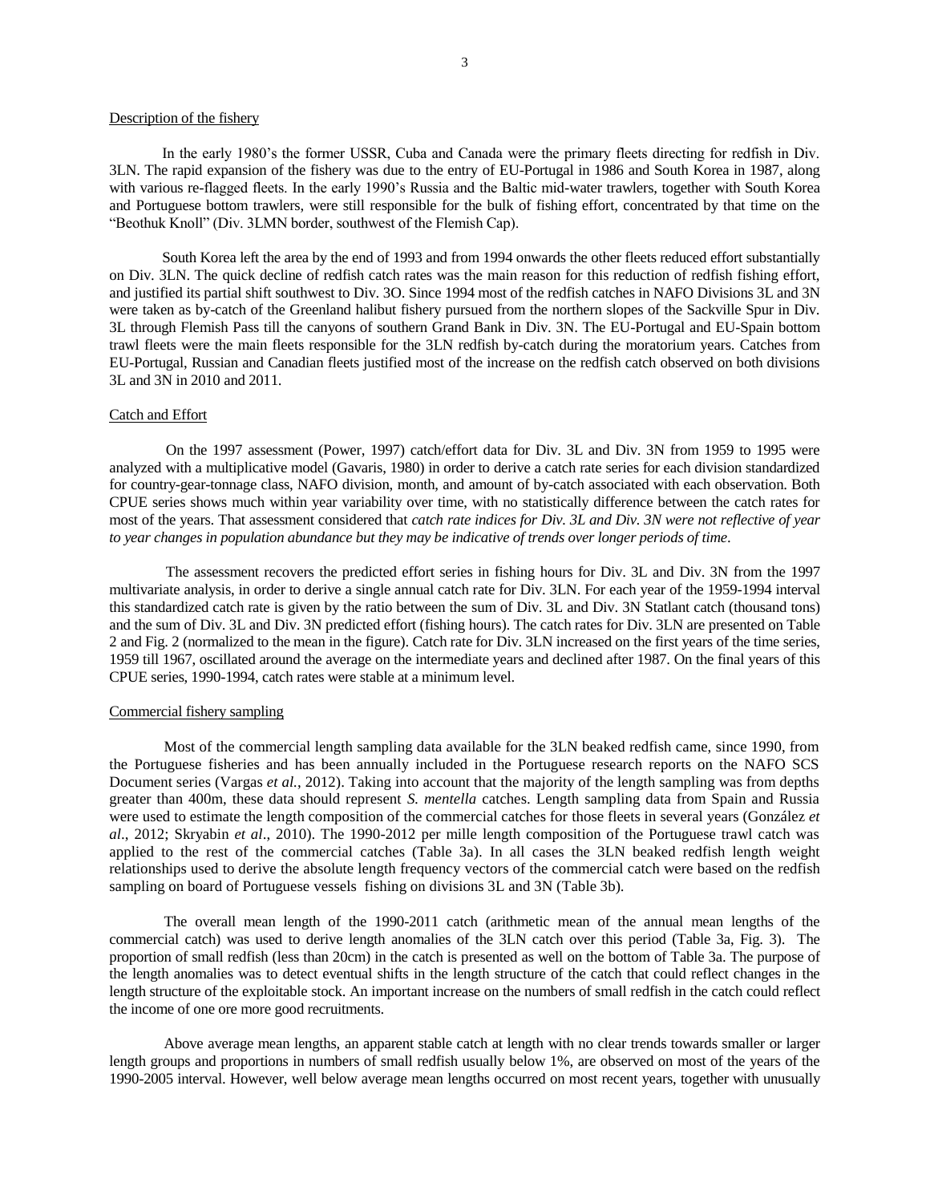Description of the fishery

In the early 1980's the former USSR, Cuba and Canada were the primary fleets directing for redfish in Div. 3LN. The rapid expansion of the fishery was due to the entry of EU-Portugal in 1986 and South Korea in 1987, along with various re-flagged fleets. In the early 1990's Russia and the Baltic mid-water trawlers, together with South Korea and Portuguese bottom trawlers, were still responsible for the bulk of fishing effort, concentrated by that time on the "Beothuk Knoll" (Div. 3LMN border, southwest of the Flemish Cap).

South Korea left the area by the end of 1993 and from 1994 onwards the other fleets reduced effort substantially on Div. 3LN. The quick decline of redfish catch rates was the main reason for this reduction of redfish fishing effort, and justified its partial shift southwest to Div. 3O. Since 1994 most of the redfish catches in NAFO Divisions 3L and 3N were taken as by-catch of the Greenland halibut fishery pursued from the northern slopes of the Sackville Spur in Div. 3L through Flemish Pass till the canyons of southern Grand Bank in Div. 3N. The EU-Portugal and EU-Spain bottom trawl fleets were the main fleets responsible for the 3LN redfish by-catch during the moratorium years. Catches from EU-Portugal, Russian and Canadian fleets justified most of the increase on the redfish catch observed on both divisions 3L and 3N in 2010 and 2011.

Catch and Effort

On the 1997 assessment (Power, 1997) catch/effort data for Div. 3L and Div. 3N from 1959 to 1995 were analyzed with a multiplicative model (Gavaris, 1980) in order to derive a catch rate series for each division standardized for country-gear-tonnage class, NAFO division, month, and amount of by-catch associated with each observation. Both CPUE series shows much within year variability over time, with no statistically difference between the catch rates for most of the years. That assessment considered that *catch rate indices for Div. 3L and Div. 3N were not reflective of year to year changes in population abundance but they may be indicative of trends over longer periods of time*.

The assessment recovers the predicted effort series in fishing hours for Div. 3L and Div. 3N from the 1997 multivariate analysis, in order to derive a single annual catch rate for Div. 3LN. For each year of the 1959-1994 interval this standardized catch rate is given by the ratio between the sum of Div. 3L and Div. 3N Statlant catch (thousand tons) and the sum of Div. 3L and Div. 3N predicted effort (fishing hours). The catch rates for Div. 3LN are presented on Table 2 and Fig. 2 (normalized to the mean in the figure). Catch rate for Div. 3LN increased on the first years of the time series, 1959 till 1967, oscillated around the average on the intermediate years and declined after 1987. On the final years of this CPUE series, 1990-1994, catch rates were stable at a minimum level.

Commercial fishery sampling

Most of the commercial length sampling data available for the 3LN beaked redfish came, since 1990, from the Portuguese fisheries and has been annually included in the Portuguese research reports on the NAFO SCS Document series (Vargas *et al.*, 2012). Taking into account that the majority of the length sampling was from depths greater than 400m, these data should represent *S. mentella* catches. Length sampling data from Spain and Russia were used to estimate the length composition of the commercial catches for those fleets in several years (González *et al*., 2012; Skryabin *et al*., 2010). The 1990-2012 per mille length composition of the Portuguese trawl catch was applied to the rest of the commercial catches (Table 3a). In all cases the 3LN beaked redfish length weight relationships used to derive the absolute length frequency vectors of the commercial catch were based on the redfish sampling on board of Portuguese vessels fishing on divisions 3L and 3N (Table 3b).

The overall mean length of the 1990-2011 catch (arithmetic mean of the annual mean lengths of the commercial catch) was used to derive length anomalies of the 3LN catch over this period (Table 3a, Fig. 3). The proportion of small redfish (less than 20cm) in the catch is presented as well on the bottom of Table 3a. The purpose of the length anomalies was to detect eventual shifts in the length structure of the catch that could reflect changes in the length structure of the exploitable stock. An important increase on the numbers of small redfish in the catch could reflect the income of one ore more good recruitments.

Above average mean lengths, an apparent stable catch at length with no clear trends towards smaller or larger length groups and proportions in numbers of small redfish usually below 1%, are observed on most of the years of the 1990-2005 interval. However, well below average mean lengths occurred on most recent years, together with unusually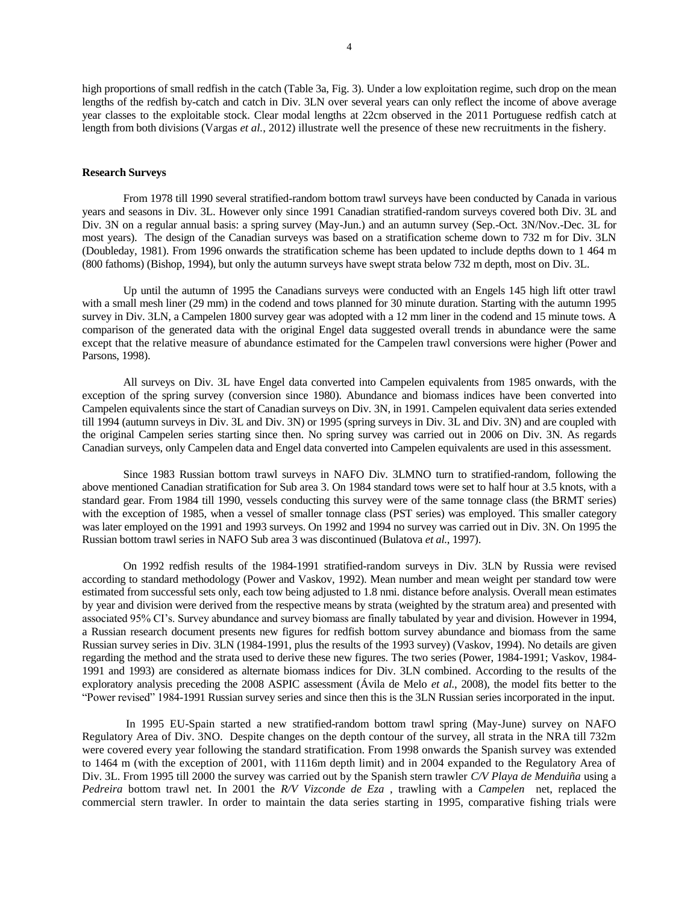high proportions of small redfish in the catch (Table 3a, Fig. 3). Under a low exploitation regime, such drop on the mean lengths of the redfish by-catch and catch in Div. 3LN over several years can only reflect the income of above average year classes to the exploitable stock. Clear modal lengths at 22cm observed in the 2011 Portuguese redfish catch at length from both divisions (Vargas *et al.*, 2012) illustrate well the presence of these new recruitments in the fishery.

**Research Surveys**

From 1978 till 1990 several stratified-random bottom trawl surveys have been conducted by Canada in various years and seasons in Div. 3L. However only since 1991 Canadian stratified-random surveys covered both Div. 3L and Div. 3N on a regular annual basis: a spring survey (May-Jun.) and an autumn survey (Sep.-Oct. 3N/Nov.-Dec. 3L for most years). The design of the Canadian surveys was based on a stratification scheme down to 732 m for Div. 3LN (Doubleday, 1981). From 1996 onwards the stratification scheme has been updated to include depths down to 1 464 m (800 fathoms) (Bishop, 1994), but only the autumn surveys have swept strata below 732 m depth, most on Div. 3L.

Up until the autumn of 1995 the Canadians surveys were conducted with an Engels 145 high lift otter trawl with a small mesh liner (29 mm) in the codend and tows planned for 30 minute duration. Starting with the autumn 1995 survey in Div. 3LN, a Campelen 1800 survey gear was adopted with a 12 mm liner in the codend and 15 minute tows. A comparison of the generated data with the original Engel data suggested overall trends in abundance were the same except that the relative measure of abundance estimated for the Campelen trawl conversions were higher (Power and Parsons, 1998).

All surveys on Div. 3L have Engel data converted into Campelen equivalents from 1985 onwards, with the exception of the spring survey (conversion since 1980). Abundance and biomass indices have been converted into Campelen equivalents since the start of Canadian surveys on Div. 3N, in 1991. Campelen equivalent data series extended till 1994 (autumn surveys in Div. 3L and Div. 3N) or 1995 (spring surveys in Div. 3L and Div. 3N) and are coupled with the original Campelen series starting since then. No spring survey was carried out in 2006 on Div. 3N. As regards Canadian surveys, only Campelen data and Engel data converted into Campelen equivalents are used in this assessment.

Since 1983 Russian bottom trawl surveys in NAFO Div. 3LMNO turn to stratified-random, following the above mentioned Canadian stratification for Sub area 3. On 1984 standard tows were set to half hour at 3.5 knots, with a standard gear. From 1984 till 1990, vessels conducting this survey were of the same tonnage class (the BRMT series) with the exception of 1985, when a vessel of smaller tonnage class (PST series) was employed. This smaller category was later employed on the 1991 and 1993 surveys. On 1992 and 1994 no survey was carried out in Div. 3N. On 1995 the Russian bottom trawl series in NAFO Sub area 3 was discontinued (Bulatova *et al.*, 1997).

On 1992 redfish results of the 1984-1991 stratified-random surveys in Div. 3LN by Russia were revised according to standard methodology (Power and Vaskov, 1992). Mean number and mean weight per standard tow were estimated from successful sets only, each tow being adjusted to 1.8 nmi. distance before analysis. Overall mean estimates by year and division were derived from the respective means by strata (weighted by the stratum area) and presented with associated 95% CI's. Survey abundance and survey biomass are finally tabulated by year and division. However in 1994, a Russian research document presents new figures for redfish bottom survey abundance and biomass from the same Russian survey series in Div. 3LN (1984-1991, plus the results of the 1993 survey) (Vaskov, 1994). No details are given regarding the method and the strata used to derive these new figures. The two series (Power, 1984-1991; Vaskov, 1984-1991 and 1993) are considered as alternate biomass indices for Div. 3LN combined. According to the results of the exploratory analysis preceding the 2008 ASPIC assessment (Ávila de Melo *et al.*, 2008), the model fits better to the "Power revised" 1984-1991 Russian survey series and since then this is the 3LN Russian series incorporated in the input.

In 1995 EU-Spain started a new stratified-random bottom trawl spring (May-June) survey on NAFO Regulatory Area of Div. 3NO. Despite changes on the depth contour of the survey, all strata in the NRA till 732m were covered every year following the standard stratification. From 1998 onwards the Spanish survey was extended to 1464 m (with the exception of 2001, with 1116m depth limit) and in 2004 expanded to the Regulatory Area of Div. 3L. From 1995 till 2000 the survey was carried out by the Spanish stern trawler *C/V Playa de Menduiña* using a *Pedreira* bottom trawl net. In 2001 the *R/V Vizconde de Eza* , trawling with a *Campelen* net, replaced the commercial stern trawler. In order to maintain the data series starting in 1995, comparative fishing trials were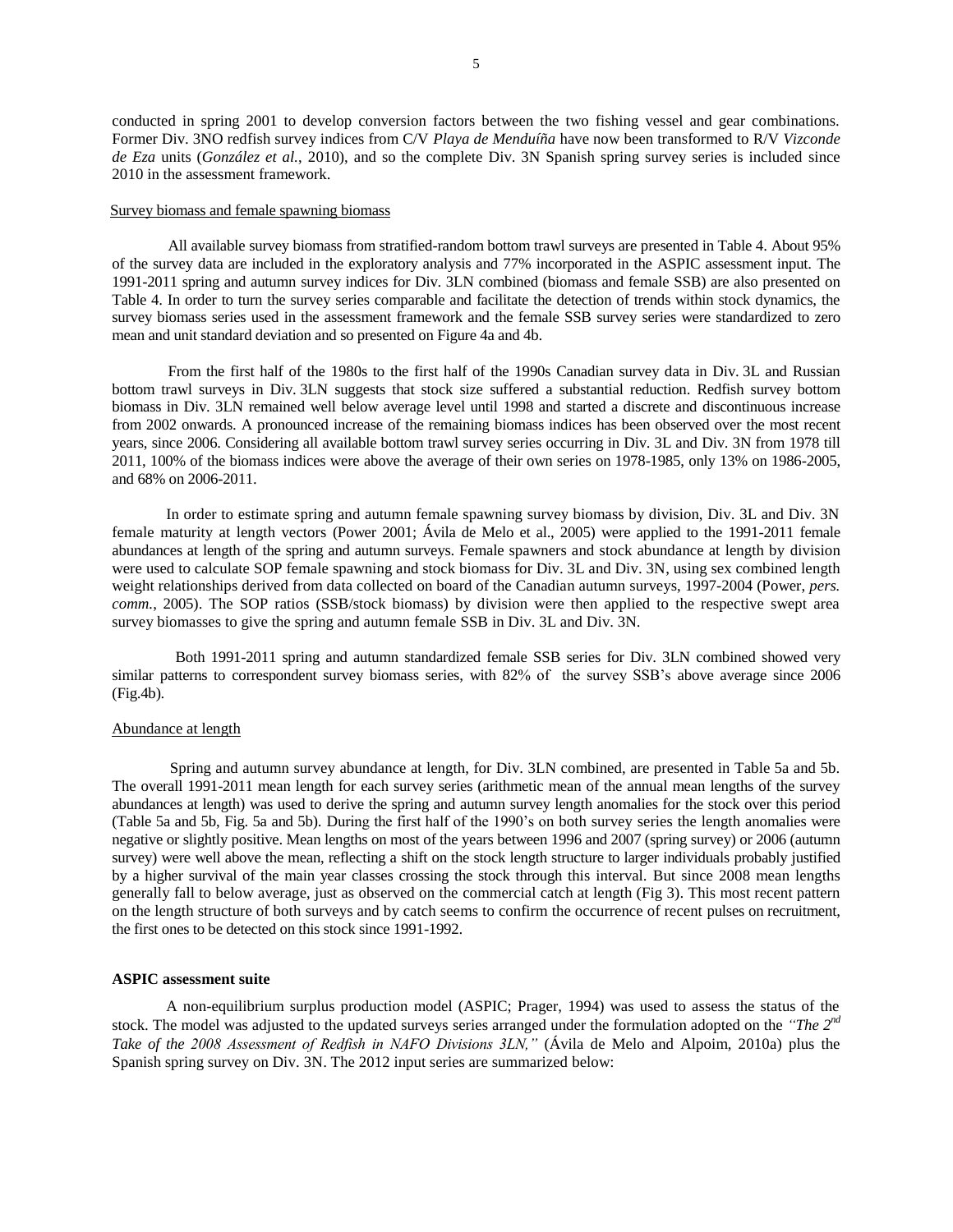conducted in spring 2001 to develop conversion factors between the two fishing vessel and gear combinations. Former Div. 3NO redfish survey indices from C/V *Playa de Menduíña* have now been transformed to R/V *Vizconde de Eza* units (*González et al.*, 2010), and so the complete Div. 3N Spanish spring survey series is included since 2010 in the assessment framework.

Survey biomass and female spawning biomass

All available survey biomass from stratified-random bottom trawl surveys are presented in Table 4. About 95% of the survey data are included in the exploratory analysis and 77% incorporated in the ASPIC assessment input. The 1991-2011 spring and autumn survey indices for Div. 3LN combined (biomass and female SSB) are also presented on Table 4. In order to turn the survey series comparable and facilitate the detection of trends within stock dynamics, the survey biomass series used in the assessment framework and the female SSB survey series were standardized to zero mean and unit standard deviation and so presented on Figure 4a and 4b.

From the first half of the 1980s to the first half of the 1990s Canadian survey data in Div. 3L and Russian bottom trawl surveys in Div. 3LN suggests that stock size suffered a substantial reduction. Redfish survey bottom biomass in Div. 3LN remained well below average level until 1998 and started a discrete and discontinuous increase from 2002 onwards. A pronounced increase of the remaining biomass indices has been observed over the most recent years, since 2006. Considering all available bottom trawl survey series occurring in Div. 3L and Div. 3N from 1978 till 2011, 100% of the biomass indices were above the average of their own series on 1978-1985, only 13% on 1986-2005, and 68% on 2006-2011.

In order to estimate spring and autumn female spawning survey biomass by division, Div. 3L and Div. 3N female maturity at length vectors (Power 2001; Ávila de Melo et al., 2005) were applied to the 1991-2011 female abundances at length of the spring and autumn surveys. Female spawners and stock abundance at length by division were used to calculate SOP female spawning and stock biomass for Div. 3L and Div. 3N, using sex combined length weight relationships derived from data collected on board of the Canadian autumn surveys, 1997-2004 (Power, *pers. comm.*, 2005). The SOP ratios (SSB/stock biomass) by division were then applied to the respective swept area survey biomasses to give the spring and autumn female SSB in Div. 3L and Div. 3N.

Both 1991-2011 spring and autumn standardized female SSB series for Div. 3LN combined showed very similar patterns to correspondent survey biomass series, with 82% of the survey SSB's above average since 2006 (Fig.4b).

Abundance at length

Spring and autumn survey abundance at length, for Div. 3LN combined, are presented in Table 5a and 5b. The overall 1991-2011 mean length for each survey series (arithmetic mean of the annual mean lengths of the survey abundances at length) was used to derive the spring and autumn survey length anomalies for the stock over this period (Table 5a and 5b, Fig. 5a and 5b). During the first half of the 1990's on both survey series the length anomalies were negative or slightly positive. Mean lengths on most of the years between 1996 and 2007 (spring survey) or 2006 (autumn survey) were well above the mean, reflecting a shift on the stock length structure to larger individuals probably justified by a higher survival of the main year classes crossing the stock through this interval. But since 2008 mean lengths generally fall to below average, just as observed on the commercial catch at length (Fig 3). This most recent pattern on the length structure of both surveys and by catch seems to confirm the occurrence of recent pulses on recruitment, the first ones to be detected on this stock since 1991-1992.

**ASPIC assessment suite**

A non-equilibrium surplus production model (ASPIC; Prager, 1994) was used to assess the status of the stock. The model was adjusted to the updated surveys series arranged under the formulation adopted on the *"The 2nd Take of the 2008 Assessment of Redfish in NAFO Divisions 3LN,"* (Ávila de Melo and Alpoim, 2010a) plus the Spanish spring survey on Div. 3N. The 2012 input series are summarized below: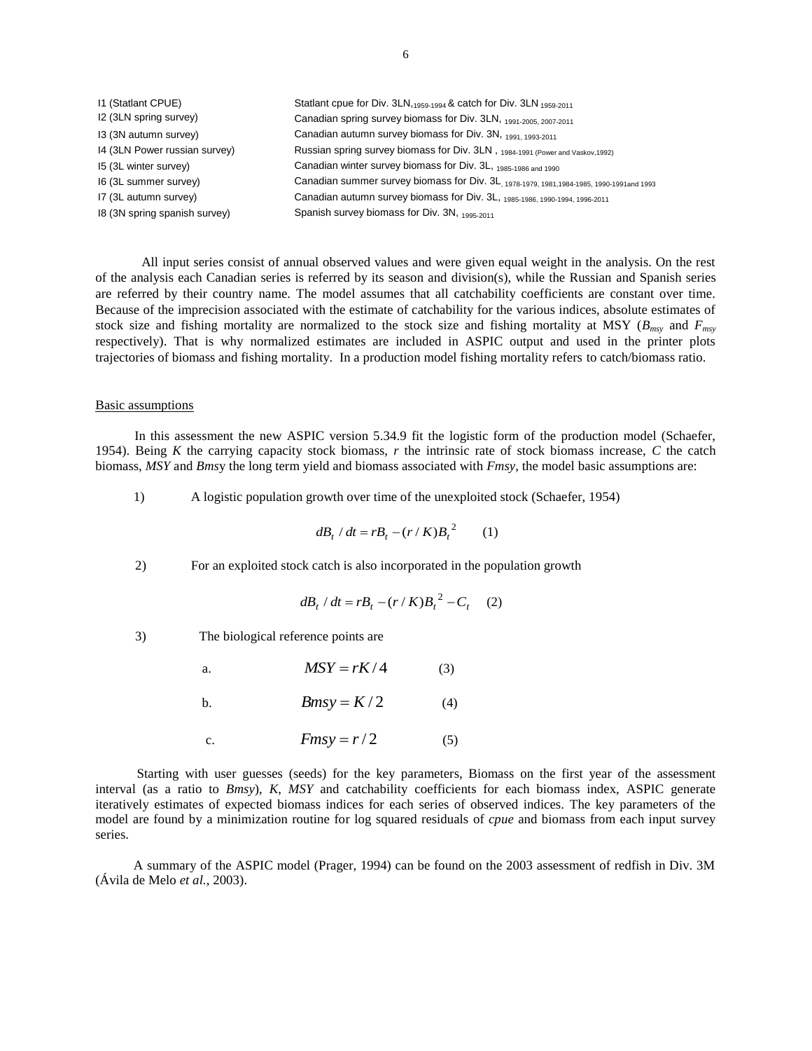| | |
|---|---|
| I1 (Statlant CPUE) | Statlant cpue for Div. 3LN,$_{1959\text{-}1994}$ & catch for Div. 3LN $_{1959\text{-}2011}$ |
| I2 (3LN spring survey) | Canadian spring survey biomass for Div. 3LN, $_{1991\text{-}2005,\ 2007\text{-}2011}$ |
| I3 (3N autumn survey) | Canadian autumn survey biomass for Div. 3N, $_{1991,\ 1993\text{-}2011}$ |
| I4 (3LN Power russian survey) | Russian spring survey biomass for Div. 3LN , $_{1984\text{-}1991}$ (Power and Vaskov,1992) |
| I5 (3L winter survey) | Canadian winter survey biomass for Div. 3L, $_{1985\text{-}1986 \text{ and } 1990}$ |
| I6 (3L summer survey) | Canadian summer survey biomass for Div. 3L, $_{1978\text{-}1979,\ 1981,1984\text{-}1985,\ 1990\text{-}1991 \text{and } 1993}$ |
| I7 (3L autumn survey) | Canadian autumn survey biomass for Div. 3L, $_{1985\text{-}1986,\ 1990\text{-}1994,\ 1996\text{-}2011}$ |
| I8 (3N spring spanish survey) | Spanish survey biomass for Div. 3N, $_{1995\text{-}2011}$ |

All input series consist of annual observed values and were given equal weight in the analysis. On the rest of the analysis each Canadian series is referred by its season and division(s), while the Russian and Spanish series are referred by their country name. The model assumes that all catchability coefficients are constant over time. Because of the imprecision associated with the estimate of catchability for the various indices, absolute estimates of stock size and fishing mortality are normalized to the stock size and fishing mortality at MSY ($B_{msy}$ and $F_{msy}$ respectively). That is why normalized estimates are included in ASPIC output and used in the printer plots trajectories of biomass and fishing mortality. In a production model fishing mortality refers to catch/biomass ratio.

Basic assumptions

In this assessment the new ASPIC version 5.34.9 fit the logistic form of the production model (Schaefer, 1954). Being $K$ the carrying capacity stock biomass, $r$ the intrinsic rate of stock biomass increase, $C$ the catch biomass, $MSY$ and $Bmsy$ the long term yield and biomass associated with $Fmsy$, the model basic assumptions are:

1) A logistic population growth over time of the unexploited stock (Schaefer, 1954)

$$dB_t / dt = rB_t - (r/K)B_t^2 \qquad (1)$$

2) For an exploited stock catch is also incorporated in the population growth

$$dB_t / dt = rB_t - (r/K)B_t^2 - C_t \qquad (2)$$

3) The biological reference points are

a. $$MSY = rK/4 \qquad (3)$$

b. $$Bmsy = K/2 \qquad (4)$$

c. $$Fmsy = r/2 \qquad (5)$$

Starting with user guesses (seeds) for the key parameters, Biomass on the first year of the assessment interval (as a ratio to $Bmsy$), $K$, $MSY$ and catchability coefficients for each biomass index, ASPIC generate iteratively estimates of expected biomass indices for each series of observed indices. The key parameters of the model are found by a minimization routine for log squared residuals of *cpue* and biomass from each input survey series.

A summary of the ASPIC model (Prager, 1994) can be found on the 2003 assessment of redfish in Div. 3M (Ávila de Melo *et al.*, 2003).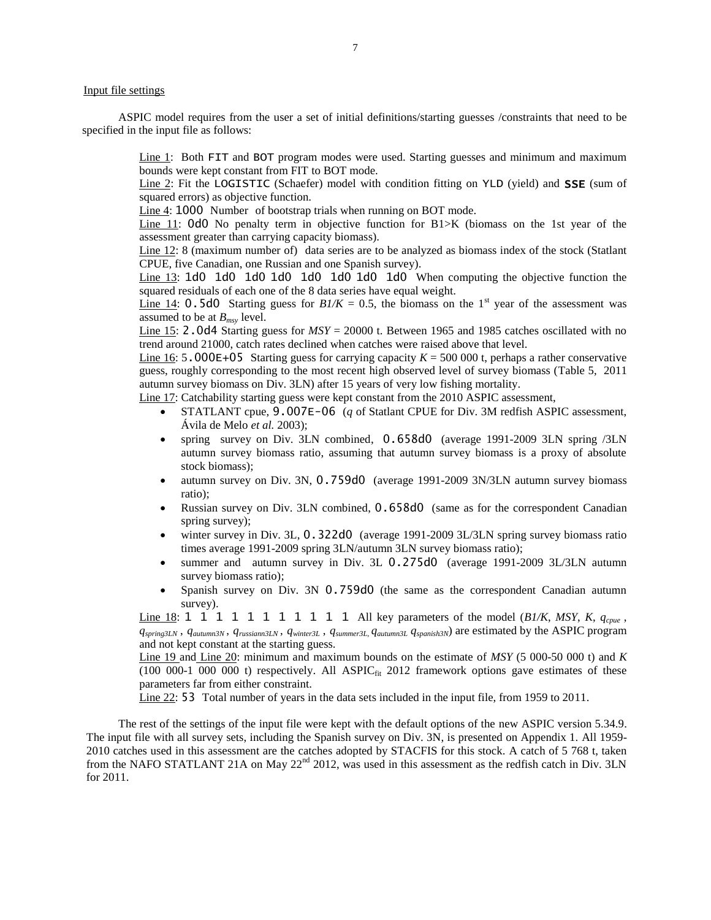Input file settings

ASPIC model requires from the user a set of initial definitions/starting guesses /constraints that need to be specified in the input file as follows:

Line 1: Both `FIT` and `BOT` program modes were used. Starting guesses and minimum and maximum bounds were kept constant from FIT to BOT mode.

Line 2: Fit the `LOGISTIC` (Schaefer) model with condition fitting on `YLD` (yield) and **`SSE`** (sum of squared errors) as objective function.

Line 4: `1000` Number of bootstrap trials when running on BOT mode.

Line 11: `0d0` No penalty term in objective function for B1>K (biomass on the 1st year of the assessment greater than carrying capacity biomass).

Line 12: 8 (maximum number of) data series are to be analyzed as biomass index of the stock (Statlant CPUE, five Canadian, one Russian and one Spanish survey).

Line 13: `1d0 1d0 1d0 1d0 1d0 1d0 1d0 1d0` When computing the objective function the squared residuals of each one of the 8 data series have equal weight.

Line 14: `0.5d0` Starting guess for $B1/K$ = 0.5, the biomass on the 1st year of the assessment was assumed to be at $B_{msy}$ level.

Line 15: `2.0d4` Starting guess for $MSY$ = 20000 t. Between 1965 and 1985 catches oscillated with no trend around 21000, catch rates declined when catches were raised above that level.

Line 16: `5.000E+05` Starting guess for carrying capacity $K$ = 500 000 t, perhaps a rather conservative guess, roughly corresponding to the most recent high observed level of survey biomass (Table 5, 2011 autumn survey biomass on Div. 3LN) after 15 years of very low fishing mortality.

Line 17: Catchability starting guess were kept constant from the 2010 ASPIC assessment,

- STATLANT cpue, `9.007E-06` ($q$ of Statlant CPUE for Div. 3M redfish ASPIC assessment, Ávila de Melo *et al.* 2003);
- spring survey on Div. 3LN combined, `0.658d0` (average 1991-2009 3LN spring /3LN autumn survey biomass ratio, assuming that autumn survey biomass is a proxy of absolute stock biomass);
- autumn survey on Div. 3N, `0.759d0` (average 1991-2009 3N/3LN autumn survey biomass ratio);
- Russian survey on Div. 3LN combined, `0.658d0` (same as for the correspondent Canadian spring survey);
- winter survey in Div. 3L, `0.322d0` (average 1991-2009 3L/3LN spring survey biomass ratio times average 1991-2009 spring 3LN/autumn 3LN survey biomass ratio);
- summer and autumn survey in Div. 3L `0.275d0` (average 1991-2009 3L/3LN autumn survey biomass ratio);
- Spanish survey on Div. 3N `0.759d0` (the same as the correspondent Canadian autumn survey).

Line 18: `1 1 1 1 1 1 1 1 1 1 1` All key parameters of the model ($B1/K$, $MSY$, $K$, $q_{cpue}$, $q_{spring3LN}$, $q_{autumn3N}$, $q_{russiann3LN}$, $q_{winter3L}$, $q_{summer3L}$, $q_{autumn3L}$ $q_{spanish3N}$) are estimated by the ASPIC program and not kept constant at the starting guess.

Line 19 and Line 20: minimum and maximum bounds on the estimate of $MSY$ (5 000-50 000 t) and $K$ (100 000-1 000 000 t) respectively. All $ASPIC_{fit}$ 2012 framework options gave estimates of these parameters far from either constraint.

Line 22: `53` Total number of years in the data sets included in the input file, from 1959 to 2011.

The rest of the settings of the input file were kept with the default options of the new ASPIC version 5.34.9. The input file with all survey sets, including the Spanish survey on Div. 3N, is presented on Appendix 1. All 1959-2010 catches used in this assessment are the catches adopted by STACFIS for this stock. A catch of 5 768 t, taken from the NAFO STATLANT 21A on May 22nd 2012, was used in this assessment as the redfish catch in Div. 3LN for 2011.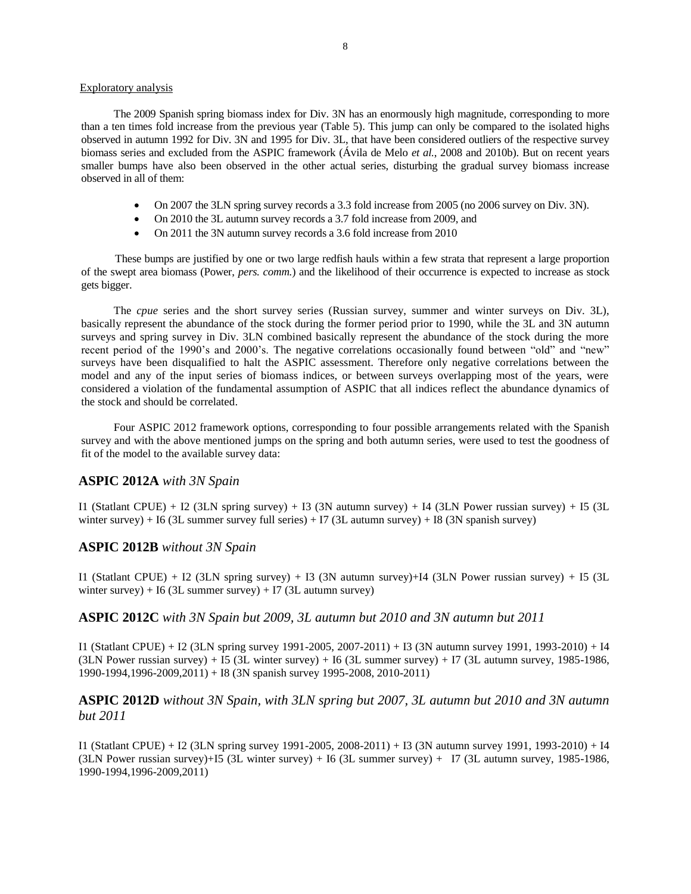Exploratory analysis

The 2009 Spanish spring biomass index for Div. 3N has an enormously high magnitude, corresponding to more than a ten times fold increase from the previous year (Table 5). This jump can only be compared to the isolated highs observed in autumn 1992 for Div. 3N and 1995 for Div. 3L, that have been considered outliers of the respective survey biomass series and excluded from the ASPIC framework (Ávila de Melo *et al.*, 2008 and 2010b). But on recent years smaller bumps have also been observed in the other actual series, disturbing the gradual survey biomass increase observed in all of them:

- On 2007 the 3LN spring survey records a 3.3 fold increase from 2005 (no 2006 survey on Div. 3N).
- On 2010 the 3L autumn survey records a 3.7 fold increase from 2009, and
- On 2011 the 3N autumn survey records a 3.6 fold increase from 2010

These bumps are justified by one or two large redfish hauls within a few strata that represent a large proportion of the swept area biomass (Power, *pers. comm.*) and the likelihood of their occurrence is expected to increase as stock gets bigger.

The *cpue* series and the short survey series (Russian survey, summer and winter surveys on Div. 3L), basically represent the abundance of the stock during the former period prior to 1990, while the 3L and 3N autumn surveys and spring survey in Div. 3LN combined basically represent the abundance of the stock during the more recent period of the 1990's and 2000's. The negative correlations occasionally found between "old" and "new" surveys have been disqualified to halt the ASPIC assessment. Therefore only negative correlations between the model and any of the input series of biomass indices, or between surveys overlapping most of the years, were considered a violation of the fundamental assumption of ASPIC that all indices reflect the abundance dynamics of the stock and should be correlated.

Four ASPIC 2012 framework options, corresponding to four possible arrangements related with the Spanish survey and with the above mentioned jumps on the spring and both autumn series, were used to test the goodness of fit of the model to the available survey data:

## ASPIC 2012A *with 3N Spain*

I1 (Statlant CPUE) + I2 (3LN spring survey) + I3 (3N autumn survey) + I4 (3LN Power russian survey) + I5 (3L winter survey) + I6 (3L summer survey full series) + I7 (3L autumn survey) + I8 (3N spanish survey)

## ASPIC 2012B *without 3N Spain*

I1 (Statlant CPUE) + I2 (3LN spring survey) + I3 (3N autumn survey)+I4 (3LN Power russian survey) + I5 (3L winter survey) + I6 (3L summer survey) + I7 (3L autumn survey)

## ASPIC 2012C *with 3N Spain but 2009, 3L autumn but 2010 and 3N autumn but 2011*

I1 (Statlant CPUE) + I2 (3LN spring survey 1991-2005, 2007-2011) + I3 (3N autumn survey 1991, 1993-2010) + I4 (3LN Power russian survey) + I5 (3L winter survey) + I6 (3L summer survey) + I7 (3L autumn survey, 1985-1986, 1990-1994,1996-2009,2011) + I8 (3N spanish survey 1995-2008, 2010-2011)

## ASPIC 2012D *without 3N Spain, with 3LN spring but 2007, 3L autumn but 2010 and 3N autumn but 2011*

I1 (Statlant CPUE) + I2 (3LN spring survey 1991-2005, 2008-2011) + I3 (3N autumn survey 1991, 1993-2010) + I4 (3LN Power russian survey)+I5 (3L winter survey) + I6 (3L summer survey) + I7 (3L autumn survey, 1985-1986, 1990-1994,1996-2009,2011)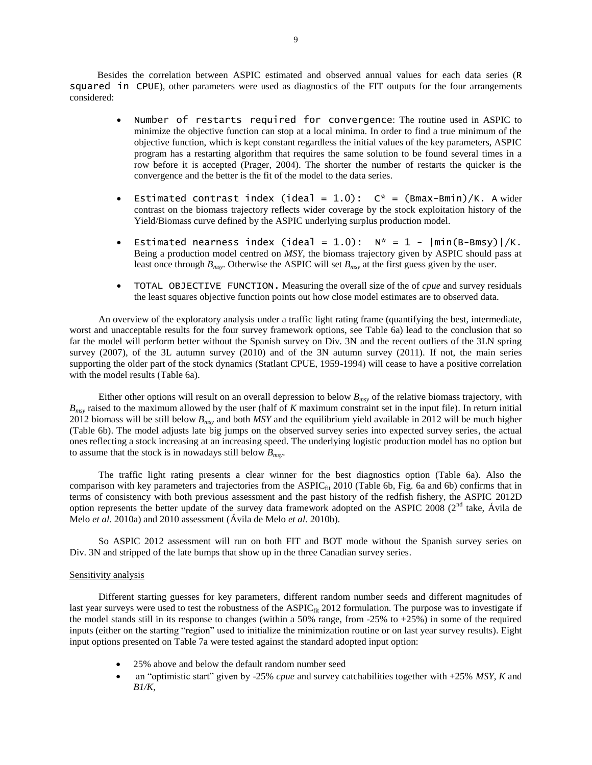Besides the correlation between ASPIC estimated and observed annual values for each data series (R squared in CPUE), other parameters were used as diagnostics of the FIT outputs for the four arrangements considered:

- Number of restarts required for convergence: The routine used in ASPIC to minimize the objective function can stop at a local minima. In order to find a true minimum of the objective function, which is kept constant regardless the initial values of the key parameters, ASPIC program has a restarting algorithm that requires the same solution to be found several times in a row before it is accepted (Prager, 2004). The shorter the number of restarts the quicker is the convergence and the better is the fit of the model to the data series.

- Estimated contrast index (ideal = 1.0): $C^* = (Bmax-Bmin)/K$. A wider contrast on the biomass trajectory reflects wider coverage by the stock exploitation history of the Yield/Biomass curve defined by the ASPIC underlying surplus production model.

- Estimated nearness index (ideal = 1.0): $N^* = 1 - |min(B-Bmsy)|/K$. Being a production model centred on *MSY*, the biomass trajectory given by ASPIC should pass at least once through $B_{msy}$. Otherwise the ASPIC will set $B_{msy}$ at the first guess given by the user.

- TOTAL OBJECTIVE FUNCTION. Measuring the overall size of the of *cpue* and survey residuals the least squares objective function points out how close model estimates are to observed data.

An overview of the exploratory analysis under a traffic light rating frame (quantifying the best, intermediate, worst and unacceptable results for the four survey framework options, see Table 6a) lead to the conclusion that so far the model will perform better without the Spanish survey on Div. 3N and the recent outliers of the 3LN spring survey (2007), of the 3L autumn survey (2010) and of the 3N autumn survey (2011). If not, the main series supporting the older part of the stock dynamics (Statlant CPUE, 1959-1994) will cease to have a positive correlation with the model results (Table 6a).

Either other options will result on an overall depression to below $B_{msy}$ of the relative biomass trajectory, with $B_{msy}$ raised to the maximum allowed by the user (half of *K* maximum constraint set in the input file). In return initial 2012 biomass will be still below $B_{msy}$ and both *MSY* and the equilibrium yield available in 2012 will be much higher (Table 6b). The model adjusts late big jumps on the observed survey series into expected survey series, the actual ones reflecting a stock increasing at an increasing speed. The underlying logistic production model has no option but to assume that the stock is in nowadays still below $B_{msy}$.

The traffic light rating presents a clear winner for the best diagnostics option (Table 6a). Also the comparison with key parameters and trajectories from the $ASPIC_{fit}$ 2010 (Table 6b, Fig. 6a and 6b) confirms that in terms of consistency with both previous assessment and the past history of the redfish fishery, the ASPIC 2012D option represents the better update of the survey data framework adopted on the ASPIC 2008 (2nd take, Ávila de Melo *et al.* 2010a) and 2010 assessment (Ávila de Melo *et al.* 2010b).

So ASPIC 2012 assessment will run on both FIT and BOT mode without the Spanish survey series on Div. 3N and stripped of the late bumps that show up in the three Canadian survey series.

<u>Sensitivity analysis</u>

Different starting guesses for key parameters, different random number seeds and different magnitudes of last year surveys were used to test the robustness of the $ASPIC_{fit}$ 2012 formulation. The purpose was to investigate if the model stands still in its response to changes (within a 50% range, from -25% to +25%) in some of the required inputs (either on the starting "region" used to initialize the minimization routine or on last year survey results). Eight input options presented on Table 7a were tested against the standard adopted input option:

- 25% above and below the default random number seed
- an "optimistic start" given by -25% *cpue* and survey catchabilities together with +25% *MSY*, *K* and *B1/K*,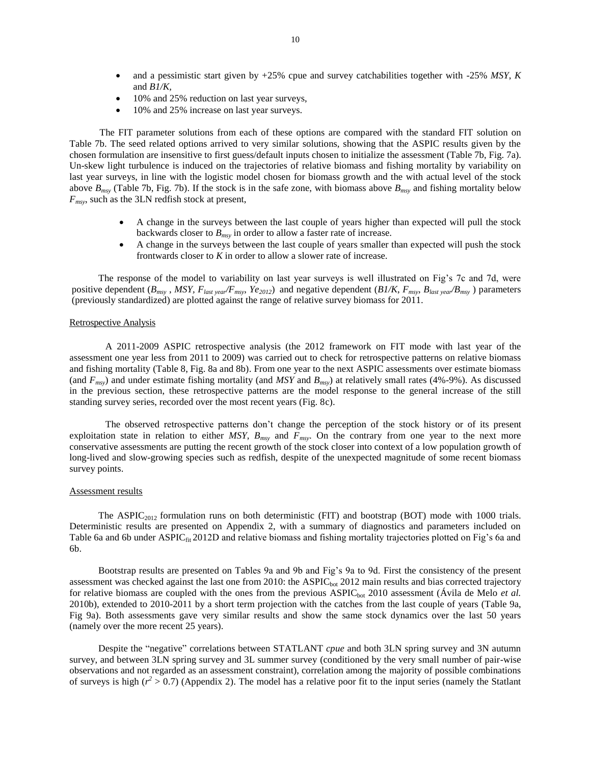- and a pessimistic start given by +25% cpue and survey catchabilities together with -25% *MSY*, *K* and *B1/K*,
- 10% and 25% reduction on last year surveys,
- 10% and 25% increase on last year surveys.

The FIT parameter solutions from each of these options are compared with the standard FIT solution on Table 7b. The seed related options arrived to very similar solutions, showing that the ASPIC results given by the chosen formulation are insensitive to first guess/default inputs chosen to initialize the assessment (Table 7b, Fig. 7a). Un-skew light turbulence is induced on the trajectories of relative biomass and fishing mortality by variability on last year surveys, in line with the logistic model chosen for biomass growth and the with actual level of the stock above $B_{msy}$ (Table 7b, Fig. 7b). If the stock is in the safe zone, with biomass above $B_{msy}$ and fishing mortality below $F_{msy}$, such as the 3LN redfish stock at present,

- A change in the surveys between the last couple of years higher than expected will pull the stock backwards closer to $B_{msy}$ in order to allow a faster rate of increase.
- A change in the surveys between the last couple of years smaller than expected will push the stock frontwards closer to $K$ in order to allow a slower rate of increase.

The response of the model to variability on last year surveys is well illustrated on Fig's 7c and 7d, were positive dependent ($B_{msy}$ , $MSY$, $F_{last\ year}/F_{msy}$, $Ye_{2012}$) and negative dependent ($B1/K$, $F_{msy}$, $B_{last\ year}/B_{msy}$ ) parameters (previously standardized) are plotted against the range of relative survey biomass for 2011.

Retrospective Analysis

A 2011-2009 ASPIC retrospective analysis (the 2012 framework on FIT mode with last year of the assessment one year less from 2011 to 2009) was carried out to check for retrospective patterns on relative biomass and fishing mortality (Table 8, Fig. 8a and 8b). From one year to the next ASPIC assessments over estimate biomass (and $F_{msy}$) and under estimate fishing mortality (and *MSY* and $B_{msy}$) at relatively small rates (4%-9%). As discussed in the previous section, these retrospective patterns are the model response to the general increase of the still standing survey series, recorded over the most recent years (Fig. 8c).

The observed retrospective patterns don't change the perception of the stock history or of its present exploitation state in relation to either *MSY*, $B_{msy}$ and $F_{msy}$. On the contrary from one year to the next more conservative assessments are putting the recent growth of the stock closer into context of a low population growth of long-lived and slow-growing species such as redfish, despite of the unexpected magnitude of some recent biomass survey points.

Assessment results

The $ASPIC_{2012}$ formulation runs on both deterministic (FIT) and bootstrap (BOT) mode with 1000 trials. Deterministic results are presented on Appendix 2, with a summary of diagnostics and parameters included on Table 6a and 6b under $ASPIC_{fit}$ 2012D and relative biomass and fishing mortality trajectories plotted on Fig's 6a and 6b.

Bootstrap results are presented on Tables 9a and 9b and Fig's 9a to 9d. First the consistency of the present assessment was checked against the last one from 2010: the $ASPIC_{bot}$ 2012 main results and bias corrected trajectory for relative biomass are coupled with the ones from the previous $ASPIC_{bot}$ 2010 assessment (Ávila de Melo *et al.* 2010b), extended to 2010-2011 by a short term projection with the catches from the last couple of years (Table 9a, Fig 9a). Both assessments gave very similar results and show the same stock dynamics over the last 50 years (namely over the more recent 25 years).

Despite the "negative" correlations between STATLANT *cpue* and both 3LN spring survey and 3N autumn survey, and between 3LN spring survey and 3L summer survey (conditioned by the very small number of pair-wise observations and not regarded as an assessment constraint), correlation among the majority of possible combinations of surveys is high ($r^2 > 0.7$) (Appendix 2). The model has a relative poor fit to the input series (namely the Statlant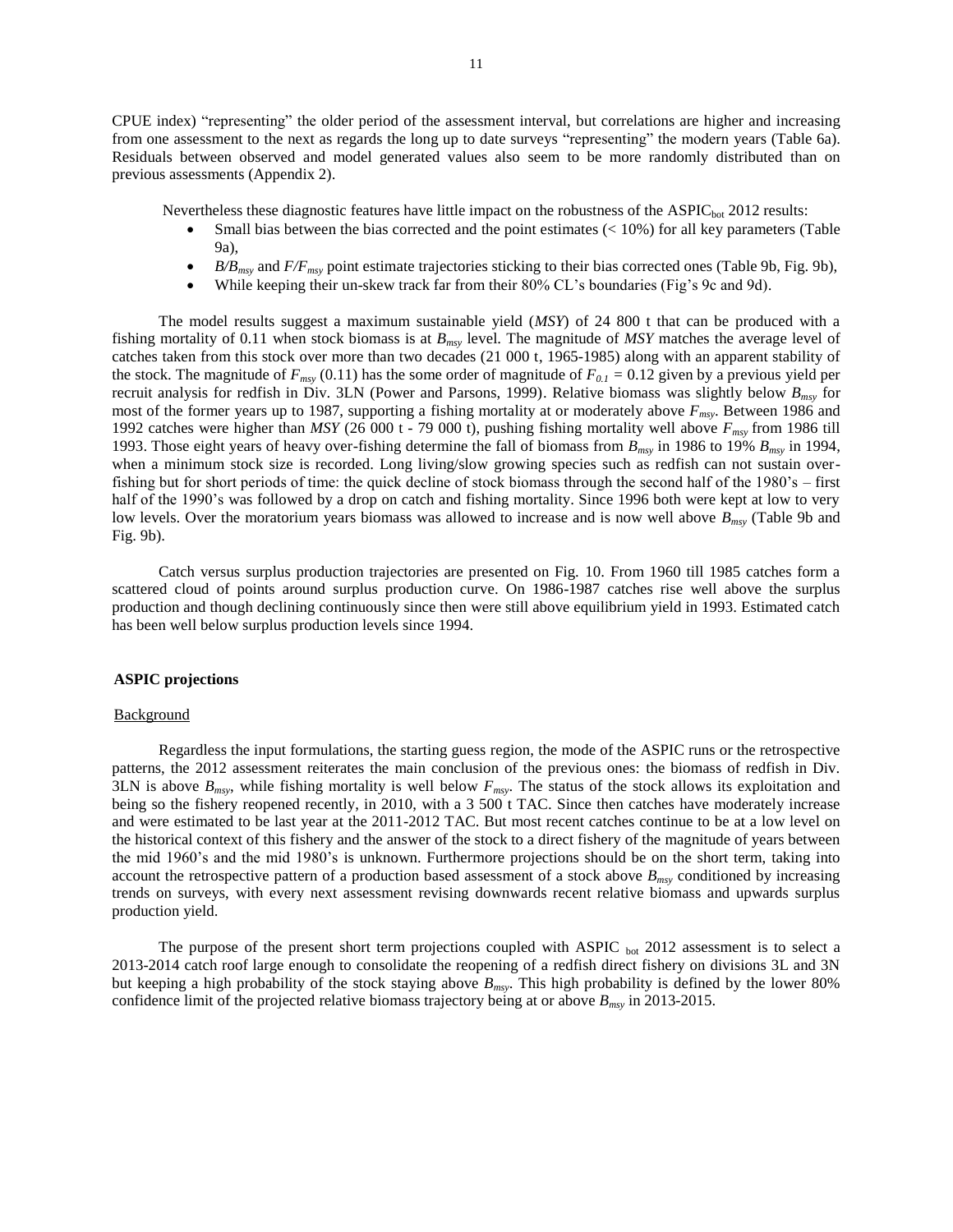CPUE index) "representing" the older period of the assessment interval, but correlations are higher and increasing from one assessment to the next as regards the long up to date surveys "representing" the modern years (Table 6a). Residuals between observed and model generated values also seem to be more randomly distributed than on previous assessments (Appendix 2).

Nevertheless these diagnostic features have little impact on the robustness of the $ASPIC_{bot}$ 2012 results:

- Small bias between the bias corrected and the point estimates (< 10%) for all key parameters (Table 9a),
- $B/B_{msy}$ and $F/F_{msy}$ point estimate trajectories sticking to their bias corrected ones (Table 9b, Fig. 9b),
- While keeping their un-skew track far from their 80% CL's boundaries (Fig's 9c and 9d).

The model results suggest a maximum sustainable yield (*MSY*) of 24 800 t that can be produced with a fishing mortality of 0.11 when stock biomass is at $B_{msy}$ level. The magnitude of *MSY* matches the average level of catches taken from this stock over more than two decades (21 000 t, 1965-1985) along with an apparent stability of the stock. The magnitude of $F_{msy}$ (0.11) has the some order of magnitude of $F_{0.1} = 0.12$ given by a previous yield per recruit analysis for redfish in Div. 3LN (Power and Parsons, 1999). Relative biomass was slightly below $B_{msy}$ for most of the former years up to 1987, supporting a fishing mortality at or moderately above $F_{msy}$. Between 1986 and 1992 catches were higher than *MSY* (26 000 t - 79 000 t), pushing fishing mortality well above $F_{msy}$ from 1986 till 1993. Those eight years of heavy over-fishing determine the fall of biomass from $B_{msy}$ in 1986 to 19% $B_{msy}$ in 1994, when a minimum stock size is recorded. Long living/slow growing species such as redfish can not sustain over-fishing but for short periods of time: the quick decline of stock biomass through the second half of the 1980's – first half of the 1990's was followed by a drop on catch and fishing mortality. Since 1996 both were kept at low to very low levels. Over the moratorium years biomass was allowed to increase and is now well above $B_{msy}$ (Table 9b and Fig. 9b).

Catch versus surplus production trajectories are presented on Fig. 10. From 1960 till 1985 catches form a scattered cloud of points around surplus production curve. On 1986-1987 catches rise well above the surplus production and though declining continuously since then were still above equilibrium yield in 1993. Estimated catch has been well below surplus production levels since 1994.

**ASPIC projections**

Background

Regardless the input formulations, the starting guess region, the mode of the ASPIC runs or the retrospective patterns, the 2012 assessment reiterates the main conclusion of the previous ones: the biomass of redfish in Div. 3LN is above $B_{msy}$, while fishing mortality is well below $F_{msy}$. The status of the stock allows its exploitation and being so the fishery reopened recently, in 2010, with a 3 500 t TAC. Since then catches have moderately increase and were estimated to be last year at the 2011-2012 TAC. But most recent catches continue to be at a low level on the historical context of this fishery and the answer of the stock to a direct fishery of the magnitude of years between the mid 1960's and the mid 1980's is unknown. Furthermore projections should be on the short term, taking into account the retrospective pattern of a production based assessment of a stock above $B_{msy}$ conditioned by increasing trends on surveys, with every next assessment revising downwards recent relative biomass and upwards surplus production yield.

The purpose of the present short term projections coupled with $ASPIC_{bot}$ 2012 assessment is to select a 2013-2014 catch roof large enough to consolidate the reopening of a redfish direct fishery on divisions 3L and 3N but keeping a high probability of the stock staying above $B_{msy}$. This high probability is defined by the lower 80% confidence limit of the projected relative biomass trajectory being at or above $B_{msy}$ in 2013-2015.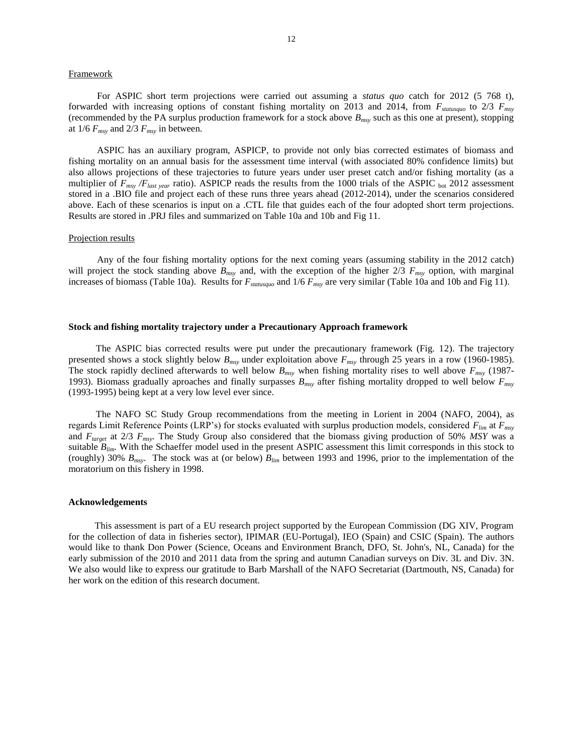Framework

For ASPIC short term projections were carried out assuming a *status quo* catch for 2012 (5 768 t), forwarded with increasing options of constant fishing mortality on 2013 and 2014, from $F_{statusquo}$ to 2/3 $F_{msy}$ (recommended by the PA surplus production framework for a stock above $B_{msy}$ such as this one at present), stopping at 1/6 $F_{msy}$ and 2/3 $F_{msy}$ in between.

ASPIC has an auxiliary program, ASPICP, to provide not only bias corrected estimates of biomass and fishing mortality on an annual basis for the assessment time interval (with associated 80% confidence limits) but also allows projections of these trajectories to future years under user preset catch and/or fishing mortality (as a multiplier of $F_{msy}$ /$F_{last\ year}$ ratio). ASPICP reads the results from the 1000 trials of the ASPIC $_{bot}$ 2012 assessment stored in a .BIO file and project each of these runs three years ahead (2012-2014), under the scenarios considered above. Each of these scenarios is input on a .CTL file that guides each of the four adopted short term projections. Results are stored in .PRJ files and summarized on Table 10a and 10b and Fig 11.

Projection results

Any of the four fishing mortality options for the next coming years (assuming stability in the 2012 catch) will project the stock standing above $B_{msy}$ and, with the exception of the higher 2/3 $F_{msy}$ option, with marginal increases of biomass (Table 10a). Results for $F_{statusquo}$ and 1/6 $F_{msy}$ are very similar (Table 10a and 10b and Fig 11).

**Stock and fishing mortality trajectory under a Precautionary Approach framework**

The ASPIC bias corrected results were put under the precautionary framework (Fig. 12). The trajectory presented shows a stock slightly below $B_{msy}$ under exploitation above $F_{msy}$ through 25 years in a row (1960-1985). The stock rapidly declined afterwards to well below $B_{msy}$ when fishing mortality rises to well above $F_{msy}$ (1987-1993). Biomass gradually aproaches and finally surpasses $B_{msy}$ after fishing mortality dropped to well below $F_{msy}$ (1993-1995) being kept at a very low level ever since.

The NAFO SC Study Group recommendations from the meeting in Lorient in 2004 (NAFO, 2004), as regards Limit Reference Points (LRP's) for stocks evaluated with surplus production models, considered $F_{lim}$ at $F_{msy}$ and $F_{target}$ at 2/3 $F_{msy}$. The Study Group also considered that the biomass giving production of 50% *MSY* was a suitable $B_{lim}$. With the Schaeffer model used in the present ASPIC assessment this limit corresponds in this stock to (roughly) 30% $B_{msy}$. The stock was at (or below) $B_{lim}$ between 1993 and 1996, prior to the implementation of the moratorium on this fishery in 1998.

**Acknowledgements**

This assessment is part of a EU research project supported by the European Commission (DG XIV, Program for the collection of data in fisheries sector), IPIMAR (EU-Portugal), IEO (Spain) and CSIC (Spain). The authors would like to thank Don Power (Science, Oceans and Environment Branch, DFO, St. John's, NL, Canada) for the early submission of the 2010 and 2011 data from the spring and autumn Canadian surveys on Div. 3L and Div. 3N. We also would like to express our gratitude to Barb Marshall of the NAFO Secretariat (Dartmouth, NS, Canada) for her work on the edition of this research document.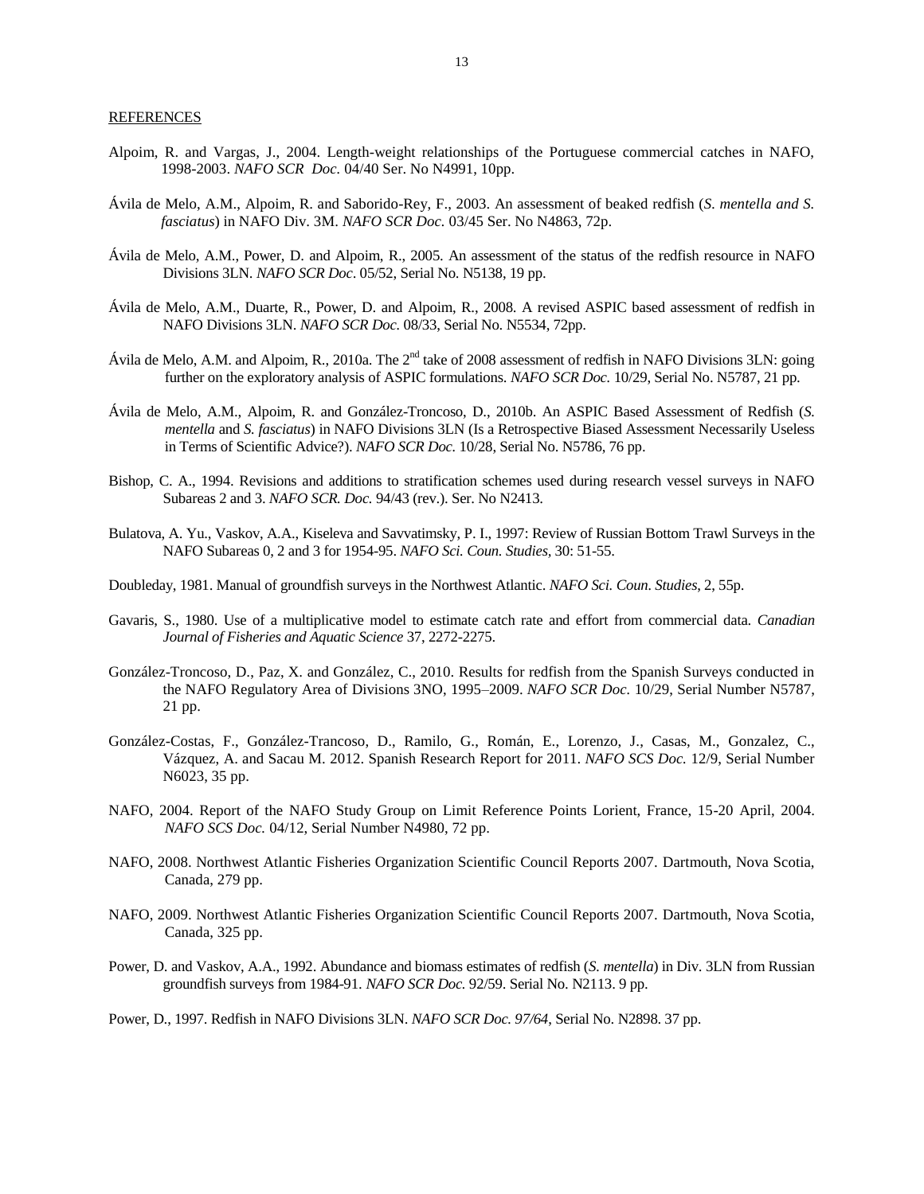REFERENCES

Alpoim, R. and Vargas, J., 2004. Length-weight relationships of the Portuguese commercial catches in NAFO, 1998-2003. *NAFO SCR Doc.* 04/40 Ser. No N4991, 10pp.

Ávila de Melo, A.M., Alpoim, R. and Saborido-Rey, F., 2003. An assessment of beaked redfish (*S. mentella and S. fasciatus*) in NAFO Div. 3M. *NAFO SCR Doc.* 03/45 Ser. No N4863, 72p.

Ávila de Melo, A.M., Power, D. and Alpoim, R., 2005. An assessment of the status of the redfish resource in NAFO Divisions 3LN. *NAFO SCR Doc*. 05/52, Serial No. N5138, 19 pp.

Ávila de Melo, A.M., Duarte, R., Power, D. and Alpoim, R., 2008. A revised ASPIC based assessment of redfish in NAFO Divisions 3LN. *NAFO SCR Doc.* 08/33, Serial No. N5534, 72pp.

Ávila de Melo, A.M. and Alpoim, R., 2010a. The 2nd take of 2008 assessment of redfish in NAFO Divisions 3LN: going further on the exploratory analysis of ASPIC formulations. *NAFO SCR Doc.* 10/29, Serial No. N5787, 21 pp.

Ávila de Melo, A.M., Alpoim, R. and González-Troncoso, D., 2010b. An ASPIC Based Assessment of Redfish (*S. mentella* and *S. fasciatus*) in NAFO Divisions 3LN (Is a Retrospective Biased Assessment Necessarily Useless in Terms of Scientific Advice?). *NAFO SCR Doc.* 10/28, Serial No. N5786, 76 pp.

Bishop, C. A., 1994. Revisions and additions to stratification schemes used during research vessel surveys in NAFO Subareas 2 and 3. *NAFO SCR. Doc.* 94/43 (rev.). Ser. No N2413.

Bulatova, A. Yu., Vaskov, A.A., Kiseleva and Savvatimsky, P. I., 1997: Review of Russian Bottom Trawl Surveys in the NAFO Subareas 0, 2 and 3 for 1954-95. *NAFO Sci. Coun. Studies*, 30: 51-55.

Doubleday, 1981. Manual of groundfish surveys in the Northwest Atlantic. *NAFO Sci. Coun. Studies*, 2, 55p.

Gavaris, S., 1980. Use of a multiplicative model to estimate catch rate and effort from commercial data. *Canadian Journal of Fisheries and Aquatic Science* 37, 2272-2275.

González-Troncoso, D., Paz, X. and González, C., 2010. Results for redfish from the Spanish Surveys conducted in the NAFO Regulatory Area of Divisions 3NO, 1995–2009. *NAFO SCR Doc.* 10/29, Serial Number N5787, 21 pp.

González-Costas, F., González-Trancoso, D., Ramilo, G., Román, E., Lorenzo, J., Casas, M., Gonzalez, C., Vázquez, A. and Sacau M. 2012. Spanish Research Report for 2011. *NAFO SCS Doc.* 12/9, Serial Number N6023, 35 pp.

NAFO, 2004. Report of the NAFO Study Group on Limit Reference Points Lorient, France, 15-20 April, 2004. *NAFO SCS Doc.* 04/12, Serial Number N4980, 72 pp.

NAFO, 2008. Northwest Atlantic Fisheries Organization Scientific Council Reports 2007. Dartmouth, Nova Scotia, Canada, 279 pp.

NAFO, 2009. Northwest Atlantic Fisheries Organization Scientific Council Reports 2007. Dartmouth, Nova Scotia, Canada, 325 pp.

Power, D. and Vaskov, A.A., 1992. Abundance and biomass estimates of redfish (*S. mentella*) in Div. 3LN from Russian groundfish surveys from 1984-91. *NAFO SCR Doc.* 92/59. Serial No. N2113. 9 pp.

Power, D., 1997. Redfish in NAFO Divisions 3LN. *NAFO SCR Doc. 97/64*, Serial No. N2898. 37 pp.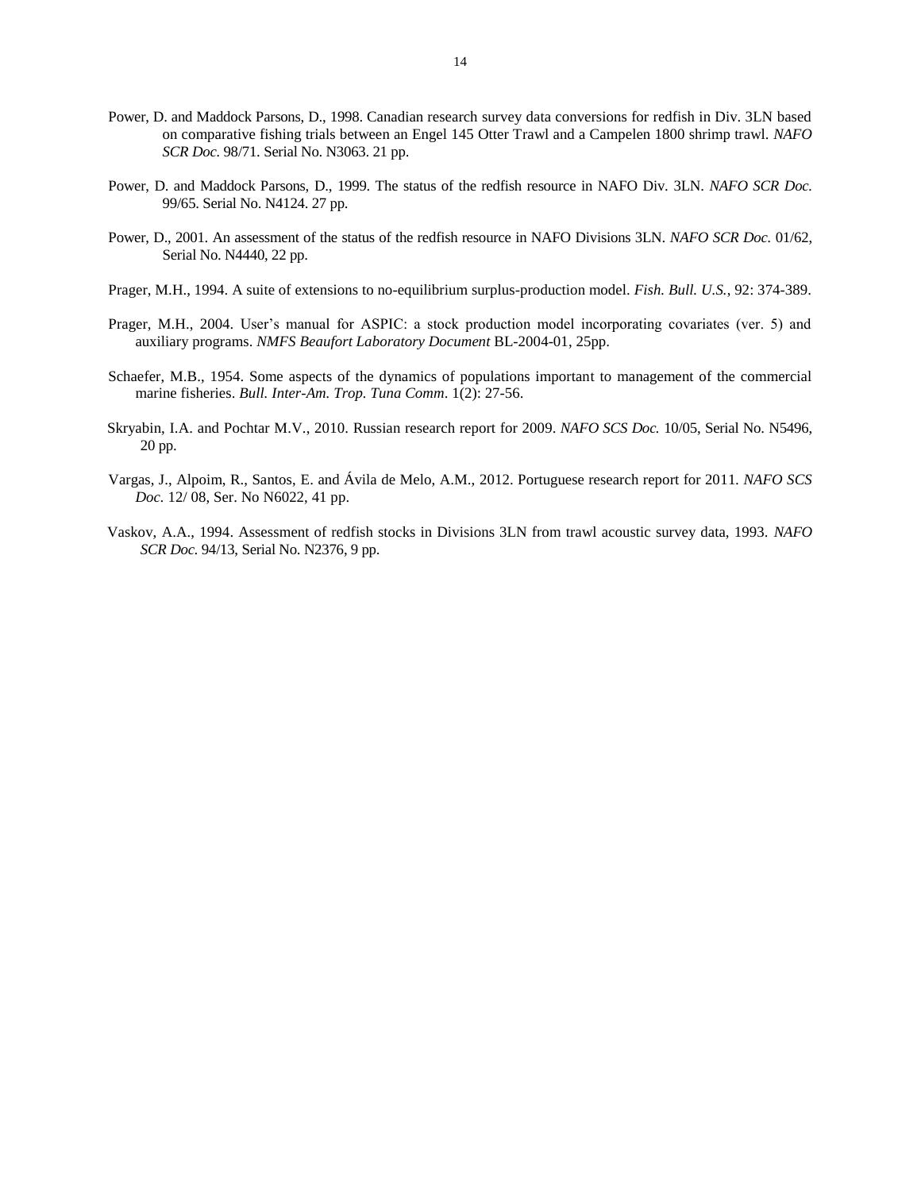Power, D. and Maddock Parsons, D., 1998. Canadian research survey data conversions for redfish in Div. 3LN based on comparative fishing trials between an Engel 145 Otter Trawl and a Campelen 1800 shrimp trawl. *NAFO SCR Doc.* 98/71. Serial No. N3063. 21 pp.

Power, D. and Maddock Parsons, D., 1999. The status of the redfish resource in NAFO Div. 3LN. *NAFO SCR Doc.* 99/65. Serial No. N4124. 27 pp.

Power, D., 2001. An assessment of the status of the redfish resource in NAFO Divisions 3LN. *NAFO SCR Doc.* 01/62, Serial No. N4440, 22 pp.

Prager, M.H., 1994. A suite of extensions to no-equilibrium surplus-production model. *Fish. Bull. U.S.*, 92: 374-389.

Prager, M.H., 2004. User's manual for ASPIC: a stock production model incorporating covariates (ver. 5) and auxiliary programs. *NMFS Beaufort Laboratory Document* BL-2004-01, 25pp.

Schaefer, M.B., 1954. Some aspects of the dynamics of populations important to management of the commercial marine fisheries. *Bull. Inter-Am. Trop. Tuna Comm*. 1(2): 27-56.

Skryabin, I.A. and Pochtar M.V., 2010. Russian research report for 2009. *NAFO SCS Doc.* 10/05, Serial No. N5496, 20 pp.

Vargas, J., Alpoim, R., Santos, E. and Ávila de Melo, A.M., 2012. Portuguese research report for 2011. *NAFO SCS Doc*. 12/ 08, Ser. No N6022, 41 pp.

Vaskov, A.A., 1994. Assessment of redfish stocks in Divisions 3LN from trawl acoustic survey data, 1993. *NAFO SCR Doc.* 94/13, Serial No. N2376, 9 pp.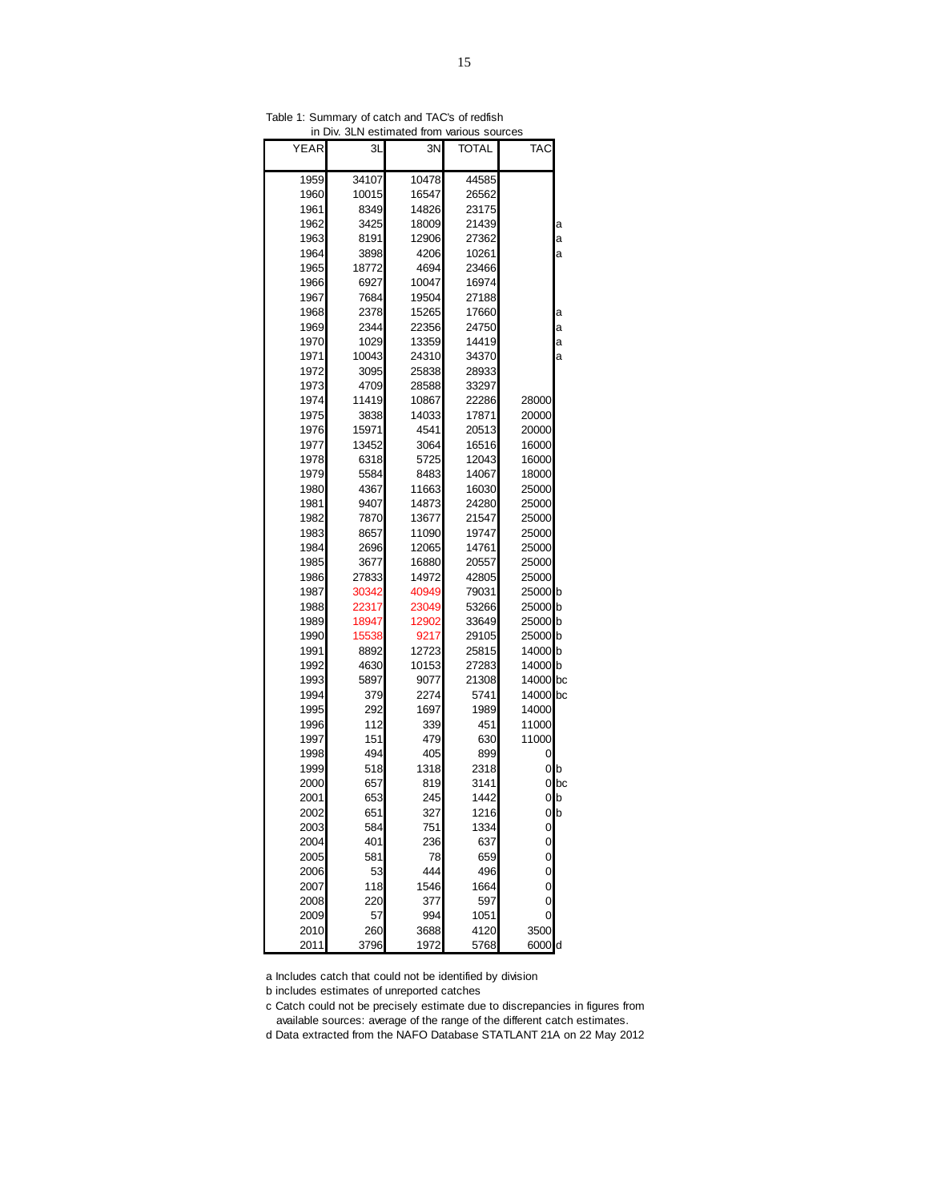Table 1: Summary of catch and TAC's of redfish in Div. 3LN estimated from various sources

| YEAR | 3L | 3N | TOTAL | TAC | |
|---|---|---|---|---|---|
| 1959 | 34107 | 10478 | 44585 | | |
| 1960 | 10015 | 16547 | 26562 | | |
| 1961 | 8349 | 14826 | 23175 | | |
| 1962 | 3425 | 18009 | 21439 | | a |
| 1963 | 8191 | 12906 | 27362 | | a |
| 1964 | 3898 | 4206 | 10261 | | a |
| 1965 | 18772 | 4694 | 23466 | | |
| 1966 | 6927 | 10047 | 16974 | | |
| 1967 | 7684 | 19504 | 27188 | | |
| 1968 | 2378 | 15265 | 17660 | | a |
| 1969 | 2344 | 22356 | 24750 | | a |
| 1970 | 1029 | 13359 | 14419 | | a |
| 1971 | 10043 | 24310 | 34370 | | a |
| 1972 | 3095 | 25838 | 28933 | | |
| 1973 | 4709 | 28588 | 33297 | | |
| 1974 | 11419 | 10867 | 22286 | 28000 | |
| 1975 | 3838 | 14033 | 17871 | 20000 | |
| 1976 | 15971 | 4541 | 20513 | 20000 | |
| 1977 | 13452 | 3064 | 16516 | 16000 | |
| 1978 | 6318 | 5725 | 12043 | 16000 | |
| 1979 | 5584 | 8483 | 14067 | 18000 | |
| 1980 | 4367 | 11663 | 16030 | 25000 | |
| 1981 | 9407 | 14873 | 24280 | 25000 | |
| 1982 | 7870 | 13677 | 21547 | 25000 | |
| 1983 | 8657 | 11090 | 19747 | 25000 | |
| 1984 | 2696 | 12065 | 14761 | 25000 | |
| 1985 | 3677 | 16880 | 20557 | 25000 | |
| 1986 | 27833 | 14972 | 42805 | 25000 | |
| 1987 | 30342 | 40949 | 79031 | 25000 | b |
| 1988 | 22317 | 23049 | 53266 | 25000 | b |
| 1989 | 18947 | 12902 | 33649 | 25000 | b |
| 1990 | 15538 | 9217 | 29105 | 25000 | b |
| 1991 | 8892 | 12723 | 25815 | 14000 | b |
| 1992 | 4630 | 10153 | 27283 | 14000 | b |
| 1993 | 5897 | 9077 | 21308 | 14000 | bc |
| 1994 | 379 | 2274 | 5741 | 14000 | bc |
| 1995 | 292 | 1697 | 1989 | 14000 | |
| 1996 | 112 | 339 | 451 | 11000 | |
| 1997 | 151 | 479 | 630 | 11000 | |
| 1998 | 494 | 405 | 899 | 0 | |
| 1999 | 518 | 1318 | 2318 | 0 | b |
| 2000 | 657 | 819 | 3141 | 0 | bc |
| 2001 | 653 | 245 | 1442 | 0 | b |
| 2002 | 651 | 327 | 1216 | 0 | b |
| 2003 | 584 | 751 | 1334 | 0 | |
| 2004 | 401 | 236 | 637 | 0 | |
| 2005 | 581 | 78 | 659 | 0 | |
| 2006 | 53 | 444 | 496 | 0 | |
| 2007 | 118 | 1546 | 1664 | 0 | |
| 2008 | 220 | 377 | 597 | 0 | |
| 2009 | 57 | 994 | 1051 | 0 | |
| 2010 | 260 | 3688 | 4120 | 3500 | |
| 2011 | 3796 | 1972 | 5768 | 6000 | d |

a Includes catch that could not be identified by division

b includes estimates of unreported catches

c Catch could not be precisely estimate due to discrepancies in figures from available sources: average of the range of the different catch estimates.

d Data extracted from the NAFO Database STATLANT 21A on 22 May 2012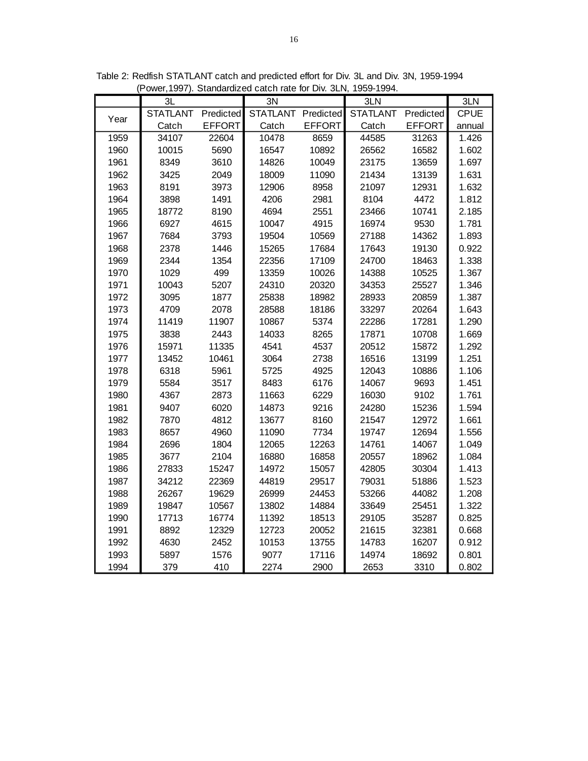Table 2: Redfish STATLANT catch and predicted effort for Div. 3L and Div. 3N, 1959-1994 (Power,1997). Standardized catch rate for Div. 3LN, 1959-1994.

| | 3L | | 3N | | 3LN | | 3LN |
|---|---|---|---|---|---|---|---|
| Year | STATLANT Catch | Predicted EFFORT | STATLANT Catch | Predicted EFFORT | STATLANT Catch | Predicted EFFORT | CPUE annual |
| 1959 | 34107 | 22604 | 10478 | 8659 | 44585 | 31263 | 1.426 |
| 1960 | 10015 | 5690 | 16547 | 10892 | 26562 | 16582 | 1.602 |
| 1961 | 8349 | 3610 | 14826 | 10049 | 23175 | 13659 | 1.697 |
| 1962 | 3425 | 2049 | 18009 | 11090 | 21434 | 13139 | 1.631 |
| 1963 | 8191 | 3973 | 12906 | 8958 | 21097 | 12931 | 1.632 |
| 1964 | 3898 | 1491 | 4206 | 2981 | 8104 | 4472 | 1.812 |
| 1965 | 18772 | 8190 | 4694 | 2551 | 23466 | 10741 | 2.185 |
| 1966 | 6927 | 4615 | 10047 | 4915 | 16974 | 9530 | 1.781 |
| 1967 | 7684 | 3793 | 19504 | 10569 | 27188 | 14362 | 1.893 |
| 1968 | 2378 | 1446 | 15265 | 17684 | 17643 | 19130 | 0.922 |
| 1969 | 2344 | 1354 | 22356 | 17109 | 24700 | 18463 | 1.338 |
| 1970 | 1029 | 499 | 13359 | 10026 | 14388 | 10525 | 1.367 |
| 1971 | 10043 | 5207 | 24310 | 20320 | 34353 | 25527 | 1.346 |
| 1972 | 3095 | 1877 | 25838 | 18982 | 28933 | 20859 | 1.387 |
| 1973 | 4709 | 2078 | 28588 | 18186 | 33297 | 20264 | 1.643 |
| 1974 | 11419 | 11907 | 10867 | 5374 | 22286 | 17281 | 1.290 |
| 1975 | 3838 | 2443 | 14033 | 8265 | 17871 | 10708 | 1.669 |
| 1976 | 15971 | 11335 | 4541 | 4537 | 20512 | 15872 | 1.292 |
| 1977 | 13452 | 10461 | 3064 | 2738 | 16516 | 13199 | 1.251 |
| 1978 | 6318 | 5961 | 5725 | 4925 | 12043 | 10886 | 1.106 |
| 1979 | 5584 | 3517 | 8483 | 6176 | 14067 | 9693 | 1.451 |
| 1980 | 4367 | 2873 | 11663 | 6229 | 16030 | 9102 | 1.761 |
| 1981 | 9407 | 6020 | 14873 | 9216 | 24280 | 15236 | 1.594 |
| 1982 | 7870 | 4812 | 13677 | 8160 | 21547 | 12972 | 1.661 |
| 1983 | 8657 | 4960 | 11090 | 7734 | 19747 | 12694 | 1.556 |
| 1984 | 2696 | 1804 | 12065 | 12263 | 14761 | 14067 | 1.049 |
| 1985 | 3677 | 2104 | 16880 | 16858 | 20557 | 18962 | 1.084 |
| 1986 | 27833 | 15247 | 14972 | 15057 | 42805 | 30304 | 1.413 |
| 1987 | 34212 | 22369 | 44819 | 29517 | 79031 | 51886 | 1.523 |
| 1988 | 26267 | 19629 | 26999 | 24453 | 53266 | 44082 | 1.208 |
| 1989 | 19847 | 10567 | 13802 | 14884 | 33649 | 25451 | 1.322 |
| 1990 | 17713 | 16774 | 11392 | 18513 | 29105 | 35287 | 0.825 |
| 1991 | 8892 | 12329 | 12723 | 20052 | 21615 | 32381 | 0.668 |
| 1992 | 4630 | 2452 | 10153 | 13755 | 14783 | 16207 | 0.912 |
| 1993 | 5897 | 1576 | 9077 | 17116 | 14974 | 18692 | 0.801 |
| 1994 | 379 | 410 | 2274 | 2900 | 2653 | 3310 | 0.802 |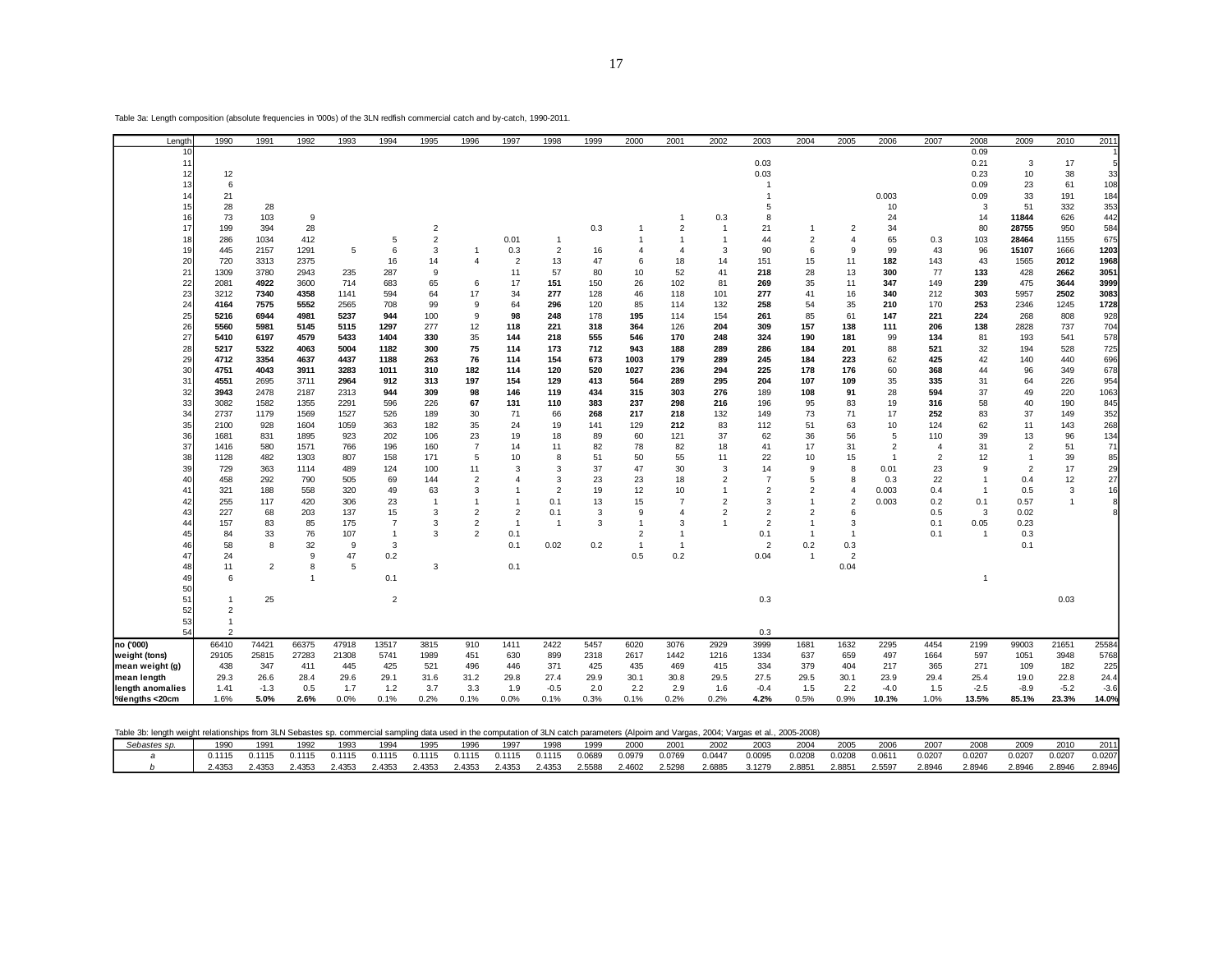Table 3a: Length composition (absolute frequencies in '000s) of the 3LN redfish commercial catch and by-catch, 1990-2011.

| Length | 1990 | 1991 | 1992 | 1993 | 1994 | 1995 | 1996 | 1997 | 1998 | 1999 | 2000 | 2001 | 2002 | 2003 | 2004 | 2005 | 2006 | 2007 | 2008 | 2009 | 2010 | 2011 |
|---|---|---|---|---|---|---|---|---|---|---|---|---|---|---|---|---|---|---|---|---|---|---|
| 10 | | | | | | | | | | | | | | | | | | | 0.09 | | | 1 |
| 11 | | | | | | | | | | | | | | 0.03 | | | | | 0.21 | 3 | 17 | 5 |
| 12 | 12 | | | | | | | | | | | | | 0.03 | | | | | 0.23 | 10 | 38 | 33 |
| 13 | 6 | | | | | | | | | | | | | 1 | | | | | 0.09 | 23 | 61 | 108 |
| 14 | 21 | | | | | | | | | | | | | 1 | | | 0.003 | | 0.09 | 33 | 191 | 184 |
| 15 | 28 | 28 | | | | | | | | | | | | 5 | | | 10 | | 3 | 51 | 332 | 353 |
| 16 | 73 | 103 | 9 | | | | | | | | | 1 | 0.3 | 8 | | | 24 | | 14 | **11844** | 626 | 442 |
| 17 | 199 | 394 | 28 | | | 2 | | | | 0.3 | 1 | 2 | 1 | 21 | 1 | 2 | 34 | | 80 | **28755** | 950 | 584 |
| 18 | 286 | 1034 | 412 | | 5 | 2 | | 0.01 | 1 | | 1 | 1 | 1 | 44 | 2 | 4 | 65 | 0.3 | 103 | **28464** | 1155 | 675 |
| 19 | 445 | 2157 | 1291 | 5 | 6 | 3 | 1 | 0.3 | 2 | 16 | 4 | 4 | 3 | 90 | 6 | 9 | 99 | 43 | 96 | **15107** | 1666 | **1203** |
| 20 | 720 | 3313 | 2375 | | 16 | 14 | 4 | 2 | 13 | 47 | 6 | 18 | 14 | 151 | 15 | 11 | **182** | 143 | 43 | 1565 | **2012** | **1968** |
| 21 | 1309 | 3780 | 2943 | 235 | 287 | 9 | | 11 | 57 | 80 | 10 | 52 | 41 | **218** | 28 | 13 | **300** | 77 | **133** | 428 | **2662** | **3051** |
| 22 | 2081 | **4922** | 3600 | 714 | 683 | 65 | 6 | 17 | **151** | 150 | 26 | 102 | 81 | **269** | 35 | 11 | **347** | 149 | **239** | 475 | **3644** | **3999** |
| 23 | 3212 | **7340** | **4358** | 1141 | 594 | 64 | 17 | 34 | **277** | 128 | 46 | 118 | 101 | **277** | 41 | 16 | **340** | 212 | **303** | 5957 | **2502** | **3083** |
| 24 | **4164** | **7575** | **5552** | 2565 | 708 | 99 | 9 | 64 | **296** | 120 | 85 | 114 | 132 | **258** | 54 | 35 | **210** | 170 | **253** | 2346 | 1245 | **1728** |
| 25 | **5216** | **6944** | **4981** | **5237** | **944** | 100 | 9 | **98** | **248** | 178 | **195** | 114 | 154 | **261** | 85 | 61 | **147** | **221** | **224** | 268 | 808 | 928 |
| 26 | **5560** | **5981** | **5145** | **5115** | **1297** | 277 | 12 | **118** | **221** | **318** | **364** | 126 | **204** | **309** | **157** | **138** | 111 | **206** | **138** | 2828 | 737 | 704 |
| 27 | **5410** | **6197** | **4579** | **5433** | **1404** | **330** | 35 | **144** | **218** | **555** | **546** | **170** | **248** | **324** | **190** | **181** | 99 | **134** | 81 | 193 | 541 | 578 |
| 28 | **5217** | **5322** | **4063** | **5004** | **1182** | **300** | **75** | **114** | **173** | **712** | **943** | **188** | **289** | **286** | **184** | **201** | 88 | **521** | 32 | 194 | 528 | 725 |
| 29 | **4712** | 3354 | **4637** | **4437** | **1188** | 263 | **76** | **114** | **154** | **673** | **1003** | **179** | **289** | **245** | **184** | **223** | 62 | **425** | 42 | 140 | 440 | 696 |
| 30 | **4751** | **4043** | **3911** | **3283** | **1011** | **310** | **182** | **114** | **120** | **520** | **1027** | **236** | **294** | **225** | **178** | **176** | 60 | **368** | 44 | 96 | 349 | 678 |
| 31 | **4551** | 2695 | **3711** | **2964** | **912** | **313** | **197** | **154** | **129** | **413** | **564** | **289** | **295** | **204** | **107** | **109** | 35 | **335** | 31 | 64 | 226 | 954 |
| 32 | **3943** | 2478 | 2187 | 2313 | **944** | **309** | **98** | **146** | **119** | **434** | **315** | **303** | **276** | 189 | **108** | **91** | 28 | **594** | 37 | 49 | 220 | 1063 |
| 33 | 3082 | 1582 | 1355 | 2291 | 596 | 226 | **67** | **131** | **110** | **383** | **237** | **298** | **216** | 196 | 95 | 83 | 19 | **316** | 58 | 40 | 190 | 845 |
| 34 | 2737 | 1179 | 1569 | 1527 | 526 | 189 | 30 | 71 | 66 | **268** | **217** | **218** | 132 | 149 | 73 | 71 | 17 | **252** | 83 | 37 | 149 | 352 |
| 35 | 2100 | 928 | 1604 | 1059 | 363 | 182 | 35 | 24 | 19 | 141 | 129 | **212** | 83 | 112 | 51 | 63 | 10 | 124 | 62 | 11 | 143 | 268 |
| 36 | 1681 | 831 | 1895 | 923 | 202 | 106 | 23 | 19 | 18 | 89 | 60 | 121 | 37 | 62 | 36 | 56 | 5 | 110 | 39 | 13 | 96 | 134 |
| 37 | 1416 | 580 | 1571 | 766 | 196 | 160 | 7 | 14 | 11 | 82 | 78 | 82 | 18 | 41 | 17 | 31 | 2 | 4 | 31 | 2 | 51 | 71 |
| 38 | 1128 | 482 | 1303 | 807 | 158 | 171 | 5 | 10 | 8 | 51 | 50 | 55 | 11 | 22 | 10 | 15 | 1 | 2 | 12 | 1 | 39 | 85 |
| 39 | 729 | 363 | 1114 | 489 | 124 | 100 | 11 | 3 | 3 | 37 | 47 | 30 | 3 | 14 | 9 | 8 | 0.01 | 23 | 9 | 2 | 17 | 29 |
| 40 | 458 | 292 | 790 | 505 | 69 | 144 | 2 | 4 | 3 | 23 | 23 | 18 | 2 | 7 | 5 | 8 | 0.3 | 22 | 1 | 0.4 | 12 | 27 |
| 41 | 321 | 188 | 558 | 320 | 49 | 63 | 3 | 1 | 2 | 19 | 12 | 10 | 1 | 2 | 2 | 4 | 0.003 | 0.4 | 1 | 0.5 | 3 | 16 |
| 42 | 255 | 117 | 420 | 306 | 23 | 1 | 1 | 1 | 0.1 | 13 | 15 | 7 | 2 | 3 | 1 | 2 | 0.003 | 0.2 | 0.1 | 0.57 | 1 | 8 |
| 43 | 227 | 68 | 203 | 137 | 15 | 3 | 2 | 2 | 0.1 | 3 | 9 | 4 | 2 | 2 | 2 | 6 | | 0.5 | 3 | 0.02 | | 8 |
| 44 | 157 | 83 | 85 | 175 | 7 | 3 | 2 | 1 | 1 | 3 | 1 | 3 | 1 | 2 | 1 | 3 | | 0.1 | 0.05 | 0.23 | | |
| 45 | 84 | 33 | 76 | 107 | 1 | 3 | 2 | 0.1 | | | 2 | 1 | | 0.1 | 1 | 1 | | 0.1 | 1 | 0.3 | | |
| 46 | 58 | 8 | 32 | 9 | 3 | | | 0.1 | 0.02 | 0.2 | 1 | 1 | | 2 | 0.2 | 0.3 | | | | 0.1 | | |
| 47 | 24 | | 9 | 47 | 0.2 | | | | | | 0.5 | 0.2 | | 0.04 | 1 | 2 | | | | | | |
| 48 | 11 | 2 | 8 | 5 | | 3 | | 0.1 | | | | | | | | 0.04 | | | | | | |
| 49 | 6 | | 1 | | 0.1 | | | | | | | | | | | | | | 1 | | | |
| 50 | | | | | | | | | | | | | | | | | | | | | | |
| 51 | 1 | 25 | | | 2 | | | | | | | | | 0.3 | | | | | | | 0.03 | |
| 52 | 2 | | | | | | | | | | | | | | | | | | | | | |
| 53 | 1 | | | | | | | | | | | | | | | | | | | | | |
| 54 | 2 | | | | | | | | | | | | | 0.3 | | | | | | | | |
| no ('000) | 66410 | 74421 | 66375 | 47918 | 13517 | 3815 | 910 | 1411 | 2422 | 5457 | 6020 | 3076 | 2929 | 3999 | 1681 | 1632 | 2295 | 4454 | 2199 | 99003 | 21651 | 25584 |
| weight (tons) | 29105 | 25815 | 27283 | 21308 | 5741 | 1989 | 451 | 630 | 899 | 2318 | 2617 | 1442 | 1216 | 1334 | 637 | 659 | 497 | 1664 | 597 | 1051 | 3948 | 5768 |
| mean weight (g) | 438 | 347 | 411 | 445 | 425 | 521 | 496 | 446 | 371 | 425 | 435 | 469 | 415 | 334 | 379 | 404 | 217 | 365 | 271 | 109 | 182 | 225 |
| mean length | 29.3 | 26.6 | 28.4 | 29.6 | 29.1 | 31.6 | 31.2 | 29.8 | 27.4 | 29.9 | 30.1 | 30.8 | 29.5 | 27.5 | 29.5 | 30.1 | 23.9 | 29.4 | 25.4 | 19.0 | 22.8 | 24.4 |
| length anomalies | 1.41 | -1.3 | 0.5 | 1.7 | 1.2 | 3.7 | 3.3 | 1.9 | -0.5 | 2.0 | 2.2 | 2.9 | 1.6 | -0.4 | 1.5 | 2.2 | -4.0 | 1.5 | -2.5 | -8.9 | -5.2 | -3.6 |
| %lengths <20cm | 1.6% | **5.0%** | **2.6%** | 0.0% | 0.1% | 0.2% | 0.1% | 0.0% | 0.1% | 0.3% | 0.1% | 0.2% | 0.2% | **4.2%** | 0.5% | 0.9% | **10.1%** | 1.0% | **13.5%** | **85.1%** | **23.3%** | **14.0%** |

Table 3b: length weight relationships from 3LN Sebastes sp. commercial sampling data used in the computation of 3LN catch parameters (Alpoim and Vargas, 2004; Vargas et al., 2005-2008)

| *Sebastes sp.* | 1990 | 1991 | 1992 | 1993 | 1994 | 1995 | 1996 | 1997 | 1998 | 1999 | 2000 | 2001 | 2002 | 2003 | 2004 | 2005 | 2006 | 2007 | 2008 | 2009 | 2010 | 2011 |
|---|---|---|---|---|---|---|---|---|---|---|---|---|---|---|---|---|---|---|---|---|---|---|
| *a* | 0.1115 | 0.1115 | 0.1115 | 0.1115 | 0.1115 | 0.1115 | 0.1115 | 0.1115 | 0.1115 | 0.0689 | 0.0979 | 0.0769 | 0.0447 | 0.0095 | 0.0208 | 0.0208 | 0.0611 | 0.0207 | 0.0207 | 0.0207 | 0.0207 | 0.0207 |
| *b* | 2.4353 | 2.4353 | 2.4353 | 2.4353 | 2.4353 | 2.4353 | 2.4353 | 2.4353 | 2.4353 | 2.5588 | 2.4602 | 2.5298 | 2.6885 | 3.1279 | 2.8851 | 2.8851 | 2.5597 | 2.8946 | 2.8946 | 2.8946 | 2.8946 | 2.8946 |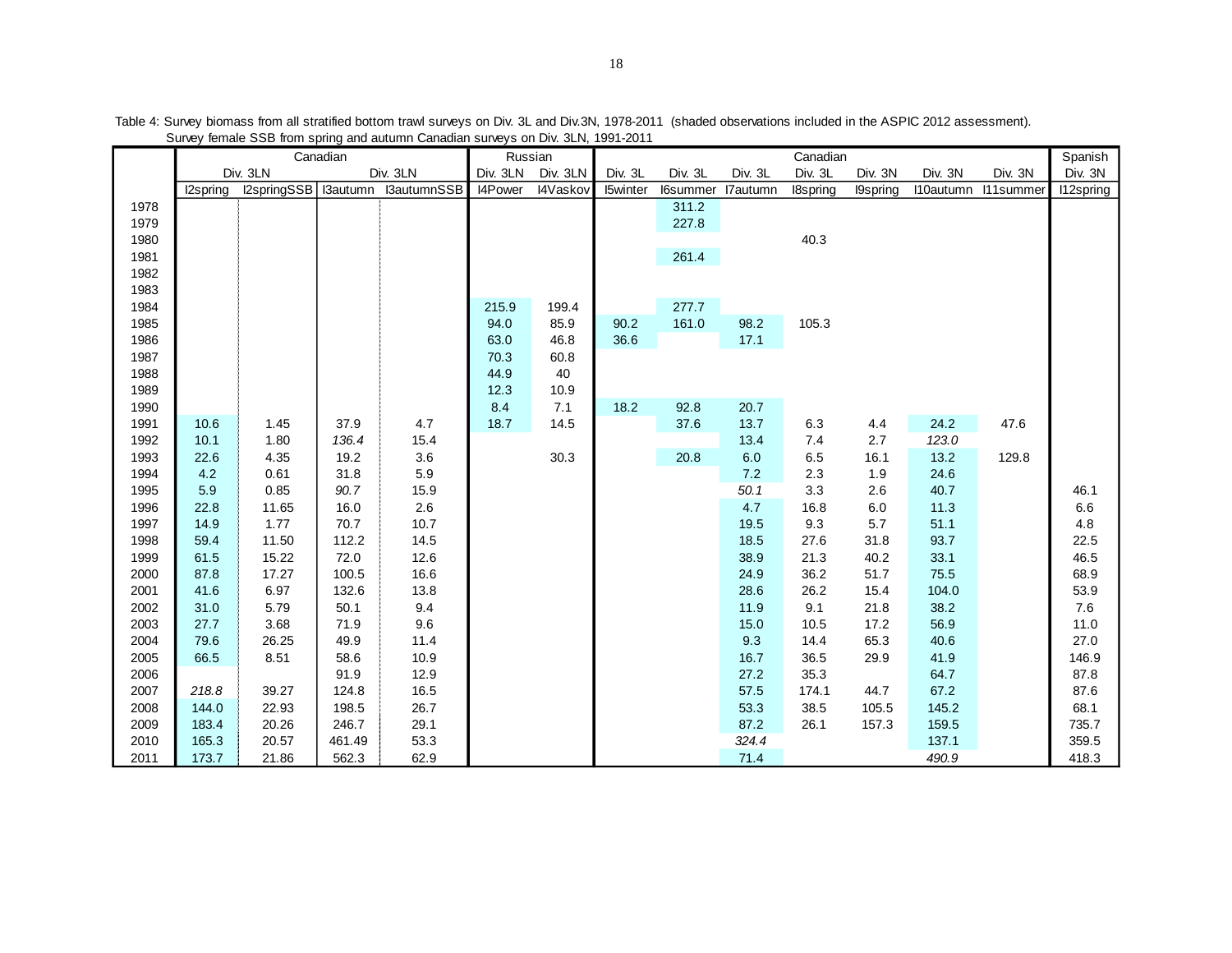Table 4: Survey biomass from all stratified bottom trawl surveys on Div. 3L and Div.3N, 1978-2011 (shaded observations included in the ASPIC 2012 assessment). Survey female SSB from spring and autumn Canadian surveys on Div. 3LN, 1991-2011

| | Canadian | | | | Russian | | Canadian | | | | | | | Spanish |
|---|---|---|---|---|---|---|---|---|---|---|---|---|---|---|
| | Div. 3LN | | Div. 3LN | | Div. 3LN | Div. 3LN | Div. 3L | Div. 3L | Div. 3L | Div. 3L | Div. 3N | Div. 3N | Div. 3N | Div. 3N |
| | I2spring | I2springSSB | I3autumn | I3autumnSSB | I4Power | I4Vaskov | I5winter | I6summer | I7autumn | I8spring | I9spring | I10autumn | I11summer | I12spring |
| 1978 | | | | | | | | 311.2 | | | | | | |
| 1979 | | | | | | | | 227.8 | | | | | | |
| 1980 | | | | | | | | | | 40.3 | | | | |
| 1981 | | | | | | | | 261.4 | | | | | | |
| 1982 | | | | | | | | | | | | | | |
| 1983 | | | | | | | | | | | | | | |
| 1984 | | | | | 215.9 | 199.4 | | 277.7 | | | | | | |
| 1985 | | | | | 94.0 | 85.9 | 90.2 | 161.0 | 98.2 | 105.3 | | | | |
| 1986 | | | | | 63.0 | 46.8 | 36.6 | | 17.1 | | | | | |
| 1987 | | | | | 70.3 | 60.8 | | | | | | | | |
| 1988 | | | | | 44.9 | 40 | | | | | | | | |
| 1989 | | | | | 12.3 | 10.9 | | | | | | | | |
| 1990 | | | | | 8.4 | 7.1 | 18.2 | 92.8 | 20.7 | | | | | |
| 1991 | 10.6 | 1.45 | 37.9 | 4.7 | 18.7 | 14.5 | | 37.6 | 13.7 | 6.3 | 4.4 | 24.2 | 47.6 | |
| 1992 | 10.1 | 1.80 | *136.4* | 15.4 | | | | | 13.4 | 7.4 | 2.7 | *123.0* | | |
| 1993 | 22.6 | 4.35 | 19.2 | 3.6 | | 30.3 | | 20.8 | 6.0 | 6.5 | 16.1 | 13.2 | 129.8 | |
| 1994 | 4.2 | 0.61 | 31.8 | 5.9 | | | | | 7.2 | 2.3 | 1.9 | 24.6 | | |
| 1995 | 5.9 | 0.85 | *90.7* | 15.9 | | | | | *50.1* | 3.3 | 2.6 | 40.7 | | 46.1 |
| 1996 | 22.8 | 11.65 | 16.0 | 2.6 | | | | | 4.7 | 16.8 | 6.0 | 11.3 | | 6.6 |
| 1997 | 14.9 | 1.77 | 70.7 | 10.7 | | | | | 19.5 | 9.3 | 5.7 | 51.1 | | 4.8 |
| 1998 | 59.4 | 11.50 | 112.2 | 14.5 | | | | | 18.5 | 27.6 | 31.8 | 93.7 | | 22.5 |
| 1999 | 61.5 | 15.22 | 72.0 | 12.6 | | | | | 38.9 | 21.3 | 40.2 | 33.1 | | 46.5 |
| 2000 | 87.8 | 17.27 | 100.5 | 16.6 | | | | | 24.9 | 36.2 | 51.7 | 75.5 | | 68.9 |
| 2001 | 41.6 | 6.97 | 132.6 | 13.8 | | | | | 28.6 | 26.2 | 15.4 | 104.0 | | 53.9 |
| 2002 | 31.0 | 5.79 | 50.1 | 9.4 | | | | | 11.9 | 9.1 | 21.8 | 38.2 | | 7.6 |
| 2003 | 27.7 | 3.68 | 71.9 | 9.6 | | | | | 15.0 | 10.5 | 17.2 | 56.9 | | 11.0 |
| 2004 | 79.6 | 26.25 | 49.9 | 11.4 | | | | | 9.3 | 14.4 | 65.3 | 40.6 | | 27.0 |
| 2005 | 66.5 | 8.51 | 58.6 | 10.9 | | | | | 16.7 | 36.5 | 29.9 | 41.9 | | 146.9 |
| 2006 | | | 91.9 | 12.9 | | | | | 27.2 | 35.3 | | 64.7 | | 87.8 |
| 2007 | *218.8* | 39.27 | 124.8 | 16.5 | | | | | 57.5 | 174.1 | 44.7 | 67.2 | | 87.6 |
| 2008 | 144.0 | 22.93 | 198.5 | 26.7 | | | | | 53.3 | 38.5 | 105.5 | 145.2 | | 68.1 |
| 2009 | 183.4 | 20.26 | 246.7 | 29.1 | | | | | 87.2 | 26.1 | 157.3 | 159.5 | | 735.7 |
| 2010 | 165.3 | 20.57 | 461.49 | 53.3 | | | | | *324.4* | | | 137.1 | | 359.5 |
| 2011 | 173.7 | 21.86 | 562.3 | 62.9 | | | | | 71.4 | | | *490.9* | | 418.3 |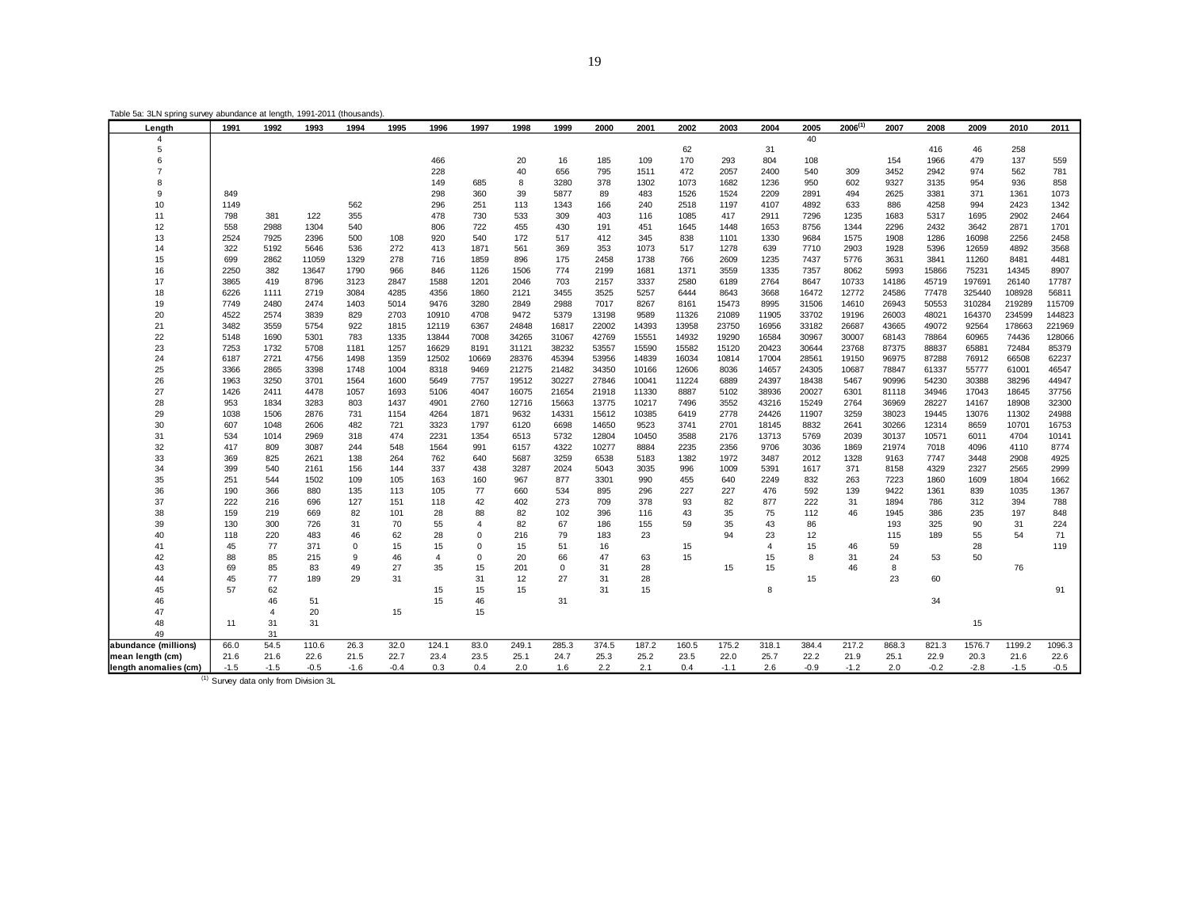Table 5a: 3LN spring survey abundance at length, 1991-2011 (thousands).

| Length | 1991 | 1992 | 1993 | 1994 | 1995 | 1996 | 1997 | 1998 | 1999 | 2000 | 2001 | 2002 | 2003 | 2004 | 2005 | 2006[1] | 2007 | 2008 | 2009 | 2010 | 2011 |
|---|---|---|---|---|---|---|---|---|---|---|---|---|---|---|---|---|---|---|---|---|---|
| 4 | | | | | | | | | | | | | | | 40 | | | | | | |
| 5 | | | | | | | | | | | | 62 | | 31 | | | | 416 | 46 | 258 | |
| 6 | | | | | | 466 | | 20 | 16 | 185 | 109 | 170 | 293 | 804 | 108 | | 154 | 1966 | 479 | 137 | 559 |
| 7 | | | | | | 228 | | 40 | 656 | 795 | 1511 | 472 | 2057 | 2400 | 540 | 309 | 3452 | 2942 | 974 | 562 | 781 |
| 8 | | | | | | 149 | 685 | 8 | 3280 | 378 | 1302 | 1073 | 1682 | 1236 | 950 | 602 | 9327 | 3135 | 954 | 936 | 858 |
| 9 | 849 | | | | | 298 | 360 | 39 | 5877 | 89 | 483 | 1526 | 1524 | 2209 | 2891 | 494 | 2625 | 3381 | 371 | 1361 | 1073 |
| 10 | 1149 | | | 562 | | 296 | 251 | 113 | 1343 | 166 | 240 | 2518 | 1197 | 4107 | 4892 | 633 | 886 | 4258 | 994 | 2423 | 1342 |
| 11 | 798 | 381 | 122 | 355 | | 478 | 730 | 533 | 309 | 403 | 116 | 1085 | 417 | 2911 | 7296 | 1235 | 1683 | 5317 | 1695 | 2902 | 2464 |
| 12 | 558 | 2988 | 1304 | 540 | | 806 | 722 | 455 | 430 | 191 | 451 | 1645 | 1448 | 1653 | 8756 | 1344 | 2296 | 2432 | 3642 | 2871 | 1701 |
| 13 | 2524 | 7925 | 2396 | 500 | 108 | 920 | 540 | 172 | 517 | 412 | 345 | 838 | 1101 | 1330 | 9684 | 1575 | 1908 | 1286 | 16098 | 2256 | 2458 |
| 14 | 322 | 5192 | 5646 | 536 | 272 | 413 | 1871 | 561 | 369 | 353 | 1073 | 517 | 1278 | 639 | 7710 | 2903 | 1928 | 5396 | 12659 | 4892 | 3568 |
| 15 | 699 | 2862 | 11059 | 1329 | 278 | 716 | 1859 | 896 | 175 | 2458 | 1738 | 766 | 2609 | 1235 | 7437 | 5776 | 3631 | 3841 | 11260 | 8481 | 4481 |
| 16 | 2250 | 382 | 13647 | 1790 | 966 | 846 | 1126 | 1506 | 774 | 2199 | 1681 | 1371 | 3559 | 1335 | 7357 | 8062 | 5993 | 15866 | 75231 | 14345 | 8907 |
| 17 | 3865 | 419 | 8796 | 3123 | 2847 | 1588 | 1201 | 2046 | 703 | 2157 | 3337 | 2580 | 6189 | 2764 | 8647 | 10733 | 14186 | 45719 | 197691 | 26140 | 17787 |
| 18 | 6226 | 1111 | 2719 | 3084 | 4285 | 4356 | 1860 | 2121 | 3455 | 3525 | 5257 | 6444 | 8643 | 3668 | 16472 | 12772 | 24586 | 77478 | 325440 | 108928 | 56811 |
| 19 | 7749 | 2480 | 2474 | 1403 | 5014 | 9476 | 3280 | 2849 | 2988 | 7017 | 8267 | 8161 | 15473 | 8995 | 31506 | 14610 | 26943 | 50553 | 310284 | 219289 | 115709 |
| 20 | 4522 | 2574 | 3839 | 829 | 2703 | 10910 | 4708 | 9472 | 5379 | 13198 | 9589 | 11326 | 21089 | 11905 | 33702 | 19196 | 26003 | 48021 | 164370 | 234599 | 144823 |
| 21 | 3482 | 3559 | 5754 | 922 | 1815 | 12119 | 6367 | 24848 | 16817 | 22002 | 14393 | 13958 | 23750 | 16956 | 33182 | 26687 | 43665 | 49072 | 92564 | 178663 | 221969 |
| 22 | 5148 | 1690 | 5301 | 783 | 1335 | 13844 | 7008 | 34265 | 31067 | 42769 | 15551 | 14932 | 19290 | 16584 | 30967 | 30007 | 68143 | 78864 | 60965 | 74436 | 128066 |
| 23 | 7253 | 1732 | 5708 | 1181 | 1257 | 16629 | 8191 | 31121 | 38232 | 53557 | 15590 | 15582 | 15120 | 20423 | 30644 | 23768 | 87375 | 88837 | 65881 | 72484 | 85379 |
| 24 | 6187 | 2721 | 4756 | 1498 | 1359 | 12502 | 10669 | 28376 | 45394 | 53956 | 14839 | 16034 | 10814 | 17004 | 28561 | 19150 | 96975 | 87288 | 76912 | 66508 | 62237 |
| 25 | 3366 | 2865 | 3398 | 1748 | 1004 | 8318 | 9469 | 21275 | 21482 | 34350 | 10166 | 12606 | 8036 | 14657 | 24305 | 10687 | 78847 | 61337 | 55777 | 61001 | 46547 |
| 26 | 1963 | 3250 | 3701 | 1564 | 1600 | 5649 | 7757 | 19512 | 30227 | 27846 | 10041 | 11224 | 6889 | 24397 | 18438 | 5467 | 90996 | 54230 | 30388 | 38296 | 44947 |
| 27 | 1426 | 2411 | 4478 | 1057 | 1693 | 5106 | 4047 | 16075 | 21654 | 21918 | 11330 | 8887 | 5102 | 38936 | 20027 | 6301 | 81118 | 34946 | 17043 | 18645 | 37756 |
| 28 | 953 | 1834 | 3283 | 803 | 1437 | 4901 | 2760 | 12716 | 15663 | 13775 | 10217 | 7496 | 3552 | 43216 | 15249 | 2764 | 36969 | 28227 | 14167 | 18908 | 32300 |
| 29 | 1038 | 1506 | 2876 | 731 | 1154 | 4264 | 1871 | 9632 | 14331 | 15612 | 10385 | 6419 | 2778 | 24426 | 11907 | 3259 | 38023 | 19445 | 13076 | 11302 | 24988 |
| 30 | 607 | 1048 | 2606 | 482 | 721 | 3323 | 1797 | 6120 | 6698 | 14650 | 9523 | 3741 | 2701 | 18145 | 8832 | 2641 | 30266 | 12314 | 8659 | 10701 | 16753 |
| 31 | 534 | 1014 | 2969 | 318 | 474 | 2231 | 1354 | 6513 | 5732 | 12804 | 10450 | 3588 | 2176 | 13713 | 5769 | 2039 | 30137 | 10571 | 6011 | 4704 | 10141 |
| 32 | 417 | 809 | 3087 | 244 | 548 | 1564 | 991 | 6157 | 4322 | 10277 | 8884 | 2235 | 2356 | 9706 | 3036 | 1869 | 21974 | 7018 | 4096 | 4110 | 8774 |
| 33 | 369 | 825 | 2621 | 138 | 264 | 762 | 640 | 5687 | 3259 | 6538 | 5183 | 1382 | 1972 | 3487 | 2012 | 1328 | 9163 | 7747 | 3448 | 2908 | 4925 |
| 34 | 399 | 540 | 2161 | 156 | 144 | 337 | 438 | 3287 | 2024 | 5043 | 3035 | 996 | 1009 | 5391 | 1617 | 371 | 8158 | 4329 | 2327 | 2565 | 2999 |
| 35 | 251 | 544 | 1502 | 109 | 105 | 163 | 160 | 967 | 877 | 3301 | 990 | 455 | 640 | 2249 | 832 | 263 | 7223 | 1860 | 1609 | 1804 | 1662 |
| 36 | 190 | 366 | 880 | 135 | 113 | 105 | 77 | 660 | 534 | 895 | 296 | 227 | 227 | 476 | 592 | 139 | 9422 | 1361 | 839 | 1035 | 1367 |
| 37 | 222 | 216 | 696 | 127 | 151 | 118 | 42 | 402 | 273 | 709 | 378 | 93 | 82 | 877 | 222 | 31 | 1894 | 786 | 312 | 394 | 788 |
| 38 | 159 | 219 | 669 | 82 | 101 | 28 | 88 | 82 | 102 | 396 | 116 | 43 | 35 | 75 | 112 | 46 | 1945 | 386 | 235 | 197 | 848 |
| 39 | 130 | 300 | 726 | 31 | 70 | 55 | 4 | 82 | 67 | 186 | 155 | 59 | 35 | 43 | 86 | | 193 | 325 | 90 | 31 | 224 |
| 40 | 118 | 220 | 483 | 46 | 62 | 28 | 0 | 216 | 79 | 183 | 23 | | 94 | 23 | 12 | | 115 | 189 | 55 | 54 | 71 |
| 41 | 45 | 77 | 371 | 0 | 15 | 15 | 0 | 15 | 51 | 16 | | 15 | | 4 | 15 | 46 | 59 | | 28 | | 119 |
| 42 | 88 | 85 | 215 | 9 | 46 | 4 | 0 | 20 | 66 | 47 | 63 | 15 | | 15 | 8 | 31 | 24 | 53 | 50 | | |
| 43 | 69 | 85 | 83 | 49 | 27 | 35 | 15 | 201 | 0 | 31 | 28 | | 15 | 15 | | 46 | 8 | | | 76 | |
| 44 | 45 | 77 | 189 | 29 | 31 | | 31 | 12 | 27 | 31 | 28 | | | | 15 | | 23 | 60 | | | |
| 45 | 57 | 62 | | | | 15 | 15 | 15 | | 31 | 15 | | | 8 | | | | | | | 91 |
| 46 | | 46 | 51 | | | 15 | 46 | | 31 | | | | | | | | | 34 | | | |
| 47 | | 4 | 20 | | 15 | | 15 | | | | | | | | | | | | | | |
| 48 | 11 | 31 | 31 | | | | | | | | | | | | | | | | 15 | | |
| 49 | | 31 | | | | | | | | | | | | | | | | | | | |
| **abundance (millions)** | 66.0 | 54.5 | 110.6 | 26.3 | 32.0 | 124.1 | 83.0 | 249.1 | 285.3 | 374.5 | 187.2 | 160.5 | 175.2 | 318.1 | 384.4 | 217.2 | 868.3 | 821.3 | 1576.7 | 1199.2 | 1096.3 |
| **mean length (cm)** | 21.6 | 21.6 | 22.6 | 21.5 | 22.7 | 23.4 | 23.5 | 25.1 | 24.7 | 25.3 | 25.2 | 23.5 | 22.0 | 25.7 | 22.2 | 21.9 | 25.1 | 22.9 | 20.3 | 21.6 | 22.6 |
| **length anomalies (cm)** | -1.5 | -1.5 | -0.5 | -1.6 | -0.4 | 0.3 | 0.4 | 2.0 | 1.6 | 2.2 | 2.1 | 0.4 | -1.1 | 2.6 | -0.9 | -1.2 | 2.0 | -0.2 | -2.8 | -1.5 | -0.5 |

[1] Survey data only from Division 3L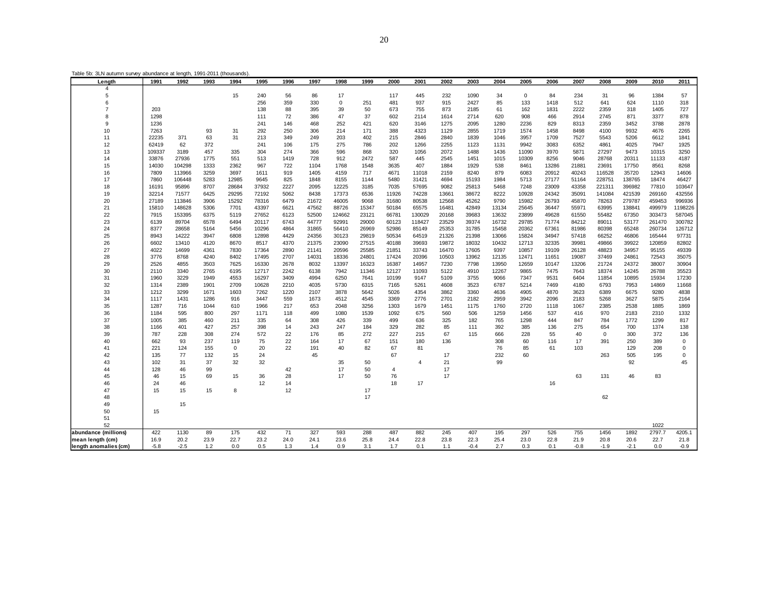Table 5b: 3LN autumn survey abundance at length, 1991-2011 (thousands).

| Length | 1991 | 1992 | 1993 | 1994 | 1995 | 1996 | 1997 | 1998 | 1999 | 2000 | 2001 | 2002 | 2003 | 2004 | 2005 | 2006 | 2007 | 2008 | 2009 | 2010 | 2011 |
|---|---|---|---|---|---|---|---|---|---|---|---|---|---|---|---|---|---|---|---|---|---|
| 4 | | | | | | | | | | | | | | | | | | | | | |
| 5 | | | | 15 | 240 | 56 | 86 | 17 | | 117 | 445 | 232 | 1090 | 34 | 0 | 84 | 234 | 31 | 96 | 1384 | 57 |
| 6 | | | | | 256 | 359 | 330 | 0 | 251 | 481 | 937 | 915 | 2427 | 85 | 133 | 1418 | 512 | 641 | 624 | 1110 | 318 |
| 7 | 203 | | | | 138 | 88 | 395 | 39 | 50 | 673 | 755 | 873 | 2185 | 61 | 162 | 1831 | 2222 | 2359 | 318 | 1405 | 727 |
| 8 | 1298 | | | | 111 | 72 | 386 | 47 | 37 | 602 | 2114 | 1614 | 2714 | 620 | 908 | 466 | 2914 | 2745 | 871 | 3377 | 878 |
| 9 | 1236 | | | | 241 | 146 | 468 | 252 | 421 | 620 | 3146 | 1275 | 2095 | 1280 | 2236 | 829 | 8313 | 2359 | 3452 | 3788 | 2878 |
| 10 | 7263 | | 93 | 31 | 292 | 250 | 306 | 214 | 171 | 388 | 4323 | 1129 | 2855 | 1719 | 1574 | 1458 | 8498 | 4100 | 9932 | 4676 | 2265 |
| 11 | 22235 | 371 | 63 | 31 | 213 | 349 | 249 | 203 | 402 | 215 | 2846 | 2840 | 1839 | 1046 | 3957 | 1709 | 7527 | 5543 | 5206 | 6612 | 1841 |
| 12 | 62419 | 62 | 372 | | 241 | 106 | 175 | 275 | 786 | 202 | 1266 | 2255 | 1123 | 1131 | 9942 | 3083 | 6352 | 4861 | 4025 | 7947 | 1925 |
| 13 | 109337 | 3189 | 457 | 335 | 304 | 274 | 366 | 596 | 868 | 320 | 1056 | 2072 | 1488 | 1436 | 11090 | 3970 | 5871 | 27297 | 9473 | 10315 | 3250 |
| 14 | 33876 | 27936 | 1775 | 551 | 513 | 1419 | 728 | 912 | 2472 | 587 | 445 | 2545 | 1451 | 1015 | 10309 | 8256 | 9046 | 28768 | 20311 | 11133 | 4187 |
| 15 | 14030 | 104298 | 1333 | 2362 | 967 | 722 | 1104 | 1768 | 1548 | 3635 | 407 | 1884 | 1929 | 538 | 8461 | 13286 | 21881 | 23691 | 17750 | 8561 | 8268 |
| 16 | 7809 | 113966 | 3259 | 3697 | 1611 | 919 | 1405 | 4159 | 717 | 4671 | 11018 | 2159 | 8240 | 879 | 6083 | 20912 | 40243 | 116528 | 35720 | 12943 | 14606 |
| 17 | 7860 | 106448 | 5283 | 12985 | 9645 | 825 | 1848 | 8155 | 1144 | 5480 | 31421 | 4694 | 15193 | 1984 | 5713 | 27177 | 51164 | 228751 | 138765 | 18474 | 46427 |
| 18 | 16191 | 95896 | 8707 | 28684 | 37932 | 2227 | 2095 | 12225 | 3185 | 7035 | 57695 | 9082 | 25813 | 5468 | 7248 | 23009 | 43358 | 221311 | 396982 | 77810 | 103647 |
| 19 | 32214 | 71577 | 6425 | 29295 | 72192 | 5062 | 8438 | 17373 | 6536 | 11926 | 74228 | 13661 | 38672 | 8222 | 10928 | 24342 | 35091 | 141084 | 421539 | 269160 | 432556 |
| 20 | 27189 | 113846 | 3906 | 15292 | 78316 | 6479 | 21672 | 46005 | 9068 | 31680 | 80538 | 12568 | 45262 | 9790 | 15982 | 26793 | 45870 | 78263 | 279787 | 459453 | 996936 |
| 21 | 15810 | 148628 | 5306 | 7701 | 43397 | 6621 | 47562 | 88726 | 15347 | 50184 | 65575 | 16481 | 42849 | 13134 | 25645 | 36447 | 55971 | 63995 | 138841 | 499979 | 1198226 |
| 22 | 7915 | 153395 | 6375 | 5119 | 27652 | 6123 | 52500 | 124662 | 23121 | 66781 | 130029 | 20168 | 39683 | 13632 | 23899 | 49628 | 61550 | 55482 | 67350 | 303473 | 587045 |
| 23 | 6139 | 89704 | 6578 | 6494 | 20117 | 6743 | 44777 | 92991 | 29000 | 60123 | 118427 | 23529 | 39374 | 16732 | 29785 | 71774 | 84212 | 89011 | 53177 | 261470 | 300782 |
| 24 | 8377 | 28658 | 5164 | 5456 | 10296 | 4864 | 31865 | 56410 | 26969 | 52986 | 85149 | 25353 | 31785 | 15458 | 20362 | 67361 | 81986 | 80398 | 65248 | 260734 | 126712 |
| 25 | 8943 | 14222 | 3947 | 6808 | 12898 | 4429 | 24356 | 30123 | 29819 | 50534 | 64519 | 21326 | 21398 | 13066 | 15824 | 34947 | 57418 | 66252 | 46806 | 165444 | 97731 |
| 26 | 6602 | 13410 | 4120 | 8670 | 8517 | 4370 | 21375 | 23090 | 27515 | 40188 | 39693 | 19872 | 18032 | 10432 | 12713 | 32335 | 39981 | 49866 | 39922 | 120859 | 82802 |
| 27 | 4022 | 14699 | 4361 | 7830 | 17364 | 2890 | 21141 | 20596 | 25585 | 21851 | 33743 | 16470 | 17605 | 9397 | 10857 | 19109 | 26128 | 48823 | 34957 | 95155 | 49339 |
| 28 | 3776 | 8768 | 4240 | 8402 | 17495 | 2707 | 14031 | 18336 | 24801 | 17424 | 20396 | 10503 | 13962 | 12135 | 12471 | 11651 | 19087 | 37469 | 24861 | 72543 | 35075 |
| 29 | 2526 | 4855 | 3503 | 7625 | 16330 | 2678 | 8032 | 13397 | 16323 | 16387 | 14957 | 7230 | 7798 | 13950 | 12659 | 10147 | 13206 | 21724 | 24372 | 38007 | 30904 |
| 30 | 2110 | 3340 | 2765 | 6195 | 12717 | 2242 | 6138 | 7942 | 11346 | 12127 | 11093 | 5122 | 4910 | 12267 | 9865 | 7475 | 7643 | 18374 | 14245 | 26788 | 35523 |
| 31 | 1960 | 3229 | 1949 | 4553 | 16297 | 3409 | 4994 | 6250 | 7641 | 10199 | 9147 | 5109 | 3755 | 9066 | 7347 | 9531 | 6404 | 11854 | 10895 | 15934 | 17230 |
| 32 | 1314 | 2389 | 1901 | 2709 | 10628 | 2210 | 4035 | 5730 | 6315 | 7165 | 5261 | 4608 | 3523 | 6787 | 5214 | 7469 | 4180 | 6793 | 7953 | 14869 | 11668 |
| 33 | 1212 | 3299 | 1671 | 1603 | 7262 | 1220 | 2107 | 3878 | 5642 | 5026 | 4354 | 3862 | 3360 | 4636 | 4905 | 4870 | 3623 | 6389 | 6675 | 9280 | 4838 |
| 34 | 1117 | 1431 | 1286 | 916 | 3447 | 559 | 1673 | 4512 | 4545 | 3369 | 2776 | 2701 | 2182 | 2959 | 3942 | 2096 | 2183 | 5268 | 3627 | 5875 | 2164 |
| 35 | 1287 | 716 | 1044 | 610 | 1966 | 217 | 653 | 2048 | 3256 | 1303 | 1679 | 1451 | 1175 | 1760 | 2720 | 1118 | 1067 | 2385 | 2538 | 1885 | 1869 |
| 36 | 1184 | 595 | 800 | 297 | 1171 | 118 | 499 | 1080 | 1539 | 1092 | 675 | 560 | 506 | 1259 | 1456 | 537 | 416 | 970 | 2183 | 2310 | 1332 |
| 37 | 1005 | 385 | 460 | 211 | 335 | 64 | 308 | 426 | 339 | 499 | 636 | 325 | 182 | 765 | 1298 | 444 | 847 | 784 | 1772 | 1299 | 817 |
| 38 | 1166 | 401 | 427 | 257 | 398 | 14 | 243 | 247 | 184 | 329 | 282 | 85 | 111 | 392 | 385 | 136 | 275 | 654 | 700 | 1374 | 138 |
| 39 | 787 | 228 | 308 | 274 | 572 | 22 | 176 | 85 | 272 | 227 | 215 | 67 | 115 | 666 | 228 | 55 | 40 | 0 | 300 | 372 | 136 |
| 40 | 662 | 93 | 237 | 119 | 75 | 22 | 164 | 17 | 67 | 151 | 180 | 136 | | 308 | 60 | 116 | 17 | 391 | 250 | 389 | 0 |
| 41 | 221 | 124 | 155 | 0 | 20 | 22 | 191 | 40 | 82 | 67 | 81 | | | 76 | 85 | 61 | 103 | | 129 | 208 | 0 |
| 42 | 135 | 77 | 132 | 15 | 24 | | 45 | | | 67 | | 17 | | 232 | 60 | | | 263 | 505 | 195 | 0 |
| 43 | 102 | 31 | 37 | 32 | 32 | | | 35 | 50 | | 4 | 21 | | 99 | | | | | 92 | | 45 |
| 44 | 128 | 46 | 99 | | | 42 | | 17 | 50 | 4 | | 17 | | | | | | | | | |
| 45 | 46 | 15 | 69 | 15 | 36 | 28 | | 17 | 50 | 76 | | 17 | | | | | 63 | 131 | 46 | 83 | |
| 46 | 24 | 46 | | | 12 | 14 | | | | 18 | 17 | | | | | 16 | | | | | |
| 47 | 15 | 15 | 15 | 8 | | 12 | | | 17 | | | | | | | | | | | | |
| 48 | | | | | | | | | 17 | | | | | | | | | 62 | | | |
| 49 | | 15 | | | | | | | | | | | | | | | | | | | |
| 50 | 15 | | | | | | | | | | | | | | | | | | | | |
| 51 | | | | | | | | | | | | | | | | | | | | | |
| 52 | | | | | | | | | | | | | | | | | | | | 1022 | |
| abundance (millions) | 422 | 1130 | 89 | 175 | 432 | 71 | 327 | 593 | 288 | 487 | 882 | 245 | 407 | 195 | 297 | 526 | 755 | 1456 | 1892 | 2797.7 | 4205.1 |
| mean length (cm) | 16.9 | 20.2 | 23.9 | 22.7 | 23.2 | 24.0 | 24.1 | 23.6 | 25.8 | 24.4 | 22.8 | 23.8 | 22.3 | 25.4 | 23.0 | 22.8 | 21.9 | 20.8 | 20.6 | 22.7 | 21.8 |
| length anomalies (cm) | -5.8 | -2.5 | 1.2 | 0.0 | 0.5 | 1.3 | 1.4 | 0.9 | 3.1 | 1.7 | 0.1 | 1.1 | -0.4 | 2.7 | 0.3 | 0.1 | -0.8 | -1.9 | -2.1 | 0.0 | -0.9 |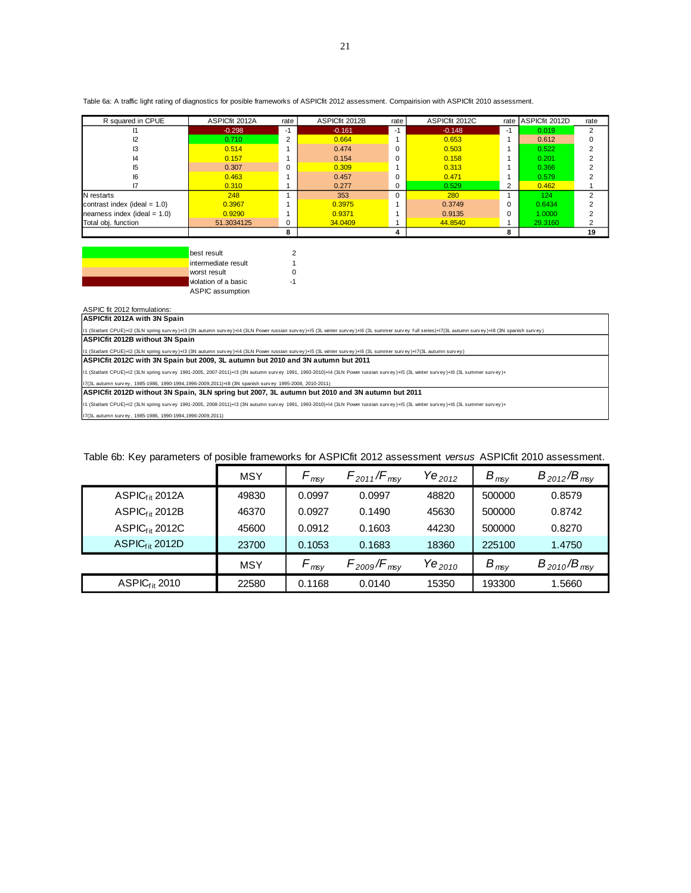Table 6a: A traffic light rating of diagnostics for posible frameworks of ASPICfit 2012 assessment. Compairision with ASPICfit 2010 assessment.

| R squared in CPUE | ASPICfit 2012A | rate | ASPICfit 2012B | rate | ASPICfit 2012C | rate | ASPICfit 2012D | rate |
|---|---|---|---|---|---|---|---|---|
| I1 | -0.298 | -1 | -0.161 | -1 | -0.148 | -1 | 0.019 | 2 |
| I2 | 0.710 | 2 | 0.664 | 1 | 0.653 | 1 | 0.612 | 0 |
| I3 | 0.514 | 1 | 0.474 | 0 | 0.503 | 1 | 0.522 | 2 |
| I4 | 0.157 | 1 | 0.154 | 0 | 0.158 | 1 | 0.201 | 2 |
| I5 | 0.307 | 0 | 0.309 | 1 | 0.313 | 1 | 0.366 | 2 |
| I6 | 0.463 | 1 | 0.457 | 0 | 0.471 | 1 | 0.579 | 2 |
| I7 | 0.310 | 1 | 0.277 | 0 | 0.529 | 2 | 0.462 | 1 |
| N restarts | 248 | 1 | 353 | 0 | 280 | 1 | 124 | 2 |
| contrast index (ideal = 1.0) | 0.3967 | 1 | 0.3975 | 1 | 0.3749 | 0 | 0.6434 | 2 |
| nearness index (ideal = 1.0) | 0.9290 | 1 | 0.9371 | 1 | 0.9135 | 0 | 1.0000 | 2 |
| Total obj. function | 51.3034125 | 0 | 34.0409 | 1 | 44.8540 | 1 | 29.3160 | 2 |
| | | 8 | | 4 | | 8 | | 19 |

| Colour | Rating | Score |
|---|---|---|
| Green | best result | 2 |
| Yellow | intermediate result | 1 |
| Light orange | worst result | 0 |
| Dark red | violation of a basic ASPIC assumption | -1 |

ASPIC fit 2012 formulations:

**ASPICfit 2012A with 3N Spain**

I1 (Statlant CPUE)+I2 (3LN spring survey)+I3 (3N autumn survey)+I4 (3LN Power russian survey)+I5 (3L winter survey)+I6 (3L summer survey full series)+I7(3L autumn survey)+I8 (3N spanish survey)

**ASPICfit 2012B without 3N Spain**

I1 (Statlant CPUE)+I2 (3LN spring survey)+I3 (3N autumn survey)+I4 (3LN Power russian survey)+I5 (3L winter survey)+I6 (3L summer survey)+I7(3L autumn survey)

**ASPICfit 2012C with 3N Spain but 2009, 3L autumn but 2010 and 3N autumn but 2011**

I1 (Statlant CPUE)+I2 (3LN spring survey 1991-2005, 2007-2011)+I3 (3N autumn survey 1991, 1993-2010)+I4 (3LN Power russian survey)+I5 (3L winter survey)+I6 (3L summer survey)+
I7(3L autumn survey, 1985-1986, 1990-1994,1996-2009,2011)+I8 (3N spanish survey 1995-2008, 2010-2011)

**ASPICfit 2012D without 3N Spain, 3LN spring but 2007, 3L autumn but 2010 and 3N autumn but 2011**

I1 (Statlant CPUE)+I2 (3LN spring survey 1991-2005, 2008-2011)+I3 (3N autumn survey 1991, 1993-2010)+I4 (3LN Power russian survey)+I5 (3L winter survey)+I6 (3L summer survey)+
I7(3L autumn survey, 1985-1986, 1990-1994,1996-2009,2011)

Table 6b: Key parameters of posible frameworks for ASPICfit 2012 assessment *versus* ASPICfit 2010 assessment.

| | MSY | $F_{msy}$ | $F_{2011}/F_{msy}$ | $Ye_{2012}$ | $B_{msy}$ | $B_{2012}/B_{msy}$ |
|---|---|---|---|---|---|---|
| $ASPIC_{fit}$ 2012A | 49830 | 0.0997 | 0.0997 | 48820 | 500000 | 0.8579 |
| $ASPIC_{fit}$ 2012B | 46370 | 0.0927 | 0.1490 | 45630 | 500000 | 0.8742 |
| $ASPIC_{fit}$ 2012C | 45600 | 0.0912 | 0.1603 | 44230 | 500000 | 0.8270 |
| $ASPIC_{fit}$ 2012D | 23700 | 0.1053 | 0.1683 | 18360 | 225100 | 1.4750 |
| | MSY | $F_{msy}$ | $F_{2009}/F_{msy}$ | $Ye_{2010}$ | $B_{msy}$ | $B_{2010}/B_{msy}$ |
| $ASPIC_{fit}$ 2010 | 22580 | 0.1168 | 0.0140 | 15350 | 193300 | 1.5660 |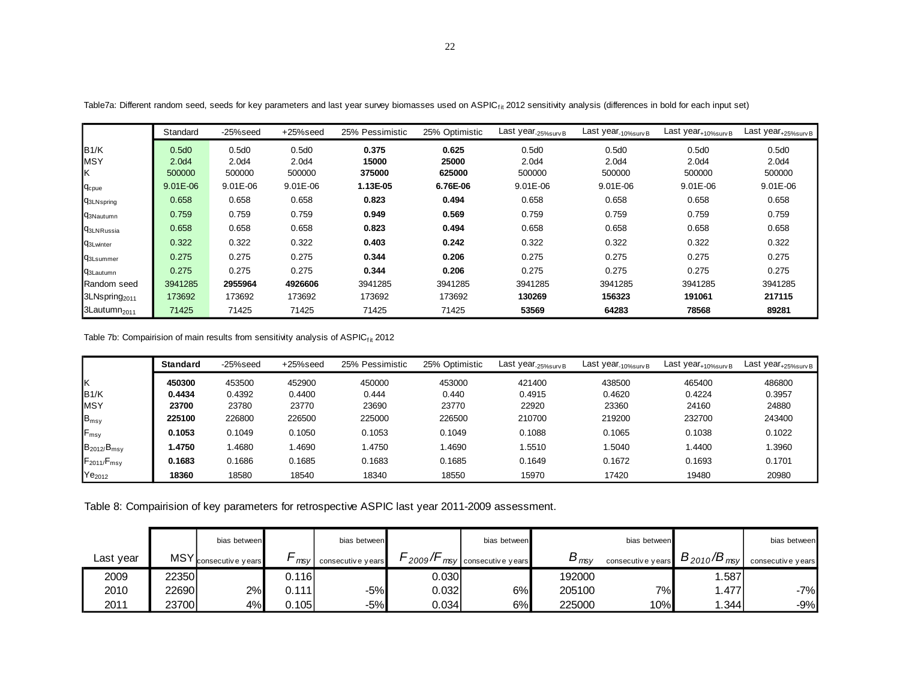Table7a: Different random seed, seeds for key parameters and last year survey biomasses used on $ASPIC_{fit}$ 2012 sensitivity analysis (differences in bold for each input set)

| | Standard | -25%seed | +25%seed | 25% Pessimistic | 25% Optimistic | Last $year_{-25\%surv B}$ | Last $year_{-10\%surv B}$ | Last $year_{+10\%surv B}$ | Last $year_{+25\%surv B}$ |
|---|---|---|---|---|---|---|---|---|---|
| B1/K | 0.5d0 | 0.5d0 | 0.5d0 | **0.375** | **0.625** | 0.5d0 | 0.5d0 | 0.5d0 | 0.5d0 |
| MSY | 2.0d4 | 2.0d4 | 2.0d4 | **15000** | **25000** | 2.0d4 | 2.0d4 | 2.0d4 | 2.0d4 |
| K | 500000 | 500000 | 500000 | **375000** | **625000** | 500000 | 500000 | 500000 | 500000 |
| $q_{cpue}$ | 9.01E-06 | 9.01E-06 | 9.01E-06 | **1.13E-05** | **6.76E-06** | 9.01E-06 | 9.01E-06 | 9.01E-06 | 9.01E-06 |
| $q_{3LNspring}$ | 0.658 | 0.658 | 0.658 | **0.823** | **0.494** | 0.658 | 0.658 | 0.658 | 0.658 |
| $q_{3Nautumn}$ | 0.759 | 0.759 | 0.759 | **0.949** | **0.569** | 0.759 | 0.759 | 0.759 | 0.759 |
| $q_{3LNRussia}$ | 0.658 | 0.658 | 0.658 | **0.823** | **0.494** | 0.658 | 0.658 | 0.658 | 0.658 |
| $q_{3Lwinter}$ | 0.322 | 0.322 | 0.322 | **0.403** | **0.242** | 0.322 | 0.322 | 0.322 | 0.322 |
| $q_{3Lsummer}$ | 0.275 | 0.275 | 0.275 | **0.344** | **0.206** | 0.275 | 0.275 | 0.275 | 0.275 |
| $q_{3Lautumn}$ | 0.275 | 0.275 | 0.275 | **0.344** | **0.206** | 0.275 | 0.275 | 0.275 | 0.275 |
| Random seed | 3941285 | **2955964** | **4926606** | 3941285 | 3941285 | 3941285 | 3941285 | 3941285 | 3941285 |
| $3LNspring_{2011}$ | 173692 | 173692 | 173692 | 173692 | 173692 | **130269** | **156323** | **191061** | **217115** |
| $3Lautumn_{2011}$ | 71425 | 71425 | 71425 | 71425 | 71425 | **53569** | **64283** | **78568** | **89281** |

Table 7b: Compairision of main results from sensitivity analysis of $ASPIC_{fit}$ 2012

| | **Standard** | -25%seed | +25%seed | 25% Pessimistic | 25% Optimistic | Last $year_{-25\%surv B}$ | Last $year_{-10\%surv B}$ | Last $year_{+10\%surv B}$ | Last $year_{+25\%surv B}$ |
|---|---|---|---|---|---|---|---|---|---|
| K | **450300** | 453500 | 452900 | 450000 | 453000 | 421400 | 438500 | 465400 | 486800 |
| B1/K | **0.4434** | 0.4392 | 0.4400 | 0.444 | 0.440 | 0.4915 | 0.4620 | 0.4224 | 0.3957 |
| MSY | **23700** | 23780 | 23770 | 23690 | 23770 | 22920 | 23360 | 24160 | 24880 |
| $B_{msy}$ | **225100** | 226800 | 226500 | 225000 | 226500 | 210700 | 219200 | 232700 | 243400 |
| $F_{msy}$ | **0.1053** | 0.1049 | 0.1050 | 0.1053 | 0.1049 | 0.1088 | 0.1065 | 0.1038 | 0.1022 |
| $B_{2012}/B_{msy}$ | **1.4750** | 1.4680 | 1.4690 | 1.4750 | 1.4690 | 1.5510 | 1.5040 | 1.4400 | 1.3960 |
| $F_{2011}/F_{msy}$ | **0.1683** | 0.1686 | 0.1685 | 0.1683 | 0.1685 | 0.1649 | 0.1672 | 0.1693 | 0.1701 |
| $Ye_{2012}$ | **18360** | 18580 | 18540 | 18340 | 18550 | 15970 | 17420 | 19480 | 20980 |

Table 8: Compairision of key parameters for retrospective ASPIC last year 2011-2009 assessment.

| Last year | MSY | bias between consecutive years | $F_{msy}$ | bias between consecutive years | $F_{2009}/F_{msy}$ | bias between consecutive years | $B_{msy}$ | bias between consecutive years | $B_{2010}/B_{msy}$ | bias between consecutive years |
|---|---|---|---|---|---|---|---|---|---|---|
| 2009 | 22350 | | 0.116 | | 0.030 | | 192000 | | 1.587 | |
| 2010 | 22690 | 2% | 0.111 | -5% | 0.032 | 6% | 205100 | 7% | 1.477 | -7% |
| 2011 | 23700 | 4% | 0.105 | -5% | 0.034 | 6% | 225000 | 10% | 1.344 | -9% |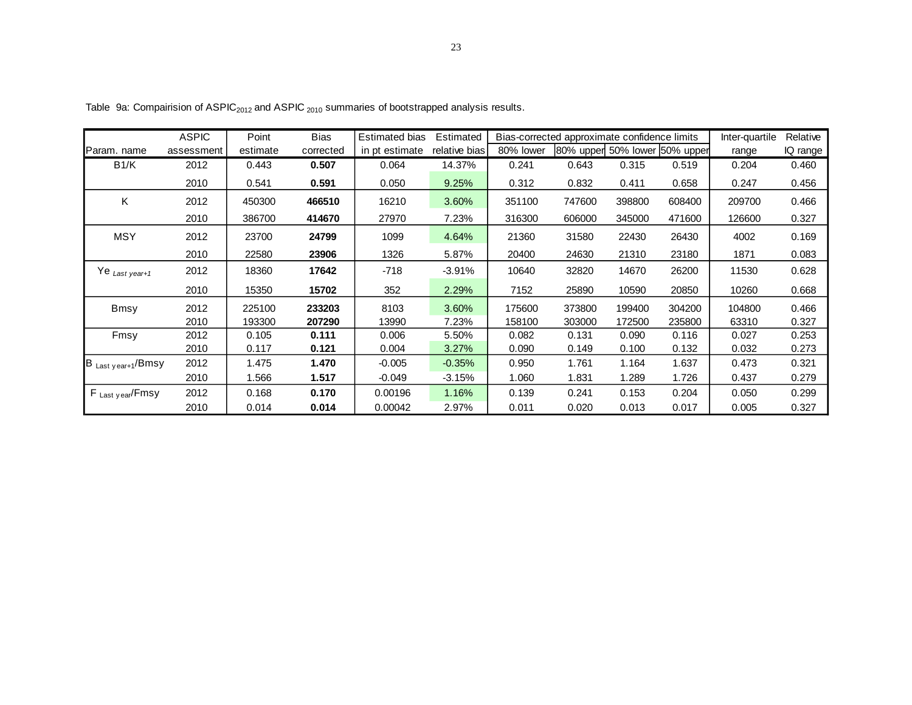Table 9a: Compairision of $ASPIC_{2012}$ and $ASPIC_{2010}$ summaries of bootstrapped analysis results.

| Param. name | ASPIC assessment | Point estimate | Bias corrected | Estimated bias in pt estimate | Estimated relative bias | Bias-corrected approximate confidence limits 80% lower | 80% upper | 50% lower | 50% upper | Inter-quartile range | Relative IQ range |
|---|---|---|---|---|---|---|---|---|---|---|---|
| B1/K | 2012 | 0.443 | **0.507** | 0.064 | 14.37% | 0.241 | 0.643 | 0.315 | 0.519 | 0.204 | 0.460 |
| | 2010 | 0.541 | **0.591** | 0.050 | 9.25% | 0.312 | 0.832 | 0.411 | 0.658 | 0.247 | 0.456 |
| K | 2012 | 450300 | **466510** | 16210 | 3.60% | 351100 | 747600 | 398800 | 608400 | 209700 | 0.466 |
| | 2010 | 386700 | **414670** | 27970 | 7.23% | 316300 | 606000 | 345000 | 471600 | 126600 | 0.327 |
| MSY | 2012 | 23700 | **24799** | 1099 | 4.64% | 21360 | 31580 | 22430 | 26430 | 4002 | 0.169 |
| | 2010 | 22580 | **23906** | 1326 | 5.87% | 20400 | 24630 | 21310 | 23180 | 1871 | 0.083 |
| $Ye_{Last\ year+1}$ | 2012 | 18360 | **17642** | -718 | -3.91% | 10640 | 32820 | 14670 | 26200 | 11530 | 0.628 |
| | 2010 | 15350 | **15702** | 352 | 2.29% | 7152 | 25890 | 10590 | 20850 | 10260 | 0.668 |
| Bmsy | 2012 | 225100 | **233203** | 8103 | 3.60% | 175600 | 373800 | 199400 | 304200 | 104800 | 0.466 |
| | 2010 | 193300 | **207290** | 13990 | 7.23% | 158100 | 303000 | 172500 | 235800 | 63310 | 0.327 |
| Fmsy | 2012 | 0.105 | **0.111** | 0.006 | 5.50% | 0.082 | 0.131 | 0.090 | 0.116 | 0.027 | 0.253 |
| | 2010 | 0.117 | **0.121** | 0.004 | 3.27% | 0.090 | 0.149 | 0.100 | 0.132 | 0.032 | 0.273 |
| $B_{Last\ year+1}$/Bmsy | 2012 | 1.475 | **1.470** | -0.005 | -0.35% | 0.950 | 1.761 | 1.164 | 1.637 | 0.473 | 0.321 |
| | 2010 | 1.566 | **1.517** | -0.049 | -3.15% | 1.060 | 1.831 | 1.289 | 1.726 | 0.437 | 0.279 |
| $F_{Last\ year}$/Fmsy | 2012 | 0.168 | **0.170** | 0.00196 | 1.16% | 0.139 | 0.241 | 0.153 | 0.204 | 0.050 | 0.299 |
| | 2010 | 0.014 | **0.014** | 0.00042 | 2.97% | 0.011 | 0.020 | 0.013 | 0.017 | 0.005 | 0.327 |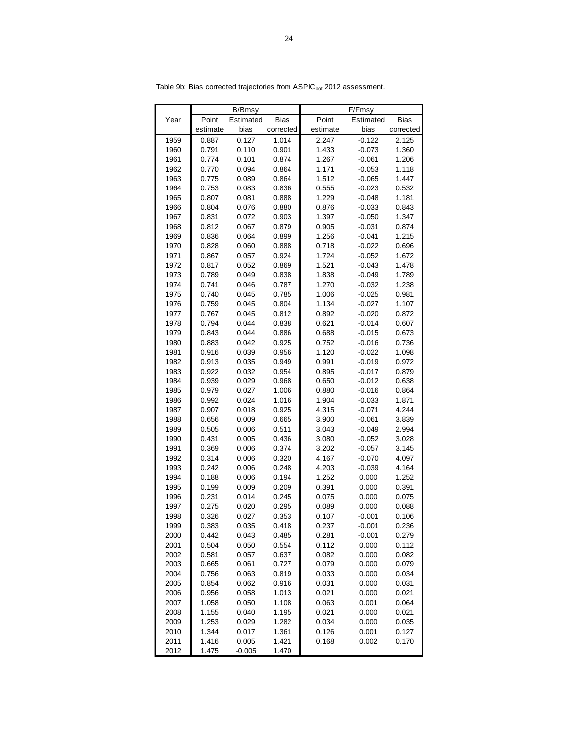Table 9b; Bias corrected trajectories from $ASPIC_{bot}$ 2012 assessment.

| Year | B/Bmsy | | | F/Fmsy | | |
|---|---|---|---|---|---|---|
| | Point estimate | Estimated bias | Bias corrected | Point estimate | Estimated bias | Bias corrected |
| 1959 | 0.887 | 0.127 | 1.014 | 2.247 | -0.122 | 2.125 |
| 1960 | 0.791 | 0.110 | 0.901 | 1.433 | -0.073 | 1.360 |
| 1961 | 0.774 | 0.101 | 0.874 | 1.267 | -0.061 | 1.206 |
| 1962 | 0.770 | 0.094 | 0.864 | 1.171 | -0.053 | 1.118 |
| 1963 | 0.775 | 0.089 | 0.864 | 1.512 | -0.065 | 1.447 |
| 1964 | 0.753 | 0.083 | 0.836 | 0.555 | -0.023 | 0.532 |
| 1965 | 0.807 | 0.081 | 0.888 | 1.229 | -0.048 | 1.181 |
| 1966 | 0.804 | 0.076 | 0.880 | 0.876 | -0.033 | 0.843 |
| 1967 | 0.831 | 0.072 | 0.903 | 1.397 | -0.050 | 1.347 |
| 1968 | 0.812 | 0.067 | 0.879 | 0.905 | -0.031 | 0.874 |
| 1969 | 0.836 | 0.064 | 0.899 | 1.256 | -0.041 | 1.215 |
| 1970 | 0.828 | 0.060 | 0.888 | 0.718 | -0.022 | 0.696 |
| 1971 | 0.867 | 0.057 | 0.924 | 1.724 | -0.052 | 1.672 |
| 1972 | 0.817 | 0.052 | 0.869 | 1.521 | -0.043 | 1.478 |
| 1973 | 0.789 | 0.049 | 0.838 | 1.838 | -0.049 | 1.789 |
| 1974 | 0.741 | 0.046 | 0.787 | 1.270 | -0.032 | 1.238 |
| 1975 | 0.740 | 0.045 | 0.785 | 1.006 | -0.025 | 0.981 |
| 1976 | 0.759 | 0.045 | 0.804 | 1.134 | -0.027 | 1.107 |
| 1977 | 0.767 | 0.045 | 0.812 | 0.892 | -0.020 | 0.872 |
| 1978 | 0.794 | 0.044 | 0.838 | 0.621 | -0.014 | 0.607 |
| 1979 | 0.843 | 0.044 | 0.886 | 0.688 | -0.015 | 0.673 |
| 1980 | 0.883 | 0.042 | 0.925 | 0.752 | -0.016 | 0.736 |
| 1981 | 0.916 | 0.039 | 0.956 | 1.120 | -0.022 | 1.098 |
| 1982 | 0.913 | 0.035 | 0.949 | 0.991 | -0.019 | 0.972 |
| 1983 | 0.922 | 0.032 | 0.954 | 0.895 | -0.017 | 0.879 |
| 1984 | 0.939 | 0.029 | 0.968 | 0.650 | -0.012 | 0.638 |
| 1985 | 0.979 | 0.027 | 1.006 | 0.880 | -0.016 | 0.864 |
| 1986 | 0.992 | 0.024 | 1.016 | 1.904 | -0.033 | 1.871 |
| 1987 | 0.907 | 0.018 | 0.925 | 4.315 | -0.071 | 4.244 |
| 1988 | 0.656 | 0.009 | 0.665 | 3.900 | -0.061 | 3.839 |
| 1989 | 0.505 | 0.006 | 0.511 | 3.043 | -0.049 | 2.994 |
| 1990 | 0.431 | 0.005 | 0.436 | 3.080 | -0.052 | 3.028 |
| 1991 | 0.369 | 0.006 | 0.374 | 3.202 | -0.057 | 3.145 |
| 1992 | 0.314 | 0.006 | 0.320 | 4.167 | -0.070 | 4.097 |
| 1993 | 0.242 | 0.006 | 0.248 | 4.203 | -0.039 | 4.164 |
| 1994 | 0.188 | 0.006 | 0.194 | 1.252 | 0.000 | 1.252 |
| 1995 | 0.199 | 0.009 | 0.209 | 0.391 | 0.000 | 0.391 |
| 1996 | 0.231 | 0.014 | 0.245 | 0.075 | 0.000 | 0.075 |
| 1997 | 0.275 | 0.020 | 0.295 | 0.089 | 0.000 | 0.088 |
| 1998 | 0.326 | 0.027 | 0.353 | 0.107 | -0.001 | 0.106 |
| 1999 | 0.383 | 0.035 | 0.418 | 0.237 | -0.001 | 0.236 |
| 2000 | 0.442 | 0.043 | 0.485 | 0.281 | -0.001 | 0.279 |
| 2001 | 0.504 | 0.050 | 0.554 | 0.112 | 0.000 | 0.112 |
| 2002 | 0.581 | 0.057 | 0.637 | 0.082 | 0.000 | 0.082 |
| 2003 | 0.665 | 0.061 | 0.727 | 0.079 | 0.000 | 0.079 |
| 2004 | 0.756 | 0.063 | 0.819 | 0.033 | 0.000 | 0.034 |
| 2005 | 0.854 | 0.062 | 0.916 | 0.031 | 0.000 | 0.031 |
| 2006 | 0.956 | 0.058 | 1.013 | 0.021 | 0.000 | 0.021 |
| 2007 | 1.058 | 0.050 | 1.108 | 0.063 | 0.001 | 0.064 |
| 2008 | 1.155 | 0.040 | 1.195 | 0.021 | 0.000 | 0.021 |
| 2009 | 1.253 | 0.029 | 1.282 | 0.034 | 0.000 | 0.035 |
| 2010 | 1.344 | 0.017 | 1.361 | 0.126 | 0.001 | 0.127 |
| 2011 | 1.416 | 0.005 | 1.421 | 0.168 | 0.002 | 0.170 |
| 2012 | 1.475 | -0.005 | 1.470 | | | |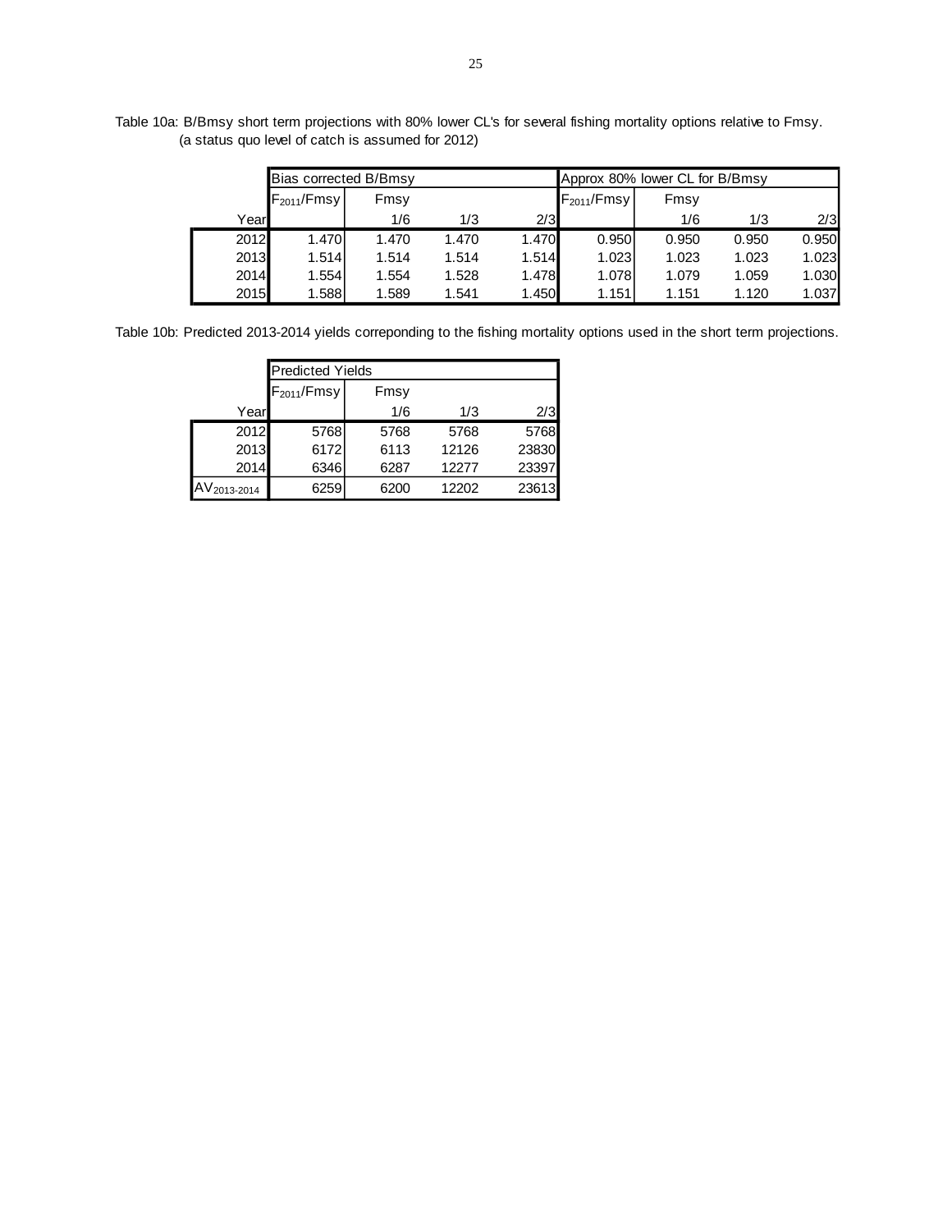Table 10a: B/Bmsy short term projections with 80% lower CL's for several fishing mortality options relative to Fmsy.
(a status quo level of catch is assumed for 2012)

| | Bias corrected B/Bmsy | | | | Approx 80% lower CL for B/Bmsy | | | |
|---|---|---|---|---|---|---|---|---|
| | $F_{2011}$/Fmsy | Fmsy | | | $F_{2011}$/Fmsy | Fmsy | | |
| Year | | 1/6 | 1/3 | 2/3 | | 1/6 | 1/3 | 2/3 |
| 2012 | 1.470 | 1.470 | 1.470 | 1.470 | 0.950 | 0.950 | 0.950 | 0.950 |
| 2013 | 1.514 | 1.514 | 1.514 | 1.514 | 1.023 | 1.023 | 1.023 | 1.023 |
| 2014 | 1.554 | 1.554 | 1.528 | 1.478 | 1.078 | 1.079 | 1.059 | 1.030 |
| 2015 | 1.588 | 1.589 | 1.541 | 1.450 | 1.151 | 1.151 | 1.120 | 1.037 |

Table 10b: Predicted 2013-2014 yields correponding to the fishing mortality options used in the short term projections.

| | Predicted Yields | | | |
|---|---|---|---|---|
| | $F_{2011}$/Fmsy | Fmsy | | |
| Year | | 1/6 | 1/3 | 2/3 |
| 2012 | 5768 | 5768 | 5768 | 5768 |
| 2013 | 6172 | 6113 | 12126 | 23830 |
| 2014 | 6346 | 6287 | 12277 | 23397 |
| $AV_{2013\text{-}2014}$ | 6259 | 6200 | 12202 | 23613 |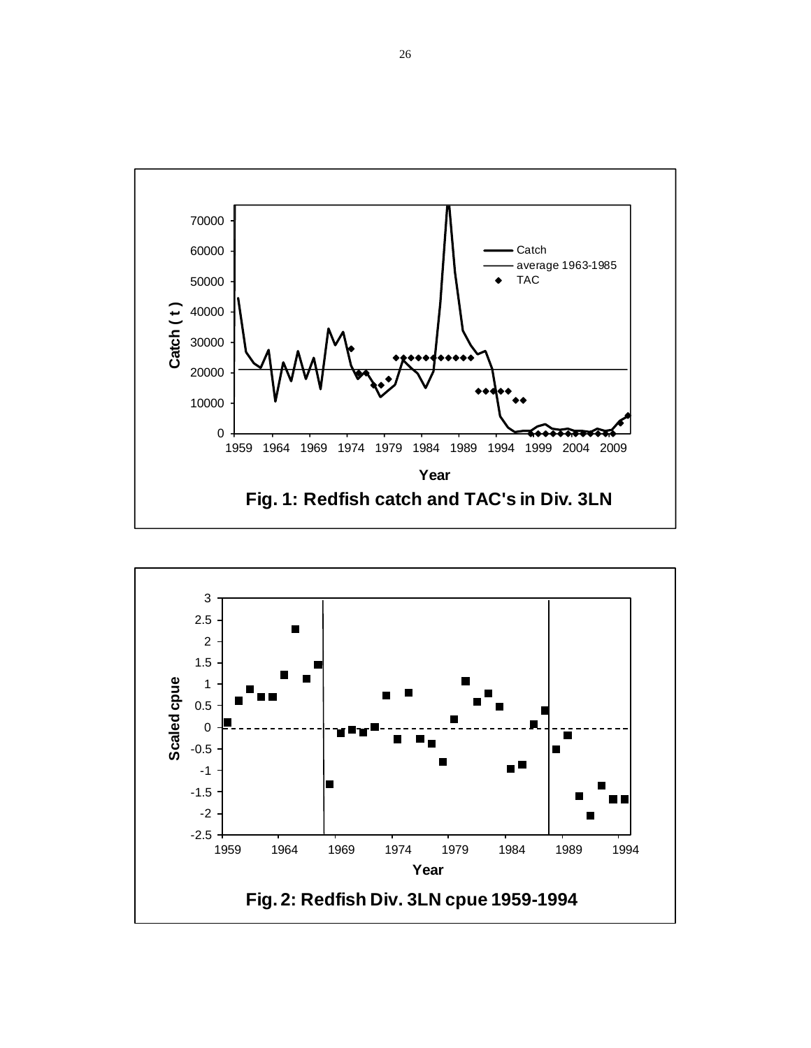Fig. 1: Redfish catch and TAC's in Div. 3LN

Fig. 2: Redfish Div. 3LN cpue 1959-1994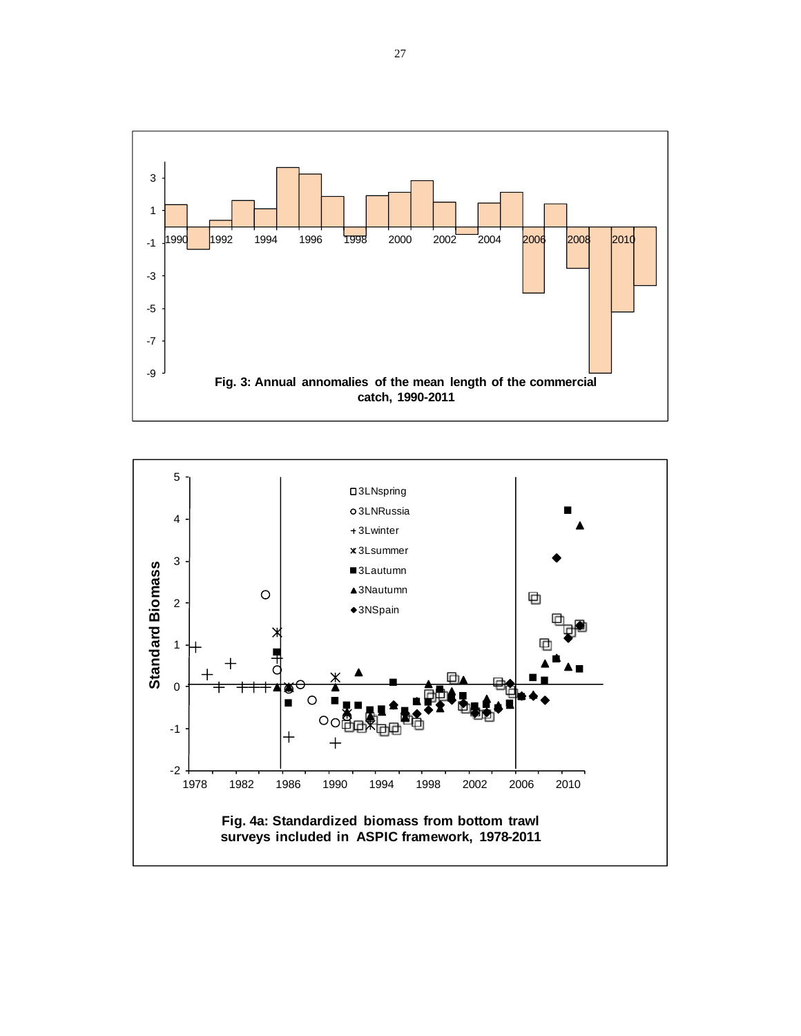Fig. 3: Annual annomalies of the mean length of the commercial catch, 1990-2011

Fig. 4a: Standardized biomass from bottom trawl surveys included in ASPIC framework, 1978-2011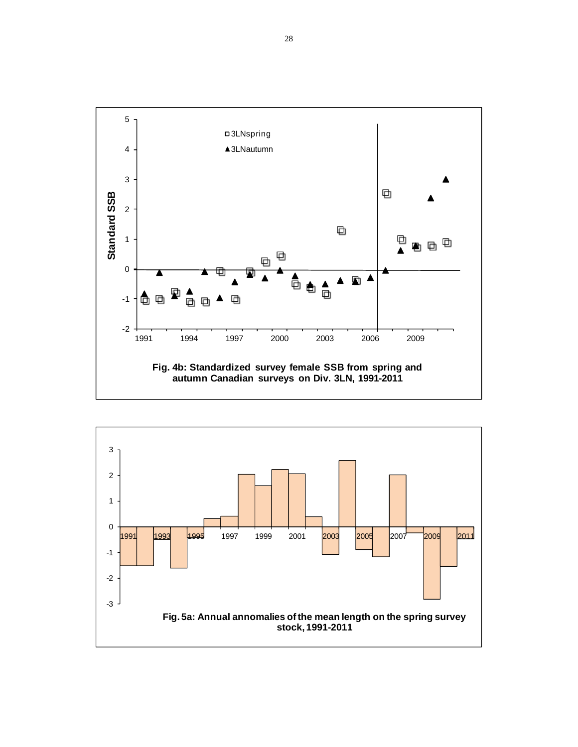Fig. 4b: Standardized survey female SSB from spring and autumn Canadian surveys on Div. 3LN, 1991-2011

Fig. 5a: Annual annomalies of the mean length on the spring survey stock, 1991-2011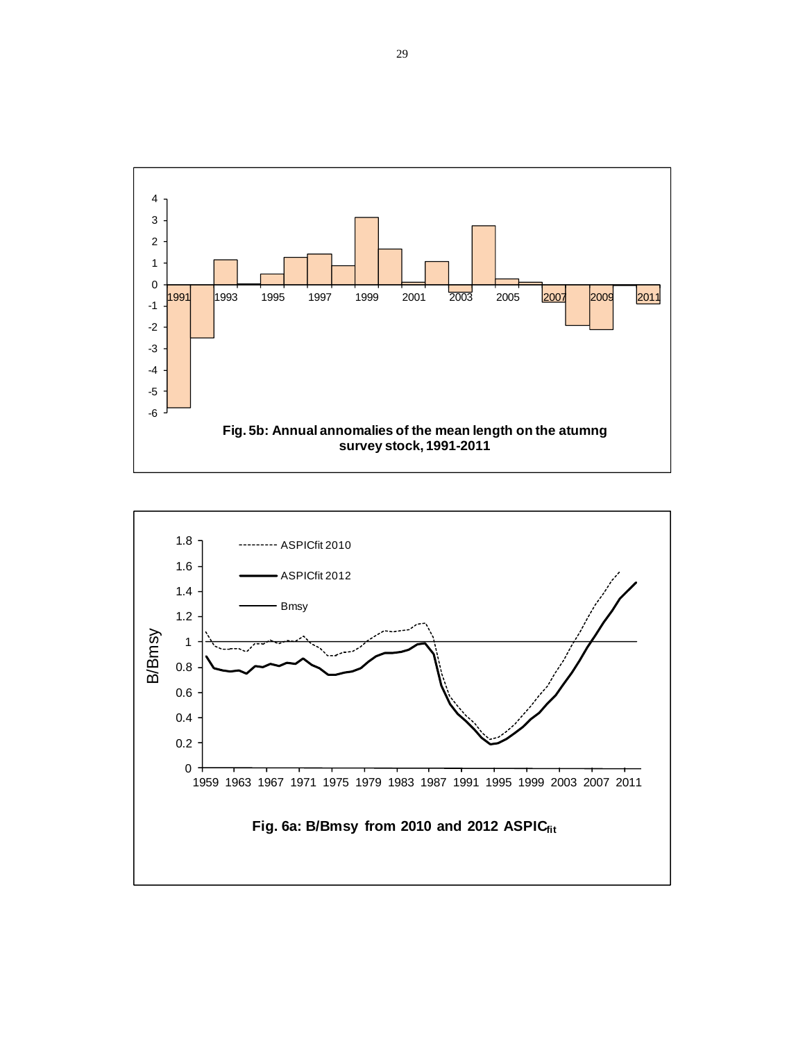Fig. 5b: Annual annomalies of the mean length on the atumng survey stock, 1991-2011

Fig. 6a: B/Bmsy from 2010 and 2012 $ASPIC_{fit}$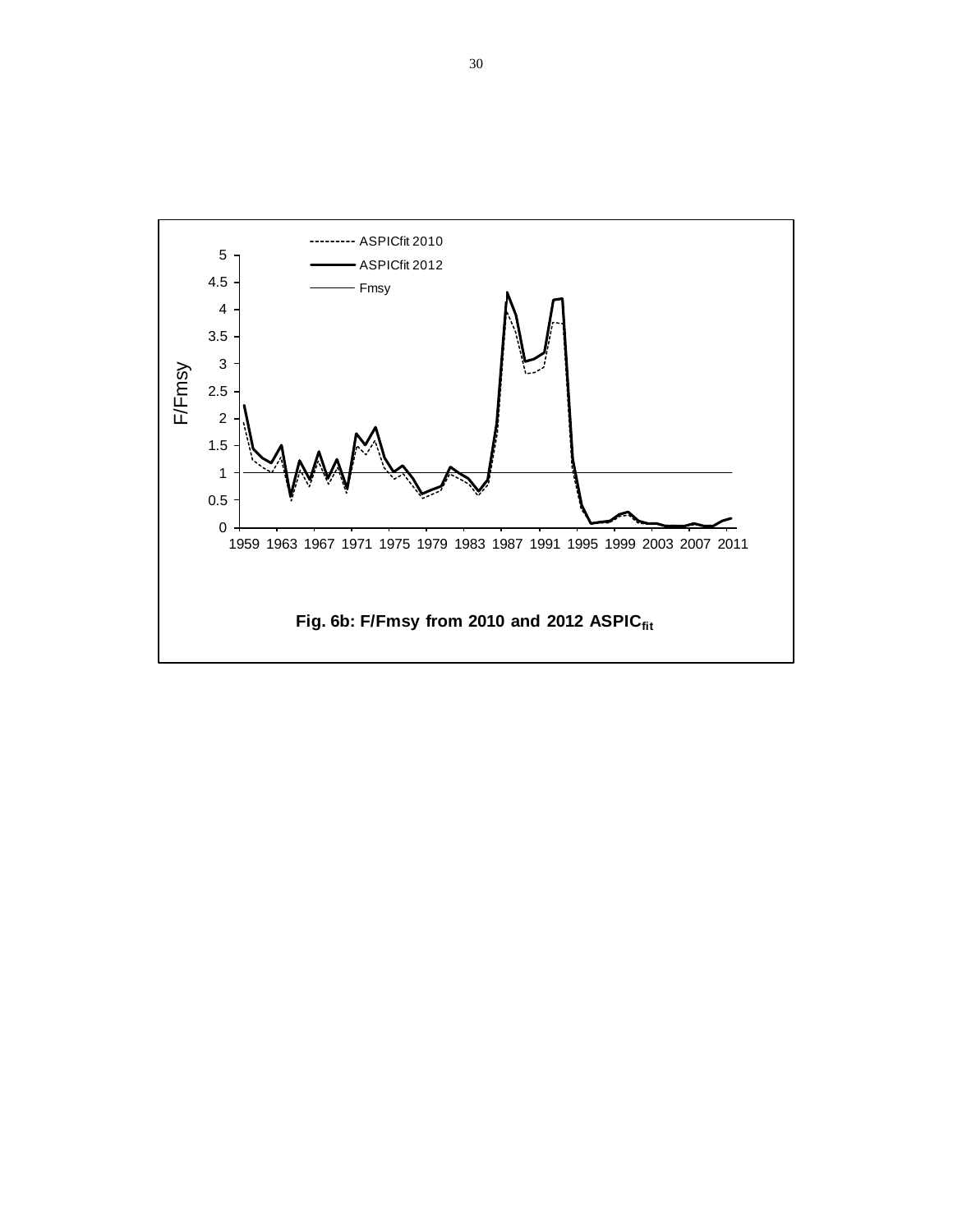Fig. 6b: F/Fmsy from 2010 and 2012 $ASPIC_{fit}$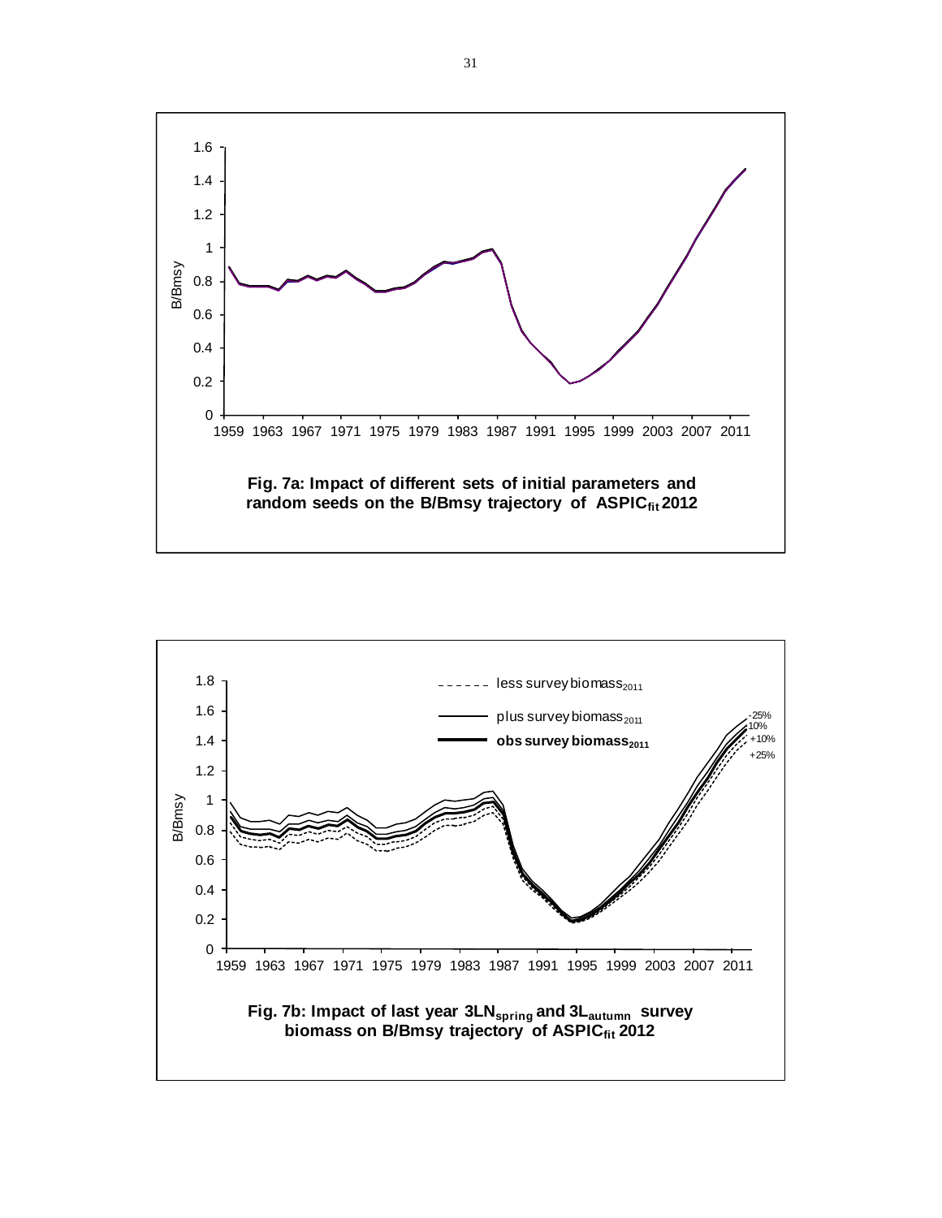**Fig. 7a: Impact of different sets of initial parameters and random seeds on the B/Bmsy trajectory of $ASPIC_{fit}$ 2012**

**Fig. 7b: Impact of last year $3LN_{spring}$ and $3L_{autumn}$ survey biomass on B/Bmsy trajectory of $ASPIC_{fit}$ 2012**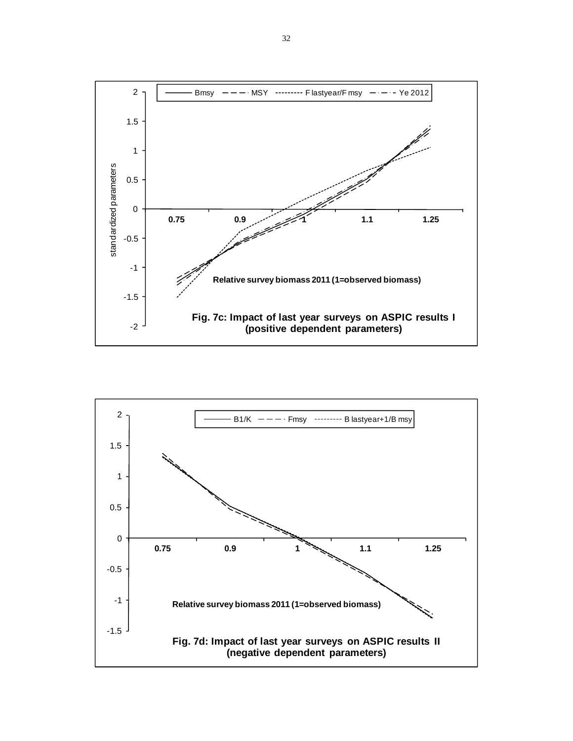Fig. 7c: Impact of last year surveys on ASPIC results I (positive dependent parameters)

Fig. 7d: Impact of last year surveys on ASPIC results II (negative dependent parameters)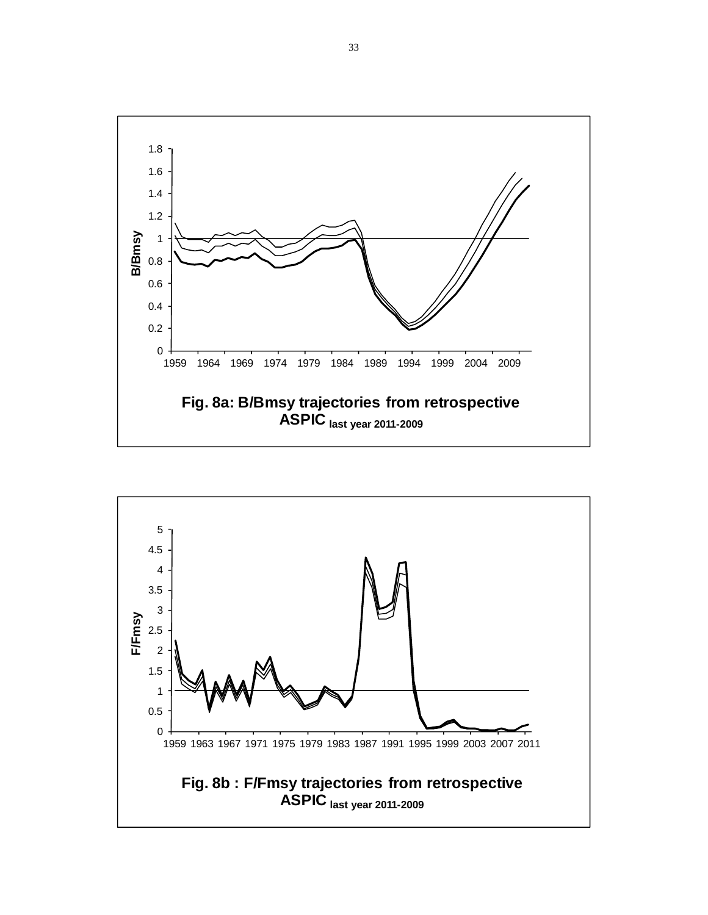Fig. 8a: B/Bmsy trajectories from retrospective ASPIC last year 2011-2009

Fig. 8b : F/Fmsy trajectories from retrospective ASPIC last year 2011-2009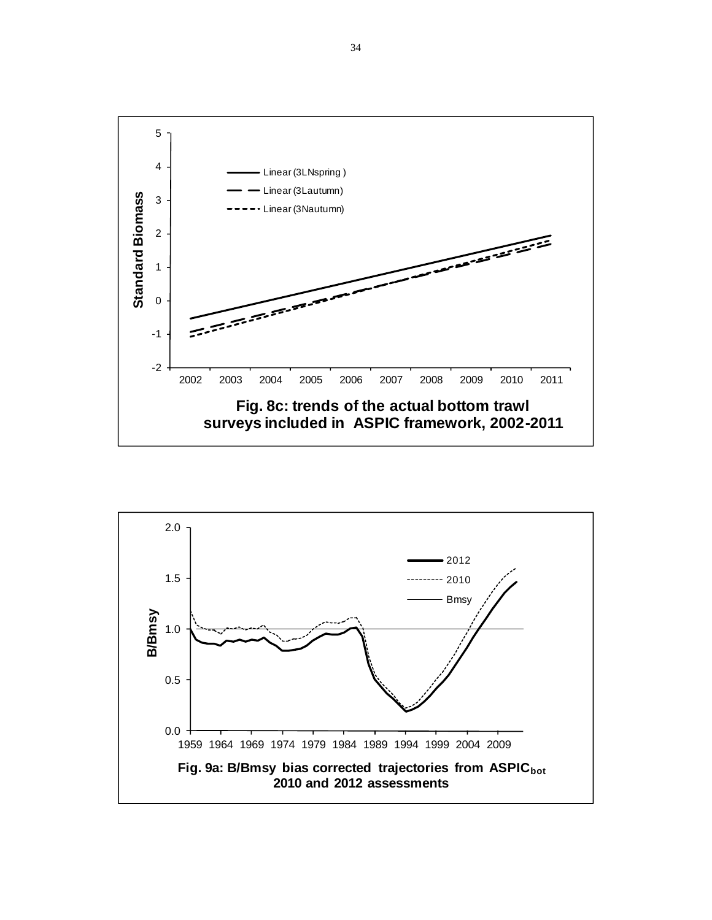Fig. 8c: trends of the actual bottom trawl surveys included in ASPIC framework, 2002-2011

Fig. 9a: B/Bmsy bias corrected trajectories from $ASPIC_{bot}$ 2010 and 2012 assessments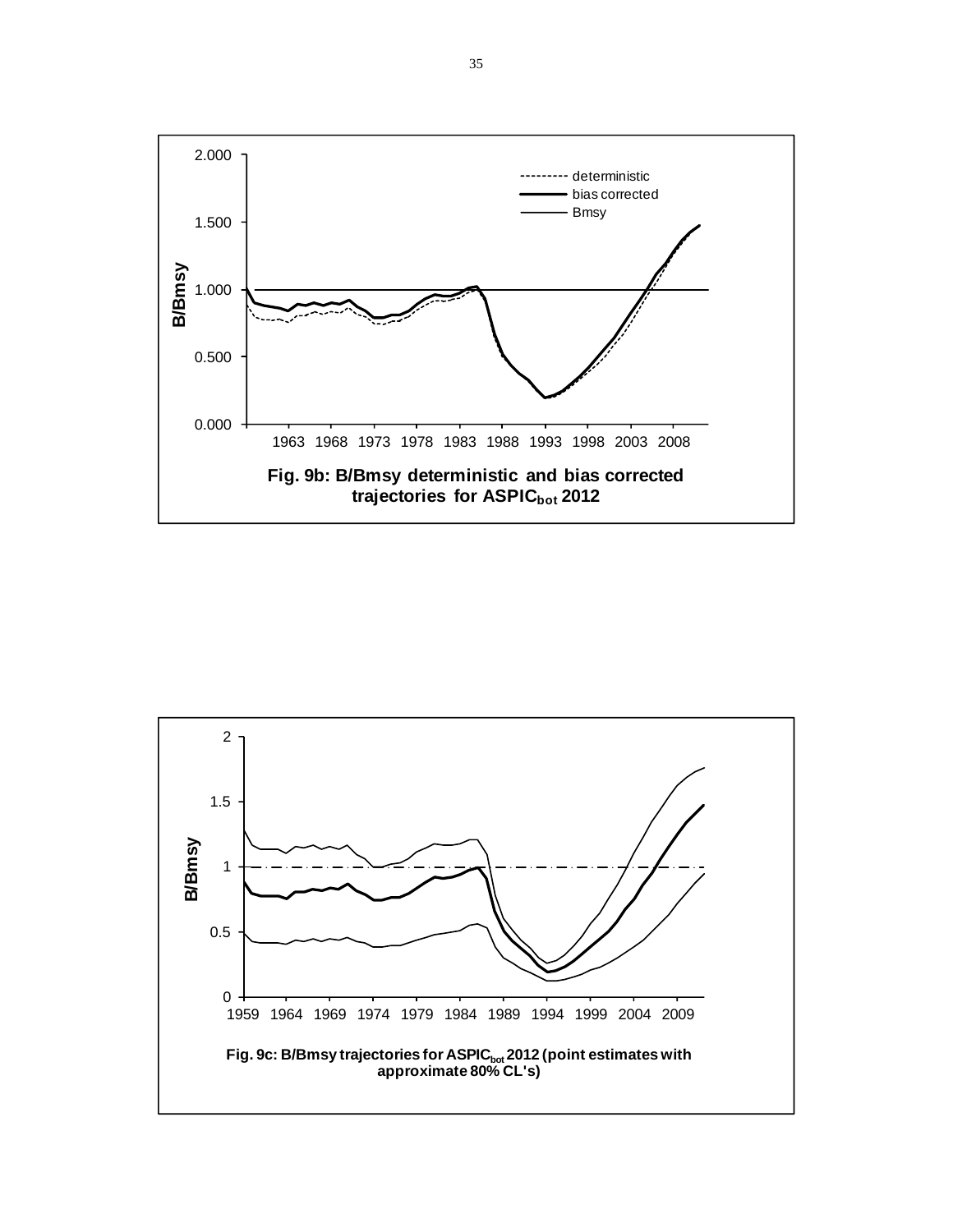Fig. 9b: B/Bmsy deterministic and bias corrected trajectories for $ASPIC_{bot}$ 2012

Fig. 9c: B/Bmsy trajectories for $ASPIC_{bot}$ 2012 (point estimates with approximate 80% CL's)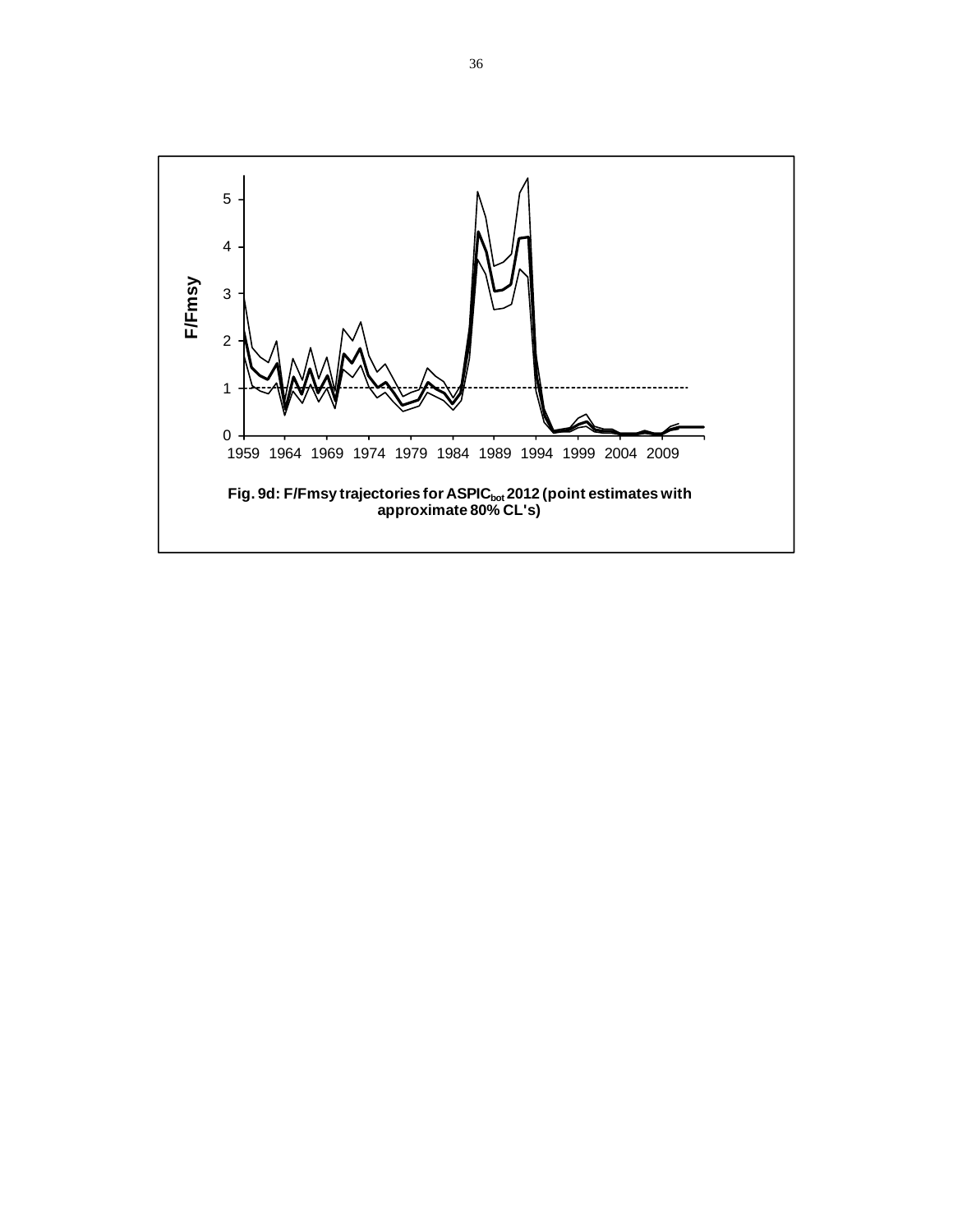Fig. 9d: F/Fmsy trajectories for $ASPIC_{bot}$ 2012 (point estimates with approximate 80% CL's)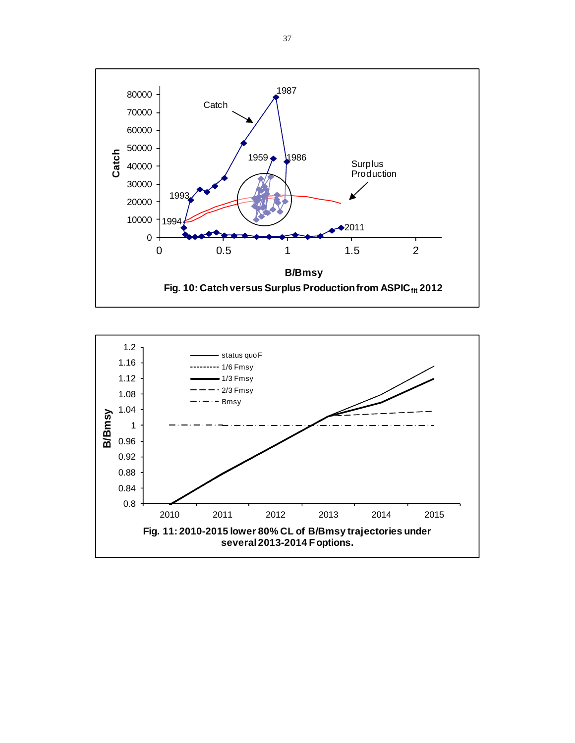Catch

80000
70000
60000
50000
40000
30000
20000
10000
0

1987

Catch

1959 1986

Surplus Production

1993

1994

2011

0 0.5 1 1.5 2

B/Bmsy

**Fig. 10: Catch versus Surplus Production from ASPIC$_{fit}$ 2012**

B/Bmsy

1.2
1.16
1.12
1.08
1.04
1
0.96
0.92
0.88
0.84
0.8

status quo F
1/6 Fmsy
1/3 Fmsy
2/3 Fmsy
Bmsy

2010 2011 2012 2013 2014 2015

**Fig. 11: 2010-2015 lower 80% CL of B/Bmsy trajectories under several 2013-2014 F options.**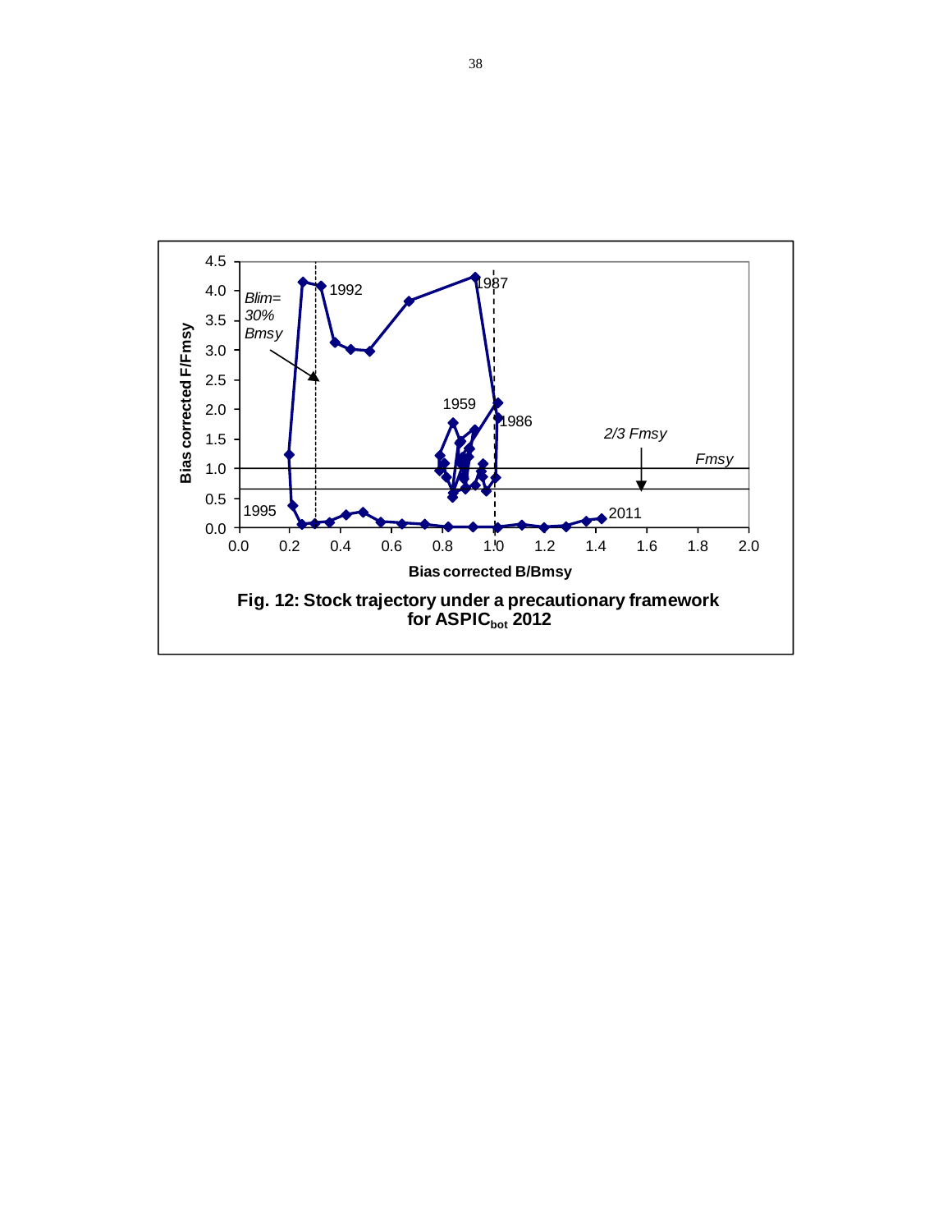**Fig. 12: Stock trajectory under a precautionary framework for $ASPIC_{bot}$ 2012**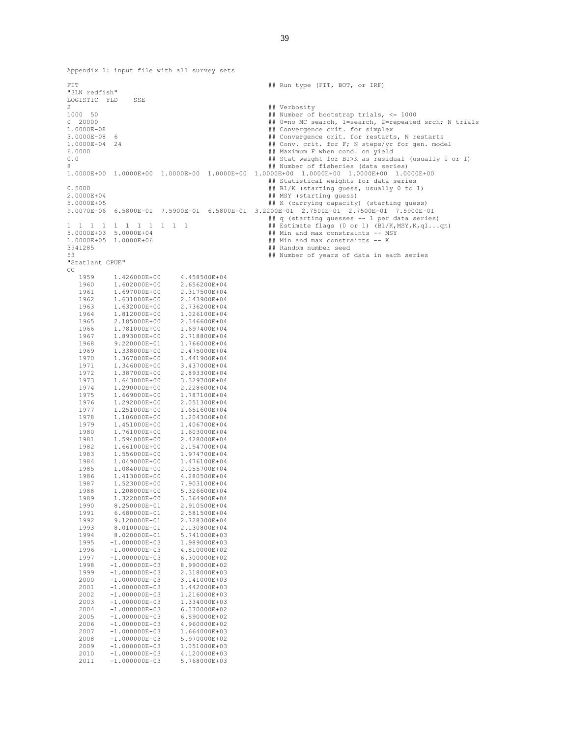Appendix 1: input file with all survey sets

```
FIT                                                      ## Run type (FIT, BOT, or IRF)
"3LN redfish"
LOGISTIC  YLD    SSE
2                                                        ## Verbosity
1000  50                                                 ## Number of bootstrap trials, <= 1000
0  20000                                                 ## 0=no MC search, 1=search, 2=repeated srch; N trials
1.0000E-08                                               ## Convergence crit. for simplex
3.0000E-08  6                                            ## Convergence crit. for restarts, N restarts
1.0000E-04  24                                           ## Conv. crit. for F; N steps/yr for gen. model
6.0000                                                   ## Maximum F when cond. on yield
0.0                                                      ## Stat weight for B1>K as residual (usually 0 or 1)
8                                                        ## Number of fisheries (data series)
1.0000E+00  1.0000E+00  1.0000E+00  1.0000E+00  1.0000E+00  1.0000E+00  1.0000E+00  1.0000E+00
                                                         ## Statistical weights for data series
0.5000                                                   ## B1/K (starting guess, usually 0 to 1)
2.0000E+04                                               ## MSY (starting guess)
5.0000E+05                                               ## K (carrying capacity) (starting guess)
9.0070E-06  6.5800E-01  7.5900E-01  6.5800E-01  3.2200E-01  2.7500E-01  2.7500E-01  7.5900E-01
                                                         ## q (starting guesses -- 1 per data series)
1  1  1  1  1  1  1  1  1  1  1                          ## Estimate flags (0 or 1) (B1/K,MSY,K,q1...qn)
5.0000E+03  5.0000E+04                                   ## Min and max constraints -- MSY
1.0000E+05  1.0000E+06                                   ## Min and max constraints -- K
3941285                                                  ## Random number seed
53                                                       ## Number of years of data in each series
"Statlant CPUE"
CC
   1959     1.426000E+00     4.458500E+04
   1960     1.602000E+00     2.656200E+04
   1961     1.697000E+00     2.317500E+04
   1962     1.631000E+00     2.143900E+04
   1963     1.632000E+00     2.736200E+04
   1964     1.812000E+00     1.026100E+04
   1965     2.185000E+00     2.346600E+04
   1966     1.781000E+00     1.697400E+04
   1967     1.893000E+00     2.718800E+04
   1968     9.220000E-01     1.766000E+04
   1969     1.338000E+00     2.475000E+04
   1970     1.367000E+00     1.441900E+04
   1971     1.346000E+00     3.437000E+04
   1972     1.387000E+00     2.893300E+04
   1973     1.643000E+00     3.329700E+04
   1974     1.290000E+00     2.228600E+04
   1975     1.669000E+00     1.787100E+04
   1976     1.292000E+00     2.051300E+04
   1977     1.251000E+00     1.651600E+04
   1978     1.106000E+00     1.204300E+04
   1979     1.451000E+00     1.406700E+04
   1980     1.761000E+00     1.603000E+04
   1981     1.594000E+00     2.428000E+04
   1982     1.661000E+00     2.154700E+04
   1983     1.556000E+00     1.974700E+04
   1984     1.049000E+00     1.476100E+04
   1985     1.084000E+00     2.055700E+04
   1986     1.413000E+00     4.280500E+04
   1987     1.523000E+00     7.903100E+04
   1988     1.208000E+00     5.326600E+04
   1989     1.322000E+00     3.364900E+04
   1990     8.250000E-01     2.910500E+04
   1991     6.680000E-01     2.581500E+04
   1992     9.120000E-01     2.728300E+04
   1993     8.010000E-01     2.130800E+04
   1994     8.020000E-01     5.741000E+03
   1995    -1.000000E-03     1.989000E+03
   1996    -1.000000E-03     4.510000E+02
   1997    -1.000000E-03     6.300000E+02
   1998    -1.000000E-03     8.990000E+02
   1999    -1.000000E-03     2.318000E+03
   2000    -1.000000E-03     3.141000E+03
   2001    -1.000000E-03     1.442000E+03
   2002    -1.000000E-03     1.216000E+03
   2003    -1.000000E-03     1.334000E+03
   2004    -1.000000E-03     6.370000E+02
   2005    -1.000000E-03     6.590000E+02
   2006    -1.000000E-03     4.960000E+02
   2007    -1.000000E-03     1.664000E+03
   2008    -1.000000E-03     5.970000E+02
   2009    -1.000000E-03     1.051000E+03
   2010    -1.000000E-03     4.120000E+03
   2011    -1.000000E-03     5.768000E+03
```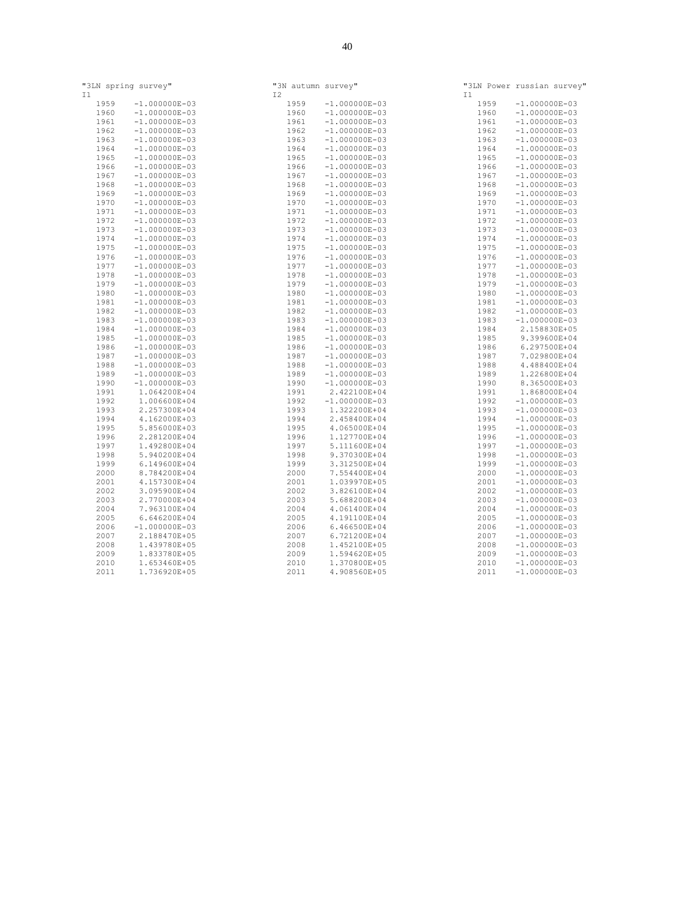"3LN spring survey"

```
I1
  1959    -1.000000E-03
  1960    -1.000000E-03
  1961    -1.000000E-03
  1962    -1.000000E-03
  1963    -1.000000E-03
  1964    -1.000000E-03
  1965    -1.000000E-03
  1966    -1.000000E-03
  1967    -1.000000E-03
  1968    -1.000000E-03
  1969    -1.000000E-03
  1970    -1.000000E-03
  1971    -1.000000E-03
  1972    -1.000000E-03
  1973    -1.000000E-03
  1974    -1.000000E-03
  1975    -1.000000E-03
  1976    -1.000000E-03
  1977    -1.000000E-03
  1978    -1.000000E-03
  1979    -1.000000E-03
  1980    -1.000000E-03
  1981    -1.000000E-03
  1982    -1.000000E-03
  1983    -1.000000E-03
  1984    -1.000000E-03
  1985    -1.000000E-03
  1986    -1.000000E-03
  1987    -1.000000E-03
  1988    -1.000000E-03
  1989    -1.000000E-03
  1990    -1.000000E-03
  1991     1.064200E+04
  1992     1.006600E+04
  1993     2.257300E+04
  1994     4.162000E+03
  1995     5.856000E+03
  1996     2.281200E+04
  1997     1.492800E+04
  1998     5.940200E+04
  1999     6.149600E+04
  2000     8.784200E+04
  2001     4.157300E+04
  2002     3.095900E+04
  2003     2.770000E+04
  2004     7.963100E+04
  2005     6.646200E+04
  2006    -1.000000E-03
  2007     2.188470E+05
  2008     1.439780E+05
  2009     1.833780E+05
  2010     1.653460E+05
  2011     1.736920E+05
```

"3N autumn survey"

```
I2
  1959    -1.000000E-03
  1960    -1.000000E-03
  1961    -1.000000E-03
  1962    -1.000000E-03
  1963    -1.000000E-03
  1964    -1.000000E-03
  1965    -1.000000E-03
  1966    -1.000000E-03
  1967    -1.000000E-03
  1968    -1.000000E-03
  1969    -1.000000E-03
  1970    -1.000000E-03
  1971    -1.000000E-03
  1972    -1.000000E-03
  1973    -1.000000E-03
  1974    -1.000000E-03
  1975    -1.000000E-03
  1976    -1.000000E-03
  1977    -1.000000E-03
  1978    -1.000000E-03
  1979    -1.000000E-03
  1980    -1.000000E-03
  1981    -1.000000E-03
  1982    -1.000000E-03
  1983    -1.000000E-03
  1984    -1.000000E-03
  1985    -1.000000E-03
  1986    -1.000000E-03
  1987    -1.000000E-03
  1988    -1.000000E-03
  1989    -1.000000E-03
  1990    -1.000000E-03
  1991     2.422100E+04
  1992    -1.000000E-03
  1993     1.322200E+04
  1994     2.458400E+04
  1995     4.065000E+04
  1996     1.127700E+04
  1997     5.111600E+04
  1998     9.370300E+04
  1999     3.312500E+04
  2000     7.554400E+04
  2001     1.039970E+05
  2002     3.826100E+04
  2003     5.688200E+04
  2004     4.061400E+04
  2005     4.191100E+04
  2006     6.466500E+04
  2007     6.721200E+04
  2008     1.452100E+05
  2009     1.594620E+05
  2010     1.370800E+05
  2011     4.908560E+05
```

"3LN Power russian survey"

```
I1
  1959    -1.000000E-03
  1960    -1.000000E-03
  1961    -1.000000E-03
  1962    -1.000000E-03
  1963    -1.000000E-03
  1964    -1.000000E-03
  1965    -1.000000E-03
  1966    -1.000000E-03
  1967    -1.000000E-03
  1968    -1.000000E-03
  1969    -1.000000E-03
  1970    -1.000000E-03
  1971    -1.000000E-03
  1972    -1.000000E-03
  1973    -1.000000E-03
  1974    -1.000000E-03
  1975    -1.000000E-03
  1976    -1.000000E-03
  1977    -1.000000E-03
  1978    -1.000000E-03
  1979    -1.000000E-03
  1980    -1.000000E-03
  1981    -1.000000E-03
  1982    -1.000000E-03
  1983    -1.000000E-03
  1984     2.158830E+05
  1985     9.399600E+04
  1986     6.297500E+04
  1987     7.029800E+04
  1988     4.488400E+04
  1989     1.226800E+04
  1990     8.365000E+03
  1991     1.868000E+04
  1992    -1.000000E-03
  1993    -1.000000E-03
  1994    -1.000000E-03
  1995    -1.000000E-03
  1996    -1.000000E-03
  1997    -1.000000E-03
  1998    -1.000000E-03
  1999    -1.000000E-03
  2000    -1.000000E-03
  2001    -1.000000E-03
  2002    -1.000000E-03
  2003    -1.000000E-03
  2004    -1.000000E-03
  2005    -1.000000E-03
  2006    -1.000000E-03
  2007    -1.000000E-03
  2008    -1.000000E-03
  2009    -1.000000E-03
  2010    -1.000000E-03
  2011    -1.000000E-03
```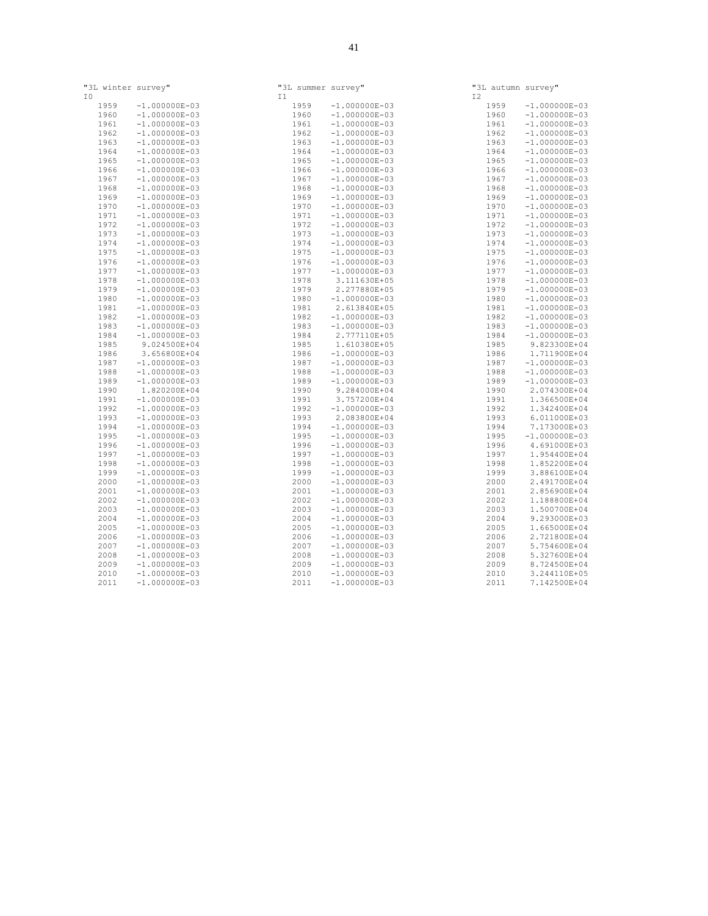"3L winter survey"
I0

| Year | Value |
|---|---|
| 1959 | -1.000000E-03 |
| 1960 | -1.000000E-03 |
| 1961 | -1.000000E-03 |
| 1962 | -1.000000E-03 |
| 1963 | -1.000000E-03 |
| 1964 | -1.000000E-03 |
| 1965 | -1.000000E-03 |
| 1966 | -1.000000E-03 |
| 1967 | -1.000000E-03 |
| 1968 | -1.000000E-03 |
| 1969 | -1.000000E-03 |
| 1970 | -1.000000E-03 |
| 1971 | -1.000000E-03 |
| 1972 | -1.000000E-03 |
| 1973 | -1.000000E-03 |
| 1974 | -1.000000E-03 |
| 1975 | -1.000000E-03 |
| 1976 | -1.000000E-03 |
| 1977 | -1.000000E-03 |
| 1978 | -1.000000E-03 |
| 1979 | -1.000000E-03 |
| 1980 | -1.000000E-03 |
| 1981 | -1.000000E-03 |
| 1982 | -1.000000E-03 |
| 1983 | -1.000000E-03 |
| 1984 | -1.000000E-03 |
| 1985 | 9.024500E+04 |
| 1986 | 3.656800E+04 |
| 1987 | -1.000000E-03 |
| 1988 | -1.000000E-03 |
| 1989 | -1.000000E-03 |
| 1990 | 1.820200E+04 |
| 1991 | -1.000000E-03 |
| 1992 | -1.000000E-03 |
| 1993 | -1.000000E-03 |
| 1994 | -1.000000E-03 |
| 1995 | -1.000000E-03 |
| 1996 | -1.000000E-03 |
| 1997 | -1.000000E-03 |
| 1998 | -1.000000E-03 |
| 1999 | -1.000000E-03 |
| 2000 | -1.000000E-03 |
| 2001 | -1.000000E-03 |
| 2002 | -1.000000E-03 |
| 2003 | -1.000000E-03 |
| 2004 | -1.000000E-03 |
| 2005 | -1.000000E-03 |
| 2006 | -1.000000E-03 |
| 2007 | -1.000000E-03 |
| 2008 | -1.000000E-03 |
| 2009 | -1.000000E-03 |
| 2010 | -1.000000E-03 |
| 2011 | -1.000000E-03 |

"3L summer survey"
I1

| Year | Value |
|---|---|
| 1959 | -1.000000E-03 |
| 1960 | -1.000000E-03 |
| 1961 | -1.000000E-03 |
| 1962 | -1.000000E-03 |
| 1963 | -1.000000E-03 |
| 1964 | -1.000000E-03 |
| 1965 | -1.000000E-03 |
| 1966 | -1.000000E-03 |
| 1967 | -1.000000E-03 |
| 1968 | -1.000000E-03 |
| 1969 | -1.000000E-03 |
| 1970 | -1.000000E-03 |
| 1971 | -1.000000E-03 |
| 1972 | -1.000000E-03 |
| 1973 | -1.000000E-03 |
| 1974 | -1.000000E-03 |
| 1975 | -1.000000E-03 |
| 1976 | -1.000000E-03 |
| 1977 | -1.000000E-03 |
| 1978 | 3.111630E+05 |
| 1979 | 2.277880E+05 |
| 1980 | -1.000000E-03 |
| 1981 | 2.613840E+05 |
| 1982 | -1.000000E-03 |
| 1983 | -1.000000E-03 |
| 1984 | 2.777110E+05 |
| 1985 | 1.610380E+05 |
| 1986 | -1.000000E-03 |
| 1987 | -1.000000E-03 |
| 1988 | -1.000000E-03 |
| 1989 | -1.000000E-03 |
| 1990 | 9.284000E+04 |
| 1991 | 3.757200E+04 |
| 1992 | -1.000000E-03 |
| 1993 | 2.083800E+04 |
| 1994 | -1.000000E-03 |
| 1995 | -1.000000E-03 |
| 1996 | -1.000000E-03 |
| 1997 | -1.000000E-03 |
| 1998 | -1.000000E-03 |
| 1999 | -1.000000E-03 |
| 2000 | -1.000000E-03 |
| 2001 | -1.000000E-03 |
| 2002 | -1.000000E-03 |
| 2003 | -1.000000E-03 |
| 2004 | -1.000000E-03 |
| 2005 | -1.000000E-03 |
| 2006 | -1.000000E-03 |
| 2007 | -1.000000E-03 |
| 2008 | -1.000000E-03 |
| 2009 | -1.000000E-03 |
| 2010 | -1.000000E-03 |
| 2011 | -1.000000E-03 |

"3L autumn survey"
I2

| Year | Value |
|---|---|
| 1959 | -1.000000E-03 |
| 1960 | -1.000000E-03 |
| 1961 | -1.000000E-03 |
| 1962 | -1.000000E-03 |
| 1963 | -1.000000E-03 |
| 1964 | -1.000000E-03 |
| 1965 | -1.000000E-03 |
| 1966 | -1.000000E-03 |
| 1967 | -1.000000E-03 |
| 1968 | -1.000000E-03 |
| 1969 | -1.000000E-03 |
| 1970 | -1.000000E-03 |
| 1971 | -1.000000E-03 |
| 1972 | -1.000000E-03 |
| 1973 | -1.000000E-03 |
| 1974 | -1.000000E-03 |
| 1975 | -1.000000E-03 |
| 1976 | -1.000000E-03 |
| 1977 | -1.000000E-03 |
| 1978 | -1.000000E-03 |
| 1979 | -1.000000E-03 |
| 1980 | -1.000000E-03 |
| 1981 | -1.000000E-03 |
| 1982 | -1.000000E-03 |
| 1983 | -1.000000E-03 |
| 1984 | -1.000000E-03 |
| 1985 | 9.823300E+04 |
| 1986 | 1.711900E+04 |
| 1987 | -1.000000E-03 |
| 1988 | -1.000000E-03 |
| 1989 | -1.000000E-03 |
| 1990 | 2.074300E+04 |
| 1991 | 1.366500E+04 |
| 1992 | 1.342400E+04 |
| 1993 | 6.011000E+03 |
| 1994 | 7.173000E+03 |
| 1995 | -1.000000E-03 |
| 1996 | 4.691000E+03 |
| 1997 | 1.954400E+04 |
| 1998 | 1.852200E+04 |
| 1999 | 3.886100E+04 |
| 2000 | 2.491700E+04 |
| 2001 | 2.856900E+04 |
| 2002 | 1.188800E+04 |
| 2003 | 1.500700E+04 |
| 2004 | 9.293000E+03 |
| 2005 | 1.665000E+04 |
| 2006 | 2.721800E+04 |
| 2007 | 5.754600E+04 |
| 2008 | 5.327600E+04 |
| 2009 | 8.724500E+04 |
| 2010 | 3.244110E+05 |
| 2011 | 7.142500E+04 |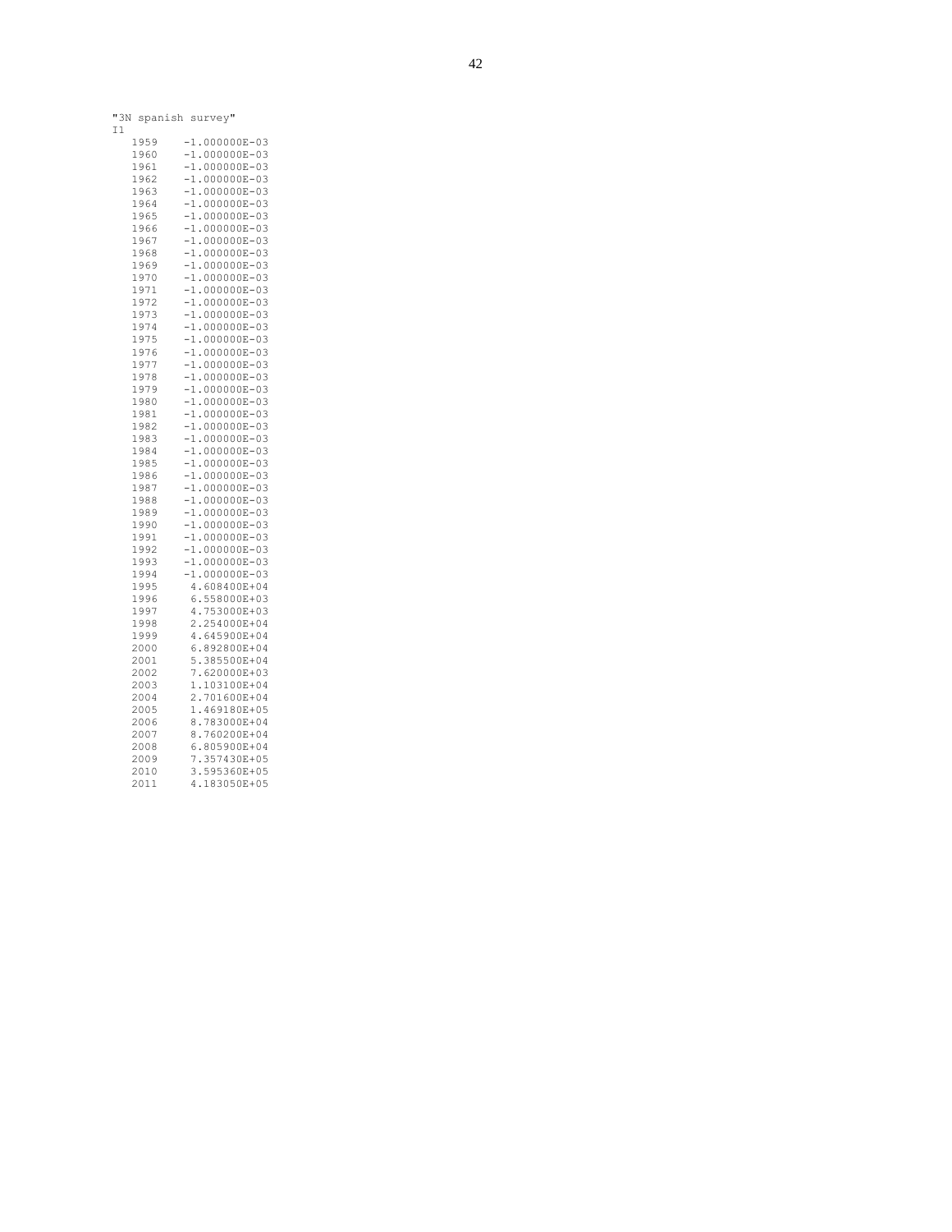```
"3N spanish survey"
I1
   1959    -1.000000E-03
   1960    -1.000000E-03
   1961    -1.000000E-03
   1962    -1.000000E-03
   1963    -1.000000E-03
   1964    -1.000000E-03
   1965    -1.000000E-03
   1966    -1.000000E-03
   1967    -1.000000E-03
   1968    -1.000000E-03
   1969    -1.000000E-03
   1970    -1.000000E-03
   1971    -1.000000E-03
   1972    -1.000000E-03
   1973    -1.000000E-03
   1974    -1.000000E-03
   1975    -1.000000E-03
   1976    -1.000000E-03
   1977    -1.000000E-03
   1978    -1.000000E-03
   1979    -1.000000E-03
   1980    -1.000000E-03
   1981    -1.000000E-03
   1982    -1.000000E-03
   1983    -1.000000E-03
   1984    -1.000000E-03
   1985    -1.000000E-03
   1986    -1.000000E-03
   1987    -1.000000E-03
   1988    -1.000000E-03
   1989    -1.000000E-03
   1990    -1.000000E-03
   1991    -1.000000E-03
   1992    -1.000000E-03
   1993    -1.000000E-03
   1994    -1.000000E-03
   1995     4.608400E+04
   1996     6.558000E+03
   1997     4.753000E+03
   1998     2.254000E+04
   1999     4.645900E+04
   2000     6.892800E+04
   2001     5.385500E+04
   2002     7.620000E+03
   2003     1.103100E+04
   2004     2.701600E+04
   2005     1.469180E+05
   2006     8.783000E+04
   2007     8.760200E+04
   2008     6.805900E+04
   2009     7.357430E+05
   2010     3.595360E+05
   2011     4.183050E+05
```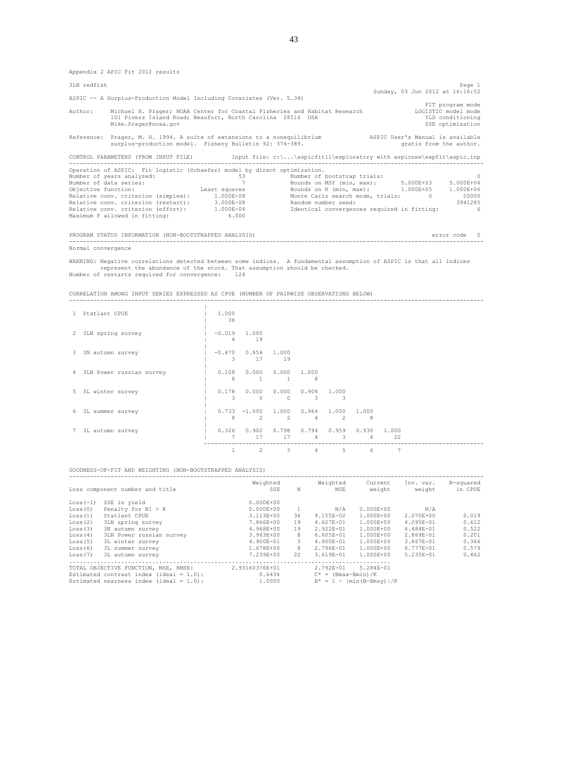Appendix 2 APIC Fit 2012 results

```
3LN redfish                                                                                                   Page 1
                                                                                        Sunday, 03 Jun 2012 at 16:16:52
ASPIC -- A Surplus-Production Model Including Covariates (Ver. 5.34)
                                                                                                       FIT program mode
Author:     Michael H. Prager; NOAA Center for Coastal Fisheries and Habitat Research               LOGISTIC model mode
            101 Pivers Island Road; Beaufort, North Carolina  28516  USA                              YLD conditioning
            Mike.Prager@noaa.gov                                                                        SSE optimization

Reference:  Prager, M. H. 1994. A suite of extensions to a nonequilibrium           ASPIC User's Manual is available
            surplus-production model.  Fishery Bulletin 92: 374-389.                          gratis from the author.

CONTROL PARAMETERS (FROM INPUT FILE)          Input file: c:\...\aspicfit11\exploratory with aspicnew\expfit\aspic.inp
-----------------------------------------------------------------------------------------------------------------------
Operation of ASPIC:  Fit logistic (Schaefer) model by direct optimization.
Number of years analyzed:                        53           Number of bootstrap trials:                          0
Number of data series:                            7           Bounds on MSY (min, max):       5.000E+03    5.000E+04
Objective function:                   Least squares           Bounds on K (min, max):         1.000E+05    1.000E+06
Relative conv. criterion (simplex):       1.000E-08           Monte Carlo search mode, trials:        0        20000
Relative conv. criterion (restart):       3.000E-08           Random number seed:                                3941285
Relative conv. criterion (effort):        1.000E-04           Identical convergences required in fitting:         6
Maximum F allowed in fitting:                 6.000

PROGRAM STATUS INFORMATION (NON-BOOTSTRAPPED ANALYSIS)                                                    error code   0
-----------------------------------------------------------------------------------------------------------------------
Normal convergence

WARNING: Negative correlations detected between some indices.  A fundamental assumption of ASPIC is that all indices
         represent the abundance of the stock. That assumption should be checked.
Number of restarts required for convergence:    124

CORRELATION AMONG INPUT SERIES EXPRESSED AS CPUE (NUMBER OF PAIRWISE OBSERVATIONS BELOW)
-----------------------------------------------------------------------------------------------------------------------
                                      |
 1  Statlant CPUE                     |   1.000
                                      |     36
                                      |
 2  3LN spring survey                 |  -0.019   1.000
                                      |      4      19
                                      |
 3  3N autumn survey                  |  -0.470   0.854   1.000
                                      |      3      17      19
                                      |
 4  3LN Power russian survey          |   0.108   0.000   0.000   1.000
                                      |      8       1       1       8
                                      |
 5  3L winter survey                  |   0.178   0.000   0.000   0.908   1.000
                                      |      3       0       0       3       3
                                      |
 6  3L summer survey                  |   0.733  -1.000   1.000   0.964   1.000   1.000
                                      |      8       2       2       4       2       8
                                      |
 7  3L autumn survey                  |   0.326   0.902   0.798   0.794   0.959   0.930   1.000
                                      |      7      17      17       4       3       4      22
                                       --------------------------------------------------------------------------------
                                             1       2       3       4       5       6       7

GOODNESS-OF-FIT AND WEIGHTING (NON-BOOTSTRAPPED ANALYSIS)
-----------------------------------------------------------------------------------------------------------------------
                                                  Weighted             Weighted      Current    Inv. var.    R-squared
Loss component number and title                        SSE      N           MSE       weight       weight      in CPUE

Loss(-1)  SSE in yield                           0.000E+00
Loss(0)   Penalty for B1 > K                     0.000E+00      1           N/A    0.000E+00          N/A
Loss(1)   Statlant CPUE                          3.113E+00     36     9.155E-02    1.000E+00    2.070E+00        0.019
Loss(2)   3LN spring survey                      7.866E+00     19     4.627E-01    1.000E+00    4.095E-01        0.612
Loss(3)   3N autumn survey                       4.968E+00     19     2.922E-01    1.000E+00    6.484E-01        0.522
Loss(4)   3LN Power russian survey               3.963E+00      8     6.605E-01    1.000E+00    2.869E-01        0.201
Loss(5)   3L winter survey                       4.900E-01      3     4.900E-01    1.000E+00    3.867E-01        0.366
Loss(6)   3L summer survey                       1.678E+00      8     2.796E-01    1.000E+00    6.777E-01        0.579
Loss(7)   3L autumn survey                       7.239E+00     22     3.619E-01    1.000E+00    5.235E-01        0.462
..................................................................................................
TOTAL OBJECTIVE FUNCTION, MSE, RMSE:        2.93160376E+01          2.792E-01    5.284E-01
Estimated contrast index (ideal = 1.0):             0.6434          C* = (Bmax-Bmin)/K
Estimated nearness index (ideal = 1.0):             1.0000          N* = 1 - |min(B-Bmsy)|/K
```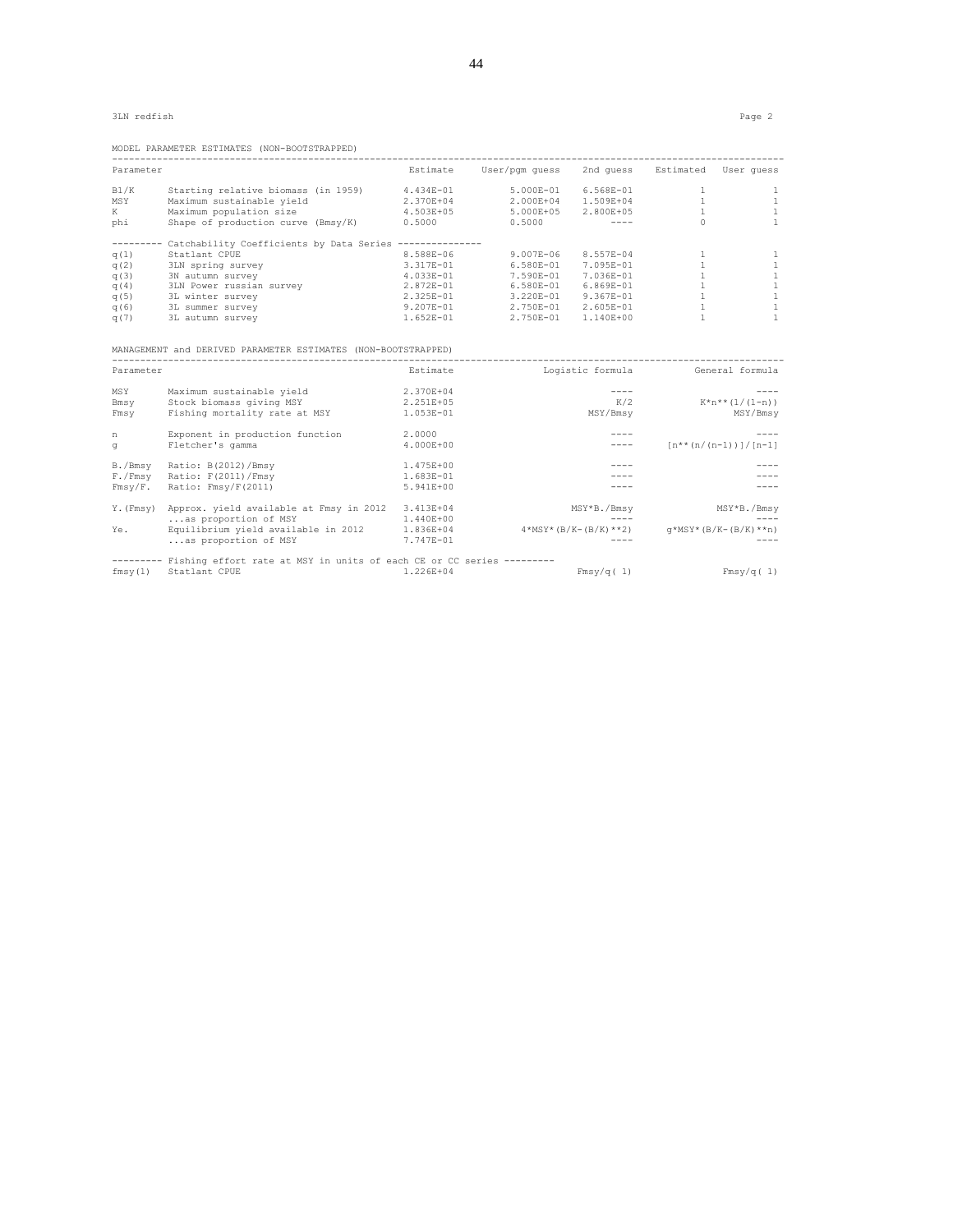3LN redfish

Page 2

MODEL PARAMETER ESTIMATES (NON-BOOTSTRAPPED)

| Parameter | | Estimate | User/pgm guess | 2nd guess | Estimated | User guess |
|---|---|---|---|---|---|---|
| B1/K | Starting relative biomass (in 1959) | 4.434E-01 | 5.000E-01 | 6.568E-01 | 1 | 1 |
| MSY | Maximum sustainable yield | 2.370E+04 | 2.000E+04 | 1.509E+04 | 1 | 1 |
| K | Maximum population size | 4.503E+05 | 5.000E+05 | 2.800E+05 | 1 | 1 |
| phi | Shape of production curve (Bmsy/K) | 0.5000 | 0.5000 | ---- | 0 | 1 |
| --------- | Catchability Coefficients by Data Series -------------- | | | | | |
| q(1) | Statlant CPUE | 8.588E-06 | 9.007E-06 | 8.557E-04 | 1 | 1 |
| q(2) | 3LN spring survey | 3.317E-01 | 6.580E-01 | 7.095E-01 | 1 | 1 |
| q(3) | 3N autumn survey | 4.033E-01 | 7.590E-01 | 7.036E-01 | 1 | 1 |
| q(4) | 3LN Power russian survey | 2.872E-01 | 6.580E-01 | 6.869E-01 | 1 | 1 |
| q(5) | 3L winter survey | 2.325E-01 | 3.220E-01 | 9.367E-01 | 1 | 1 |
| q(6) | 3L summer survey | 9.207E-01 | 2.750E-01 | 2.605E-01 | 1 | 1 |
| q(7) | 3L autumn survey | 1.652E-01 | 2.750E-01 | 1.140E+00 | 1 | 1 |

MANAGEMENT and DERIVED PARAMETER ESTIMATES (NON-BOOTSTRAPPED)

| Parameter | | Estimate | Logistic formula | General formula |
|---|---|---|---|---|
| MSY | Maximum sustainable yield | 2.370E+04 | ---- | ---- |
| Bmsy | Stock biomass giving MSY | 2.251E+05 | K/2 | K*n**(1/(1-n)) |
| Fmsy | Fishing mortality rate at MSY | 1.053E-01 | MSY/Bmsy | MSY/Bmsy |
| n | Exponent in production function | 2.0000 | ---- | ---- |
| g | Fletcher's gamma | 4.000E+00 | ---- | [n**(n/(n-1))]/[n-1] |
| B./Bmsy | Ratio: B(2012)/Bmsy | 1.475E+00 | ---- | ---- |
| F./Fmsy | Ratio: F(2011)/Fmsy | 1.683E-01 | ---- | ---- |
| Fmsy/F. | Ratio: Fmsy/F(2011) | 5.941E+00 | ---- | ---- |
| Y.(Fmsy) | Approx. yield available at Fmsy in 2012 | 3.413E+04 | MSY*B./Bmsy | MSY*B./Bmsy |
| | ...as proportion of MSY | 1.440E+00 | ---- | ---- |
| Ye. | Equilibrium yield available in 2012 | 1.836E+04 | 4*MSY*(B/K-(B/K)**2) | g*MSY*(B/K-(B/K)**n) |
| | ...as proportion of MSY | 7.747E-01 | ---- | ---- |
| --------- | Fishing effort rate at MSY in units of each CE or CC series --------- | | | |
| fmsy(1) | Statlant CPUE | 1.226E+04 | Fmsy/q( 1) | Fmsy/q( 1) |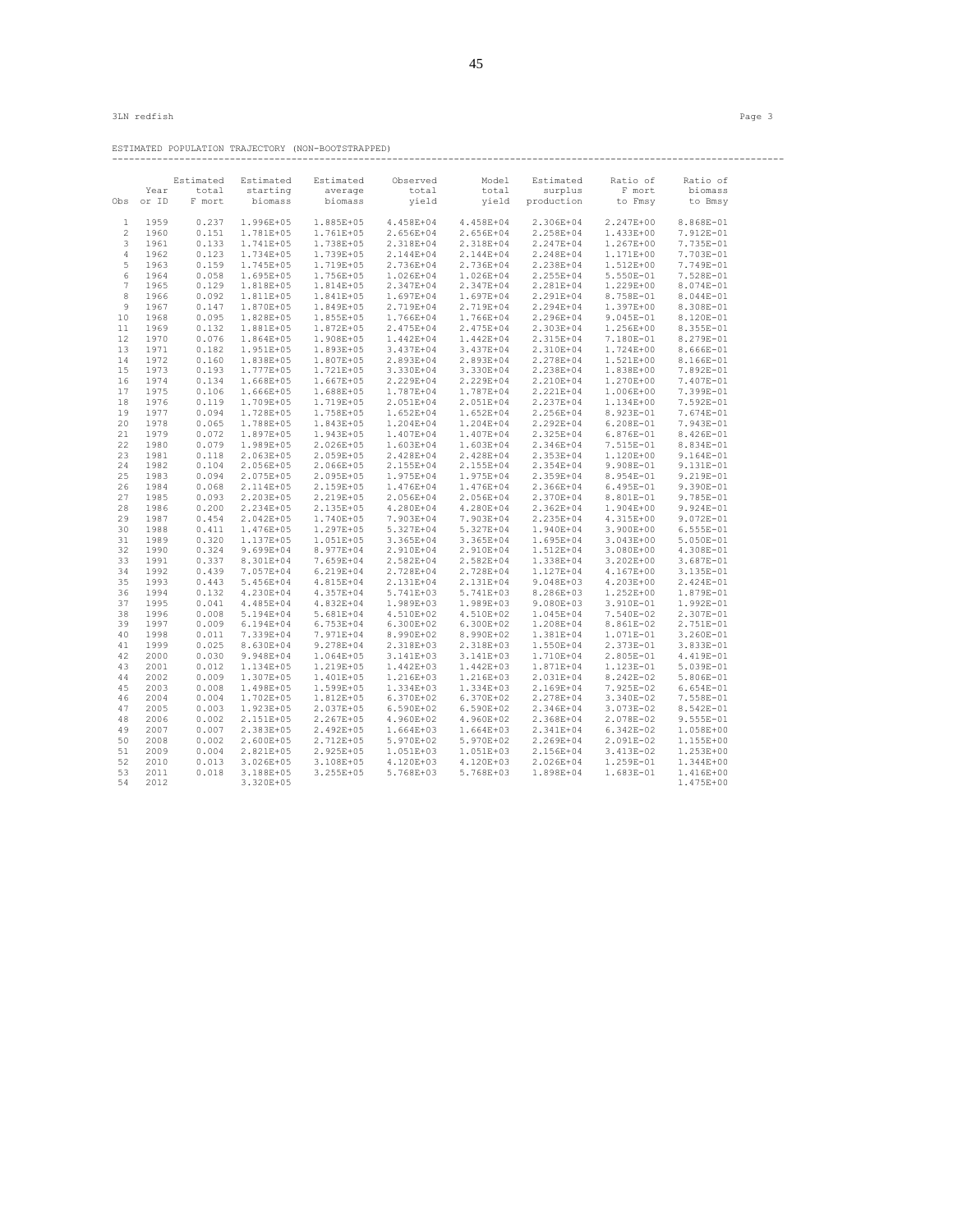3LN redfish

ESTIMATED POPULATION TRAJECTORY (NON-BOOTSTRAPPED)

| Obs | Year or ID | Estimated total F mort | Estimated starting biomass | Estimated average biomass | Observed total yield | Model total yield | Estimated surplus production | Ratio of F mort to Fmsy | Ratio of biomass to Bmsy |
|---|---|---|---|---|---|---|---|---|---|
| 1 | 1959 | 0.237 | 1.996E+05 | 1.885E+05 | 4.458E+04 | 4.458E+04 | 2.306E+04 | 2.247E+00 | 8.868E-01 |
| 2 | 1960 | 0.151 | 1.781E+05 | 1.761E+05 | 2.656E+04 | 2.656E+04 | 2.258E+04 | 1.433E+00 | 7.912E-01 |
| 3 | 1961 | 0.133 | 1.741E+05 | 1.738E+05 | 2.318E+04 | 2.318E+04 | 2.247E+04 | 1.267E+00 | 7.735E-01 |
| 4 | 1962 | 0.123 | 1.734E+05 | 1.739E+05 | 2.144E+04 | 2.144E+04 | 2.248E+04 | 1.171E+00 | 7.703E-01 |
| 5 | 1963 | 0.159 | 1.745E+05 | 1.719E+05 | 2.736E+04 | 2.736E+04 | 2.238E+04 | 1.512E+00 | 7.749E-01 |
| 6 | 1964 | 0.058 | 1.695E+05 | 1.756E+05 | 1.026E+04 | 1.026E+04 | 2.255E+04 | 5.550E-01 | 7.528E-01 |
| 7 | 1965 | 0.129 | 1.818E+05 | 1.814E+05 | 2.347E+04 | 2.347E+04 | 2.281E+04 | 1.229E+00 | 8.074E-01 |
| 8 | 1966 | 0.092 | 1.811E+05 | 1.841E+05 | 1.697E+04 | 1.697E+04 | 2.291E+04 | 8.758E-01 | 8.044E-01 |
| 9 | 1967 | 0.147 | 1.870E+05 | 1.849E+05 | 2.719E+04 | 2.719E+04 | 2.294E+04 | 1.397E+00 | 8.308E-01 |
| 10 | 1968 | 0.095 | 1.828E+05 | 1.855E+05 | 1.766E+04 | 1.766E+04 | 2.296E+04 | 9.045E-01 | 8.120E-01 |
| 11 | 1969 | 0.132 | 1.881E+05 | 1.872E+05 | 2.475E+04 | 2.475E+04 | 2.303E+04 | 1.256E+00 | 8.355E-01 |
| 12 | 1970 | 0.076 | 1.864E+05 | 1.908E+05 | 1.442E+04 | 1.442E+04 | 2.315E+04 | 7.180E-01 | 8.279E-01 |
| 13 | 1971 | 0.182 | 1.951E+05 | 1.893E+05 | 3.437E+04 | 3.437E+04 | 2.310E+04 | 1.724E+00 | 8.666E-01 |
| 14 | 1972 | 0.160 | 1.838E+05 | 1.807E+05 | 2.893E+04 | 2.893E+04 | 2.278E+04 | 1.521E+00 | 8.166E-01 |
| 15 | 1973 | 0.193 | 1.777E+05 | 1.721E+05 | 3.330E+04 | 3.330E+04 | 2.238E+04 | 1.838E+00 | 7.892E-01 |
| 16 | 1974 | 0.134 | 1.668E+05 | 1.667E+05 | 2.229E+04 | 2.229E+04 | 2.210E+04 | 1.270E+00 | 7.407E-01 |
| 17 | 1975 | 0.106 | 1.666E+05 | 1.688E+05 | 1.787E+04 | 1.787E+04 | 2.221E+04 | 1.006E+00 | 7.399E-01 |
| 18 | 1976 | 0.119 | 1.709E+05 | 1.719E+05 | 2.051E+04 | 2.051E+04 | 2.237E+04 | 1.134E+00 | 7.592E-01 |
| 19 | 1977 | 0.094 | 1.728E+05 | 1.758E+05 | 1.652E+04 | 1.652E+04 | 2.256E+04 | 8.923E-01 | 7.674E-01 |
| 20 | 1978 | 0.065 | 1.788E+05 | 1.843E+05 | 1.204E+04 | 1.204E+04 | 2.292E+04 | 6.208E-01 | 7.943E-01 |
| 21 | 1979 | 0.072 | 1.897E+05 | 1.943E+05 | 1.407E+04 | 1.407E+04 | 2.325E+04 | 6.876E-01 | 8.426E-01 |
| 22 | 1980 | 0.079 | 1.989E+05 | 2.026E+05 | 1.603E+04 | 1.603E+04 | 2.346E+04 | 7.515E-01 | 8.834E-01 |
| 23 | 1981 | 0.118 | 2.063E+05 | 2.059E+05 | 2.428E+04 | 2.428E+04 | 2.353E+04 | 1.120E+00 | 9.164E-01 |
| 24 | 1982 | 0.104 | 2.056E+05 | 2.066E+05 | 2.155E+04 | 2.155E+04 | 2.354E+04 | 9.908E-01 | 9.131E-01 |
| 25 | 1983 | 0.094 | 2.075E+05 | 2.095E+05 | 1.975E+04 | 1.975E+04 | 2.359E+04 | 8.954E-01 | 9.219E-01 |
| 26 | 1984 | 0.068 | 2.114E+05 | 2.159E+05 | 1.476E+04 | 1.476E+04 | 2.366E+04 | 6.495E-01 | 9.390E-01 |
| 27 | 1985 | 0.093 | 2.203E+05 | 2.219E+05 | 2.056E+04 | 2.056E+04 | 2.370E+04 | 8.801E-01 | 9.785E-01 |
| 28 | 1986 | 0.200 | 2.234E+05 | 2.135E+05 | 4.280E+04 | 4.280E+04 | 2.362E+04 | 1.904E+00 | 9.924E-01 |
| 29 | 1987 | 0.454 | 2.042E+05 | 1.740E+05 | 7.903E+04 | 7.903E+04 | 2.235E+04 | 4.315E+00 | 9.072E-01 |
| 30 | 1988 | 0.411 | 1.476E+05 | 1.297E+05 | 5.327E+04 | 5.327E+04 | 1.940E+04 | 3.900E+00 | 6.555E-01 |
| 31 | 1989 | 0.320 | 1.137E+05 | 1.051E+05 | 3.365E+04 | 3.365E+04 | 1.695E+04 | 3.043E+00 | 5.050E-01 |
| 32 | 1990 | 0.324 | 9.699E+04 | 8.977E+04 | 2.910E+04 | 2.910E+04 | 1.512E+04 | 3.080E+00 | 4.308E-01 |
| 33 | 1991 | 0.337 | 8.301E+04 | 7.659E+04 | 2.582E+04 | 2.582E+04 | 1.338E+04 | 3.202E+00 | 3.687E-01 |
| 34 | 1992 | 0.439 | 7.057E+04 | 6.219E+04 | 2.728E+04 | 2.728E+04 | 1.127E+04 | 4.167E+00 | 3.135E-01 |
| 35 | 1993 | 0.443 | 5.456E+04 | 4.815E+04 | 2.131E+04 | 2.131E+04 | 9.048E+03 | 4.203E+00 | 2.424E-01 |
| 36 | 1994 | 0.132 | 4.230E+04 | 4.357E+04 | 5.741E+03 | 5.741E+03 | 8.286E+03 | 1.252E+00 | 1.879E-01 |
| 37 | 1995 | 0.041 | 4.485E+04 | 4.832E+04 | 1.989E+03 | 1.989E+03 | 9.080E+03 | 3.910E-01 | 1.992E-01 |
| 38 | 1996 | 0.008 | 5.194E+04 | 5.681E+04 | 4.510E+02 | 4.510E+02 | 1.045E+04 | 7.540E-02 | 2.307E-01 |
| 39 | 1997 | 0.009 | 6.194E+04 | 6.753E+04 | 6.300E+02 | 6.300E+02 | 1.208E+04 | 8.861E-02 | 2.751E-01 |
| 40 | 1998 | 0.011 | 7.339E+04 | 7.971E+04 | 8.990E+02 | 8.990E+02 | 1.381E+04 | 1.071E-01 | 3.260E-01 |
| 41 | 1999 | 0.025 | 8.630E+04 | 9.278E+04 | 2.318E+03 | 2.318E+03 | 1.550E+04 | 2.373E-01 | 3.833E-01 |
| 42 | 2000 | 0.030 | 9.948E+04 | 1.064E+05 | 3.141E+03 | 3.141E+03 | 1.710E+04 | 2.805E-01 | 4.419E-01 |
| 43 | 2001 | 0.012 | 1.134E+05 | 1.219E+05 | 1.442E+03 | 1.442E+03 | 1.871E+04 | 1.123E-01 | 5.039E-01 |
| 44 | 2002 | 0.009 | 1.307E+05 | 1.401E+05 | 1.216E+03 | 1.216E+03 | 2.031E+04 | 8.242E-02 | 5.806E-01 |
| 45 | 2003 | 0.008 | 1.498E+05 | 1.599E+05 | 1.334E+03 | 1.334E+03 | 2.169E+04 | 7.925E-02 | 6.654E-01 |
| 46 | 2004 | 0.004 | 1.702E+05 | 1.812E+05 | 6.370E+02 | 6.370E+02 | 2.278E+04 | 3.340E-02 | 7.558E-01 |
| 47 | 2005 | 0.003 | 1.923E+05 | 2.037E+05 | 6.590E+02 | 6.590E+02 | 2.346E+04 | 3.073E-02 | 8.542E-01 |
| 48 | 2006 | 0.002 | 2.151E+05 | 2.267E+05 | 4.960E+02 | 4.960E+02 | 2.368E+04 | 2.078E-02 | 9.555E-01 |
| 49 | 2007 | 0.007 | 2.383E+05 | 2.492E+05 | 1.664E+03 | 1.664E+03 | 2.341E+04 | 6.342E-02 | 1.058E+00 |
| 50 | 2008 | 0.002 | 2.600E+05 | 2.712E+05 | 5.970E+02 | 5.970E+02 | 2.269E+04 | 2.091E-02 | 1.155E+00 |
| 51 | 2009 | 0.004 | 2.821E+05 | 2.925E+05 | 1.051E+03 | 1.051E+03 | 2.156E+04 | 3.413E-02 | 1.253E+00 |
| 52 | 2010 | 0.013 | 3.026E+05 | 3.108E+05 | 4.120E+03 | 4.120E+03 | 2.026E+04 | 1.259E-01 | 1.344E+00 |
| 53 | 2011 | 0.018 | 3.188E+05 | 3.255E+05 | 5.768E+03 | 5.768E+03 | 1.898E+04 | 1.683E-01 | 1.416E+00 |
| 54 | 2012 | | 3.320E+05 | | | | | | 1.475E+00 |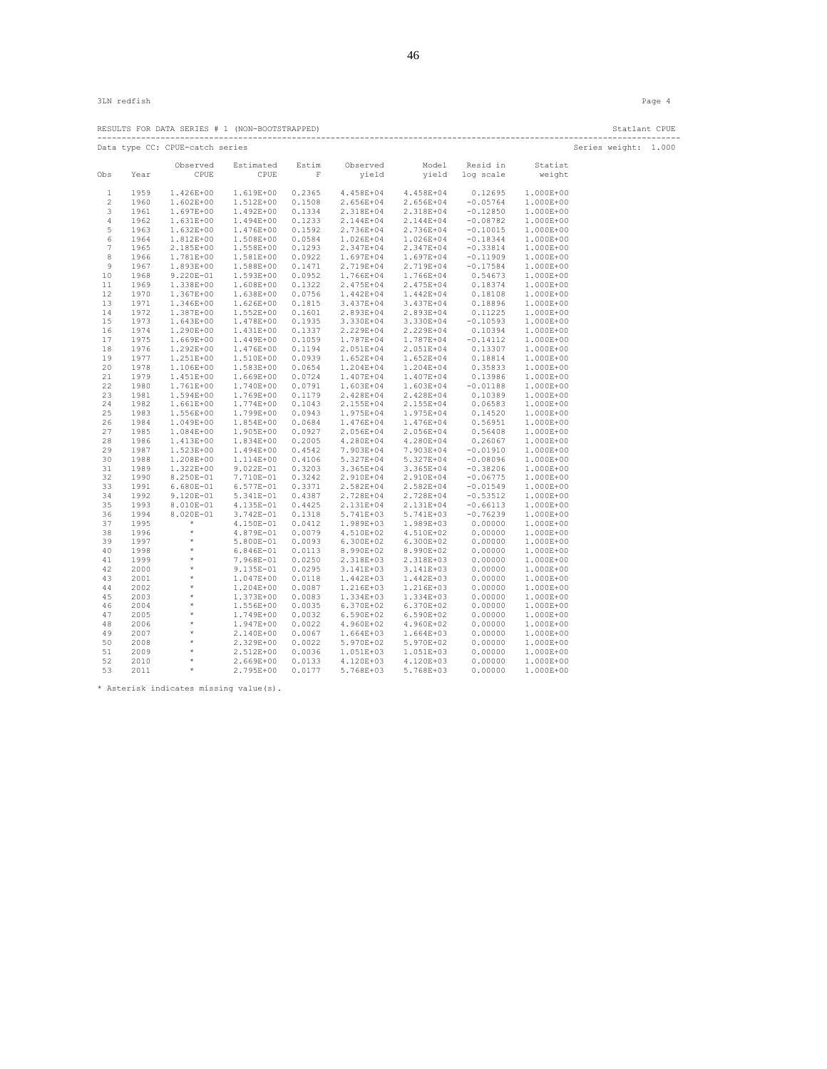3LN redfish Page 4

RESULTS FOR DATA SERIES # 1 (NON-BOOTSTRAPPED) Statlant CPUE

Data type CC: CPUE-catch series Series weight: 1.000

| Obs | Year | Observed CPUE | Estimated CPUE | Estim F | Observed yield | Model yield | Resid in log scale | Statist weight |
|---|---|---|---|---|---|---|---|---|
| 1 | 1959 | 1.426E+00 | 1.619E+00 | 0.2365 | 4.458E+04 | 4.458E+04 | 0.12695 | 1.000E+00 |
| 2 | 1960 | 1.602E+00 | 1.512E+00 | 0.1508 | 2.656E+04 | 2.656E+04 | -0.05764 | 1.000E+00 |
| 3 | 1961 | 1.697E+00 | 1.492E+00 | 0.1334 | 2.318E+04 | 2.318E+04 | -0.12850 | 1.000E+00 |
| 4 | 1962 | 1.631E+00 | 1.494E+00 | 0.1233 | 2.144E+04 | 2.144E+04 | -0.08782 | 1.000E+00 |
| 5 | 1963 | 1.632E+00 | 1.476E+00 | 0.1592 | 2.736E+04 | 2.736E+04 | -0.10015 | 1.000E+00 |
| 6 | 1964 | 1.812E+00 | 1.508E+00 | 0.0584 | 1.026E+04 | 1.026E+04 | -0.18344 | 1.000E+00 |
| 7 | 1965 | 2.185E+00 | 1.558E+00 | 0.1293 | 2.347E+04 | 2.347E+04 | -0.33814 | 1.000E+00 |
| 8 | 1966 | 1.781E+00 | 1.581E+00 | 0.0922 | 1.697E+04 | 1.697E+04 | -0.11909 | 1.000E+00 |
| 9 | 1967 | 1.893E+00 | 1.588E+00 | 0.1471 | 2.719E+04 | 2.719E+04 | -0.17584 | 1.000E+00 |
| 10 | 1968 | 9.220E-01 | 1.593E+00 | 0.0952 | 1.766E+04 | 1.766E+04 | 0.54673 | 1.000E+00 |
| 11 | 1969 | 1.338E+00 | 1.608E+00 | 0.1322 | 2.475E+04 | 2.475E+04 | 0.18374 | 1.000E+00 |
| 12 | 1970 | 1.367E+00 | 1.638E+00 | 0.0756 | 1.442E+04 | 1.442E+04 | 0.18108 | 1.000E+00 |
| 13 | 1971 | 1.346E+00 | 1.626E+00 | 0.1815 | 3.437E+04 | 3.437E+04 | 0.18896 | 1.000E+00 |
| 14 | 1972 | 1.387E+00 | 1.552E+00 | 0.1601 | 2.893E+04 | 2.893E+04 | 0.11225 | 1.000E+00 |
| 15 | 1973 | 1.643E+00 | 1.478E+00 | 0.1935 | 3.330E+04 | 3.330E+04 | -0.10593 | 1.000E+00 |
| 16 | 1974 | 1.290E+00 | 1.431E+00 | 0.1337 | 2.229E+04 | 2.229E+04 | 0.10394 | 1.000E+00 |
| 17 | 1975 | 1.669E+00 | 1.449E+00 | 0.1059 | 1.787E+04 | 1.787E+04 | -0.14112 | 1.000E+00 |
| 18 | 1976 | 1.292E+00 | 1.476E+00 | 0.1194 | 2.051E+04 | 2.051E+04 | 0.13307 | 1.000E+00 |
| 19 | 1977 | 1.251E+00 | 1.510E+00 | 0.0939 | 1.652E+04 | 1.652E+04 | 0.18814 | 1.000E+00 |
| 20 | 1978 | 1.106E+00 | 1.583E+00 | 0.0654 | 1.204E+04 | 1.204E+04 | 0.35833 | 1.000E+00 |
| 21 | 1979 | 1.451E+00 | 1.669E+00 | 0.0724 | 1.407E+04 | 1.407E+04 | 0.13986 | 1.000E+00 |
| 22 | 1980 | 1.761E+00 | 1.740E+00 | 0.0791 | 1.603E+04 | 1.603E+04 | -0.01188 | 1.000E+00 |
| 23 | 1981 | 1.594E+00 | 1.769E+00 | 0.1179 | 2.428E+04 | 2.428E+04 | 0.10389 | 1.000E+00 |
| 24 | 1982 | 1.661E+00 | 1.774E+00 | 0.1043 | 2.155E+04 | 2.155E+04 | 0.06583 | 1.000E+00 |
| 25 | 1983 | 1.556E+00 | 1.799E+00 | 0.0943 | 1.975E+04 | 1.975E+04 | 0.14520 | 1.000E+00 |
| 26 | 1984 | 1.049E+00 | 1.854E+00 | 0.0684 | 1.476E+04 | 1.476E+04 | 0.56951 | 1.000E+00 |
| 27 | 1985 | 1.084E+00 | 1.905E+00 | 0.0927 | 2.056E+04 | 2.056E+04 | 0.56408 | 1.000E+00 |
| 28 | 1986 | 1.413E+00 | 1.834E+00 | 0.2005 | 4.280E+04 | 4.280E+04 | 0.26067 | 1.000E+00 |
| 29 | 1987 | 1.523E+00 | 1.494E+00 | 0.4542 | 7.903E+04 | 7.903E+04 | -0.01910 | 1.000E+00 |
| 30 | 1988 | 1.208E+00 | 1.114E+00 | 0.4106 | 5.327E+04 | 5.327E+04 | -0.08096 | 1.000E+00 |
| 31 | 1989 | 1.322E+00 | 9.022E-01 | 0.3203 | 3.365E+04 | 3.365E+04 | -0.38206 | 1.000E+00 |
| 32 | 1990 | 8.250E-01 | 7.710E-01 | 0.3242 | 2.910E+04 | 2.910E+04 | -0.06775 | 1.000E+00 |
| 33 | 1991 | 6.680E-01 | 6.577E-01 | 0.3371 | 2.582E+04 | 2.582E+04 | -0.01549 | 1.000E+00 |
| 34 | 1992 | 9.120E-01 | 5.341E-01 | 0.4387 | 2.728E+04 | 2.728E+04 | -0.53512 | 1.000E+00 |
| 35 | 1993 | 8.010E-01 | 4.135E-01 | 0.4425 | 2.131E+04 | 2.131E+04 | -0.66113 | 1.000E+00 |
| 36 | 1994 | 8.020E-01 | 3.742E-01 | 0.1318 | 5.741E+03 | 5.741E+03 | -0.76239 | 1.000E+00 |
| 37 | 1995 | * | 4.150E-01 | 0.0412 | 1.989E+03 | 1.989E+03 | 0.00000 | 1.000E+00 |
| 38 | 1996 | * | 4.879E-01 | 0.0079 | 4.510E+02 | 4.510E+02 | 0.00000 | 1.000E+00 |
| 39 | 1997 | * | 5.800E-01 | 0.0093 | 6.300E+02 | 6.300E+02 | 0.00000 | 1.000E+00 |
| 40 | 1998 | * | 6.846E-01 | 0.0113 | 8.990E+02 | 8.990E+02 | 0.00000 | 1.000E+00 |
| 41 | 1999 | * | 7.968E-01 | 0.0250 | 2.318E+03 | 2.318E+03 | 0.00000 | 1.000E+00 |
| 42 | 2000 | * | 9.135E-01 | 0.0295 | 3.141E+03 | 3.141E+03 | 0.00000 | 1.000E+00 |
| 43 | 2001 | * | 1.047E+00 | 0.0118 | 1.442E+03 | 1.442E+03 | 0.00000 | 1.000E+00 |
| 44 | 2002 | * | 1.204E+00 | 0.0087 | 1.216E+03 | 1.216E+03 | 0.00000 | 1.000E+00 |
| 45 | 2003 | * | 1.373E+00 | 0.0083 | 1.334E+03 | 1.334E+03 | 0.00000 | 1.000E+00 |
| 46 | 2004 | * | 1.556E+00 | 0.0035 | 6.370E+02 | 6.370E+02 | 0.00000 | 1.000E+00 |
| 47 | 2005 | * | 1.749E+00 | 0.0032 | 6.590E+02 | 6.590E+02 | 0.00000 | 1.000E+00 |
| 48 | 2006 | * | 1.947E+00 | 0.0022 | 4.960E+02 | 4.960E+02 | 0.00000 | 1.000E+00 |
| 49 | 2007 | * | 2.140E+00 | 0.0067 | 1.664E+03 | 1.664E+03 | 0.00000 | 1.000E+00 |
| 50 | 2008 | * | 2.329E+00 | 0.0022 | 5.970E+02 | 5.970E+02 | 0.00000 | 1.000E+00 |
| 51 | 2009 | * | 2.512E+00 | 0.0036 | 1.051E+03 | 1.051E+03 | 0.00000 | 1.000E+00 |
| 52 | 2010 | * | 2.669E+00 | 0.0133 | 4.120E+03 | 4.120E+03 | 0.00000 | 1.000E+00 |
| 53 | 2011 | * | 2.795E+00 | 0.0177 | 5.768E+03 | 5.768E+03 | 0.00000 | 1.000E+00 |

* Asterisk indicates missing value(s).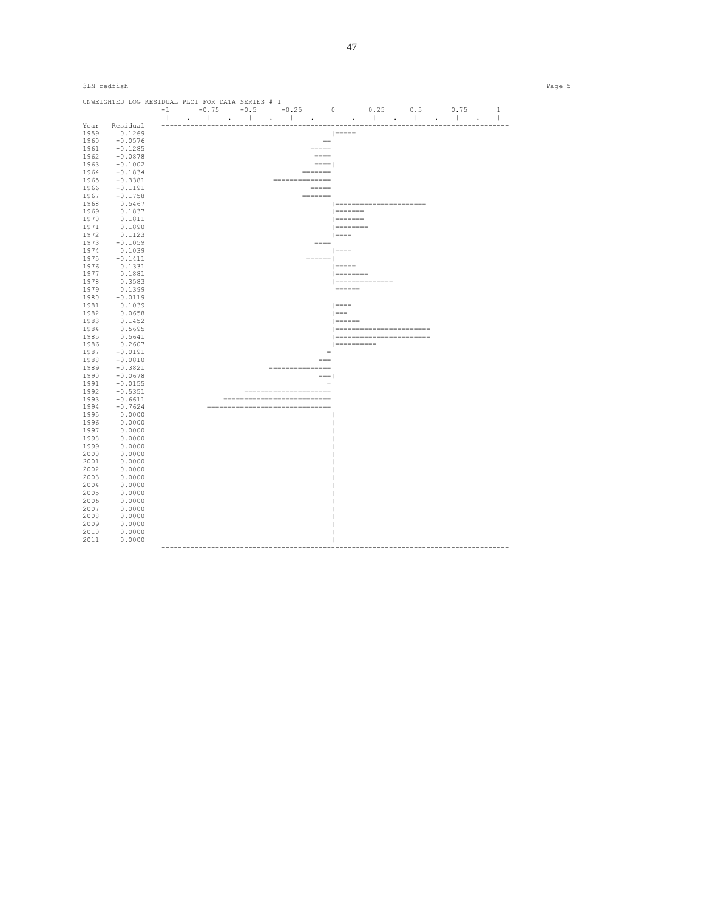3LN redfish

```
UNWEIGHTED LOG RESIDUAL PLOT FOR DATA SERIES # 1
                -1      -0.75    -0.5     -0.25      0       0.25     0.5      0.75      1
                 |    .    |    .    |    .    |    .    |    .    |    .    |    .    |    .    |
Year   Residual  ---------------------------------------------------------------------------------
1959    0.1269                                         |=====
1960   -0.0576                                       ==|
1961   -0.1285                                    =====|
1962   -0.0878                                     ====|
1963   -0.1002                                     ====|
1964   -0.1834                                  =======|
1965   -0.3381                           ==============|
1966   -0.1191                                    =====|
1967   -0.1758                                  =======|
1968    0.5467                                         |======================
1969    0.1837                                         |=======
1970    0.1811                                         |=======
1971    0.1890                                         |========
1972    0.1123                                         |====
1973   -0.1059                                     ====|
1974    0.1039                                         |====
1975   -0.1411                                   ======|
1976    0.1331                                         |=====
1977    0.1881                                         |========
1978    0.3583                                         |==============
1979    0.1399                                         |======
1980   -0.0119                                         |
1981    0.1039                                         |====
1982    0.0658                                         |===
1983    0.1452                                         |======
1984    0.5695                                         |=======================
1985    0.5641                                         |=======================
1986    0.2607                                         |==========
1987   -0.0191                                        =|
1988   -0.0810                                      ===|
1989   -0.3821                          ===============|
1990   -0.0678                                      ===|
1991   -0.0155                                        =|
1992   -0.5351                    =====================|
1993   -0.6611               ==========================|
1994   -0.7624           ==============================|
1995    0.0000                                         |
1996    0.0000                                         |
1997    0.0000                                         |
1998    0.0000                                         |
1999    0.0000                                         |
2000    0.0000                                         |
2001    0.0000                                         |
2002    0.0000                                         |
2003    0.0000                                         |
2004    0.0000                                         |
2005    0.0000                                         |
2006    0.0000                                         |
2007    0.0000                                         |
2008    0.0000                                         |
2009    0.0000                                         |
2010    0.0000                                         |
2011    0.0000                                         |
                 ---------------------------------------------------------------------------------
```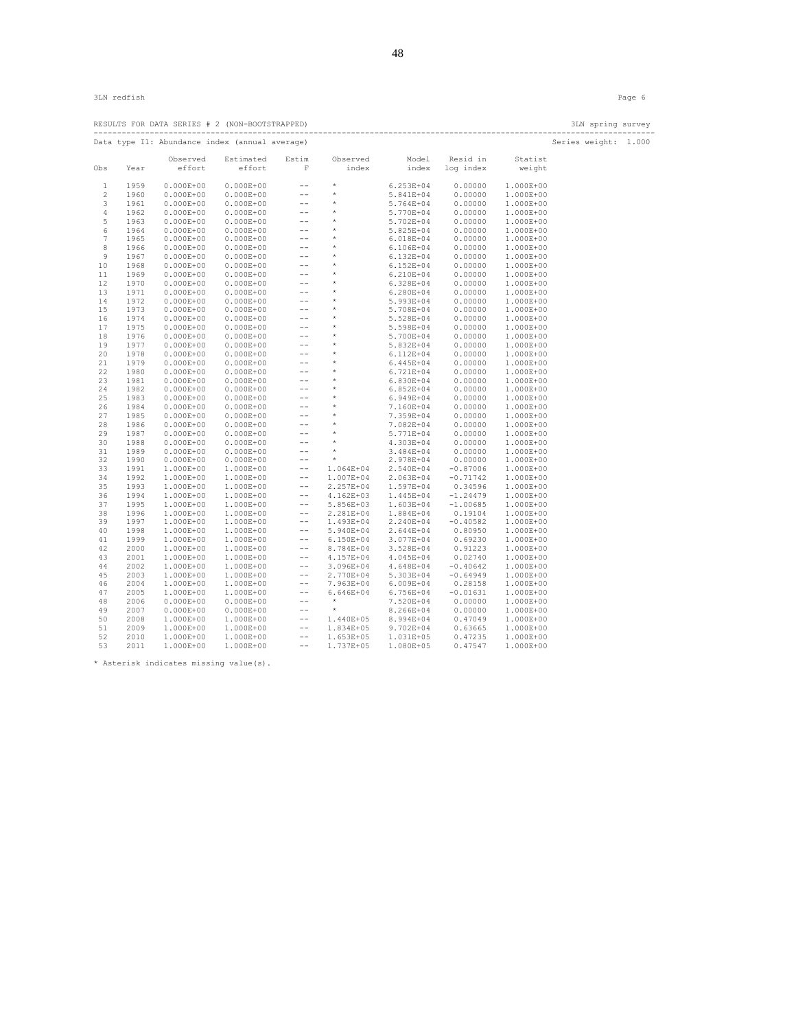3LN redfish

RESULTS FOR DATA SERIES # 2 (NON-BOOTSTRAPPED) 3LN spring survey

Data type I1: Abundance index (annual average) Series weight: 1.000

| Obs | Year | Observed effort | Estimated effort | Estim F | Observed index | Model index | Resid in log index | Statist weight |
|---|---|---|---|---|---|---|---|---|
| 1 | 1959 | 0.000E+00 | 0.000E+00 | -- | * | 6.253E+04 | 0.00000 | 1.000E+00 |
| 2 | 1960 | 0.000E+00 | 0.000E+00 | -- | * | 5.841E+04 | 0.00000 | 1.000E+00 |
| 3 | 1961 | 0.000E+00 | 0.000E+00 | -- | * | 5.764E+04 | 0.00000 | 1.000E+00 |
| 4 | 1962 | 0.000E+00 | 0.000E+00 | -- | * | 5.770E+04 | 0.00000 | 1.000E+00 |
| 5 | 1963 | 0.000E+00 | 0.000E+00 | -- | * | 5.702E+04 | 0.00000 | 1.000E+00 |
| 6 | 1964 | 0.000E+00 | 0.000E+00 | -- | * | 5.825E+04 | 0.00000 | 1.000E+00 |
| 7 | 1965 | 0.000E+00 | 0.000E+00 | -- | * | 6.018E+04 | 0.00000 | 1.000E+00 |
| 8 | 1966 | 0.000E+00 | 0.000E+00 | -- | * | 6.106E+04 | 0.00000 | 1.000E+00 |
| 9 | 1967 | 0.000E+00 | 0.000E+00 | -- | * | 6.132E+04 | 0.00000 | 1.000E+00 |
| 10 | 1968 | 0.000E+00 | 0.000E+00 | -- | * | 6.152E+04 | 0.00000 | 1.000E+00 |
| 11 | 1969 | 0.000E+00 | 0.000E+00 | -- | * | 6.210E+04 | 0.00000 | 1.000E+00 |
| 12 | 1970 | 0.000E+00 | 0.000E+00 | -- | * | 6.328E+04 | 0.00000 | 1.000E+00 |
| 13 | 1971 | 0.000E+00 | 0.000E+00 | -- | * | 6.280E+04 | 0.00000 | 1.000E+00 |
| 14 | 1972 | 0.000E+00 | 0.000E+00 | -- | * | 5.993E+04 | 0.00000 | 1.000E+00 |
| 15 | 1973 | 0.000E+00 | 0.000E+00 | -- | * | 5.708E+04 | 0.00000 | 1.000E+00 |
| 16 | 1974 | 0.000E+00 | 0.000E+00 | -- | * | 5.528E+04 | 0.00000 | 1.000E+00 |
| 17 | 1975 | 0.000E+00 | 0.000E+00 | -- | * | 5.598E+04 | 0.00000 | 1.000E+00 |
| 18 | 1976 | 0.000E+00 | 0.000E+00 | -- | * | 5.700E+04 | 0.00000 | 1.000E+00 |
| 19 | 1977 | 0.000E+00 | 0.000E+00 | -- | * | 5.832E+04 | 0.00000 | 1.000E+00 |
| 20 | 1978 | 0.000E+00 | 0.000E+00 | -- | * | 6.112E+04 | 0.00000 | 1.000E+00 |
| 21 | 1979 | 0.000E+00 | 0.000E+00 | -- | * | 6.445E+04 | 0.00000 | 1.000E+00 |
| 22 | 1980 | 0.000E+00 | 0.000E+00 | -- | * | 6.721E+04 | 0.00000 | 1.000E+00 |
| 23 | 1981 | 0.000E+00 | 0.000E+00 | -- | * | 6.830E+04 | 0.00000 | 1.000E+00 |
| 24 | 1982 | 0.000E+00 | 0.000E+00 | -- | * | 6.852E+04 | 0.00000 | 1.000E+00 |
| 25 | 1983 | 0.000E+00 | 0.000E+00 | -- | * | 6.949E+04 | 0.00000 | 1.000E+00 |
| 26 | 1984 | 0.000E+00 | 0.000E+00 | -- | * | 7.160E+04 | 0.00000 | 1.000E+00 |
| 27 | 1985 | 0.000E+00 | 0.000E+00 | -- | * | 7.359E+04 | 0.00000 | 1.000E+00 |
| 28 | 1986 | 0.000E+00 | 0.000E+00 | -- | * | 7.082E+04 | 0.00000 | 1.000E+00 |
| 29 | 1987 | 0.000E+00 | 0.000E+00 | -- | * | 5.771E+04 | 0.00000 | 1.000E+00 |
| 30 | 1988 | 0.000E+00 | 0.000E+00 | -- | * | 4.303E+04 | 0.00000 | 1.000E+00 |
| 31 | 1989 | 0.000E+00 | 0.000E+00 | -- | * | 3.484E+04 | 0.00000 | 1.000E+00 |
| 32 | 1990 | 0.000E+00 | 0.000E+00 | -- | * | 2.978E+04 | 0.00000 | 1.000E+00 |
| 33 | 1991 | 1.000E+00 | 1.000E+00 | -- | 1.064E+04 | 2.540E+04 | -0.87006 | 1.000E+00 |
| 34 | 1992 | 1.000E+00 | 1.000E+00 | -- | 1.007E+04 | 2.063E+04 | -0.71742 | 1.000E+00 |
| 35 | 1993 | 1.000E+00 | 1.000E+00 | -- | 2.257E+04 | 1.597E+04 | 0.34596 | 1.000E+00 |
| 36 | 1994 | 1.000E+00 | 1.000E+00 | -- | 4.162E+03 | 1.445E+04 | -1.24479 | 1.000E+00 |
| 37 | 1995 | 1.000E+00 | 1.000E+00 | -- | 5.856E+03 | 1.603E+04 | -1.00685 | 1.000E+00 |
| 38 | 1996 | 1.000E+00 | 1.000E+00 | -- | 2.281E+04 | 1.884E+04 | 0.19104 | 1.000E+00 |
| 39 | 1997 | 1.000E+00 | 1.000E+00 | -- | 1.493E+04 | 2.240E+04 | -0.40582 | 1.000E+00 |
| 40 | 1998 | 1.000E+00 | 1.000E+00 | -- | 5.940E+04 | 2.644E+04 | 0.80950 | 1.000E+00 |
| 41 | 1999 | 1.000E+00 | 1.000E+00 | -- | 6.150E+04 | 3.077E+04 | 0.69230 | 1.000E+00 |
| 42 | 2000 | 1.000E+00 | 1.000E+00 | -- | 8.784E+04 | 3.528E+04 | 0.91223 | 1.000E+00 |
| 43 | 2001 | 1.000E+00 | 1.000E+00 | -- | 4.157E+04 | 4.045E+04 | 0.02740 | 1.000E+00 |
| 44 | 2002 | 1.000E+00 | 1.000E+00 | -- | 3.096E+04 | 4.648E+04 | -0.40642 | 1.000E+00 |
| 45 | 2003 | 1.000E+00 | 1.000E+00 | -- | 2.770E+04 | 5.303E+04 | -0.64949 | 1.000E+00 |
| 46 | 2004 | 1.000E+00 | 1.000E+00 | -- | 7.963E+04 | 6.009E+04 | 0.28158 | 1.000E+00 |
| 47 | 2005 | 1.000E+00 | 1.000E+00 | -- | 6.646E+04 | 6.756E+04 | -0.01631 | 1.000E+00 |
| 48 | 2006 | 0.000E+00 | 0.000E+00 | -- | * | 7.520E+04 | 0.00000 | 1.000E+00 |
| 49 | 2007 | 0.000E+00 | 0.000E+00 | -- | * | 8.266E+04 | 0.00000 | 1.000E+00 |
| 50 | 2008 | 1.000E+00 | 1.000E+00 | -- | 1.440E+05 | 8.994E+04 | 0.47049 | 1.000E+00 |
| 51 | 2009 | 1.000E+00 | 1.000E+00 | -- | 1.834E+05 | 9.702E+04 | 0.63665 | 1.000E+00 |
| 52 | 2010 | 1.000E+00 | 1.000E+00 | -- | 1.653E+05 | 1.031E+05 | 0.47235 | 1.000E+00 |
| 53 | 2011 | 1.000E+00 | 1.000E+00 | -- | 1.737E+05 | 1.080E+05 | 0.47547 | 1.000E+00 |

* Asterisk indicates missing value(s).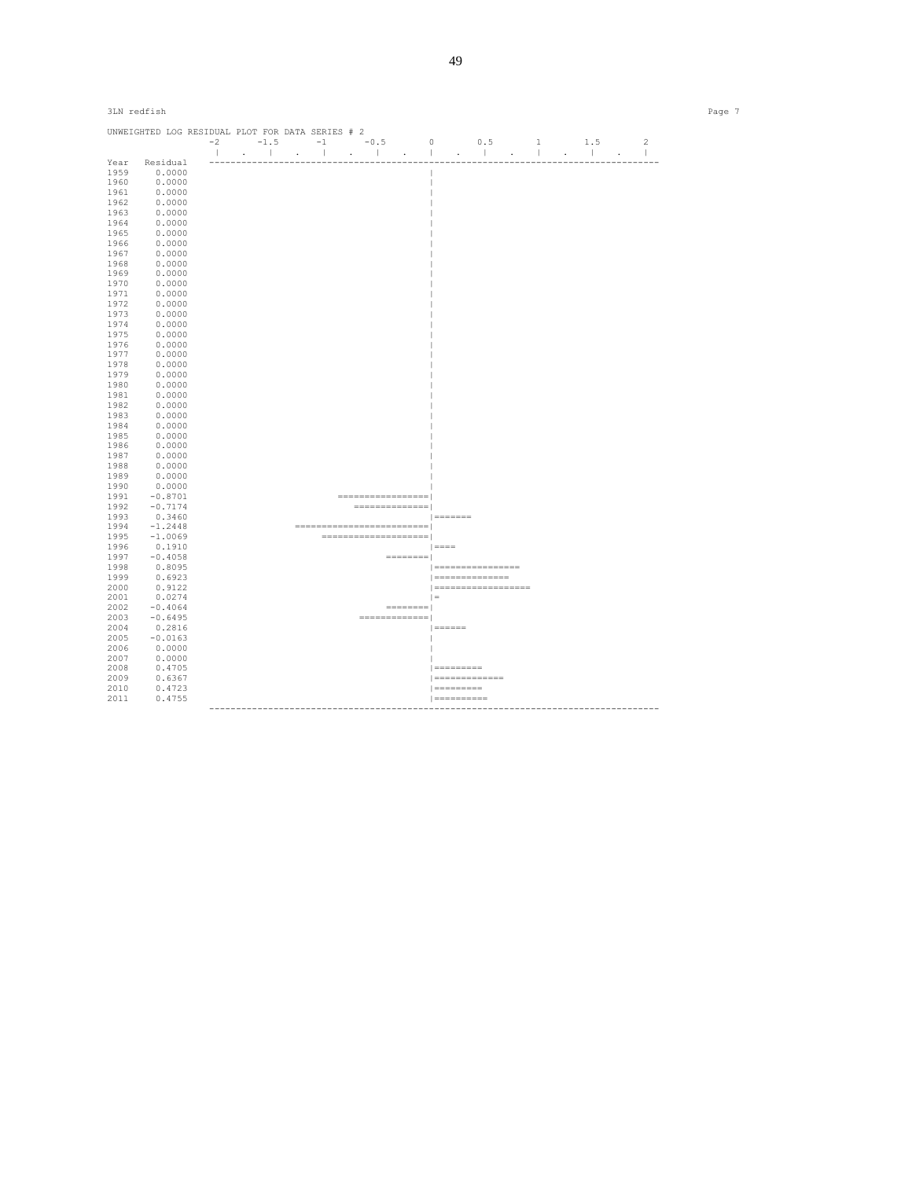3LN redfish

UNWEIGHTED LOG RESIDUAL PLOT FOR DATA SERIES # 2

```
                  -2      -1.5      -1      -0.5       0       0.5       1       1.5       2
                   |   .    |    .    |    .    |    .    |    .    |    .    |    .    |    .    |
Year   Residual   ------------------------------------------------------------------------------------
1959    0.0000                                         |
1960    0.0000                                         |
1961    0.0000                                         |
1962    0.0000                                         |
1963    0.0000                                         |
1964    0.0000                                         |
1965    0.0000                                         |
1966    0.0000                                         |
1967    0.0000                                         |
1968    0.0000                                         |
1969    0.0000                                         |
1970    0.0000                                         |
1971    0.0000                                         |
1972    0.0000                                         |
1973    0.0000                                         |
1974    0.0000                                         |
1975    0.0000                                         |
1976    0.0000                                         |
1977    0.0000                                         |
1978    0.0000                                         |
1979    0.0000                                         |
1980    0.0000                                         |
1981    0.0000                                         |
1982    0.0000                                         |
1983    0.0000                                         |
1984    0.0000                                         |
1985    0.0000                                         |
1986    0.0000                                         |
1987    0.0000                                         |
1988    0.0000                                         |
1989    0.0000                                         |
1990    0.0000                                         |
1991   -0.8701                       =================|
1992   -0.7174                          ==============|
1993    0.3460                                         |=======
1994   -1.2448                  =========================|
1995   -1.0069                      ====================|
1996    0.1910                                         |====
1997   -0.4058                                 ========|
1998    0.8095                                         |================
1999    0.6923                                         |==============
2000    0.9122                                         |==================
2001    0.0274                                         |=
2002   -0.4064                                 ========|
2003   -0.6495                            =============|
2004    0.2816                                         |======
2005   -0.0163                                         |
2006    0.0000                                         |
2007    0.0000                                         |
2008    0.4705                                         |=========
2009    0.6367                                         |=============
2010    0.4723                                         |=========
2011    0.4755                                         |==========
                  ------------------------------------------------------------------------------------
```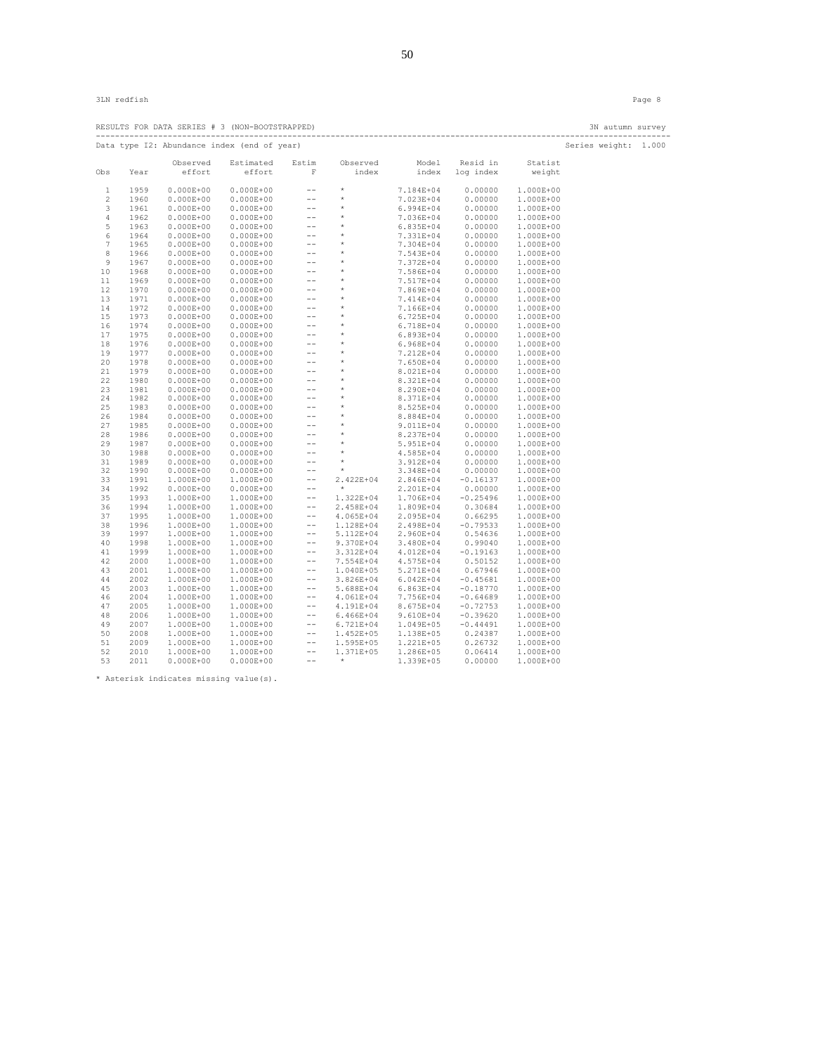3LN redfish

RESULTS FOR DATA SERIES # 3 (NON-BOOTSTRAPPED) 3N autumn survey

Data type I2: Abundance index (end of year) Series weight: 1.000

| Obs | Year | Observed effort | Estimated effort | Estim F | Observed index | Model index | Resid in log index | Statist weight |
|---|---|---|---|---|---|---|---|---|
| 1 | 1959 | 0.000E+00 | 0.000E+00 | -- | * | 7.184E+04 | 0.00000 | 1.000E+00 |
| 2 | 1960 | 0.000E+00 | 0.000E+00 | -- | * | 7.023E+04 | 0.00000 | 1.000E+00 |
| 3 | 1961 | 0.000E+00 | 0.000E+00 | -- | * | 6.994E+04 | 0.00000 | 1.000E+00 |
| 4 | 1962 | 0.000E+00 | 0.000E+00 | -- | * | 7.036E+04 | 0.00000 | 1.000E+00 |
| 5 | 1963 | 0.000E+00 | 0.000E+00 | -- | * | 6.835E+04 | 0.00000 | 1.000E+00 |
| 6 | 1964 | 0.000E+00 | 0.000E+00 | -- | * | 7.331E+04 | 0.00000 | 1.000E+00 |
| 7 | 1965 | 0.000E+00 | 0.000E+00 | -- | * | 7.304E+04 | 0.00000 | 1.000E+00 |
| 8 | 1966 | 0.000E+00 | 0.000E+00 | -- | * | 7.543E+04 | 0.00000 | 1.000E+00 |
| 9 | 1967 | 0.000E+00 | 0.000E+00 | -- | * | 7.372E+04 | 0.00000 | 1.000E+00 |
| 10 | 1968 | 0.000E+00 | 0.000E+00 | -- | * | 7.586E+04 | 0.00000 | 1.000E+00 |
| 11 | 1969 | 0.000E+00 | 0.000E+00 | -- | * | 7.517E+04 | 0.00000 | 1.000E+00 |
| 12 | 1970 | 0.000E+00 | 0.000E+00 | -- | * | 7.869E+04 | 0.00000 | 1.000E+00 |
| 13 | 1971 | 0.000E+00 | 0.000E+00 | -- | * | 7.414E+04 | 0.00000 | 1.000E+00 |
| 14 | 1972 | 0.000E+00 | 0.000E+00 | -- | * | 7.166E+04 | 0.00000 | 1.000E+00 |
| 15 | 1973 | 0.000E+00 | 0.000E+00 | -- | * | 6.725E+04 | 0.00000 | 1.000E+00 |
| 16 | 1974 | 0.000E+00 | 0.000E+00 | -- | * | 6.718E+04 | 0.00000 | 1.000E+00 |
| 17 | 1975 | 0.000E+00 | 0.000E+00 | -- | * | 6.893E+04 | 0.00000 | 1.000E+00 |
| 18 | 1976 | 0.000E+00 | 0.000E+00 | -- | * | 6.968E+04 | 0.00000 | 1.000E+00 |
| 19 | 1977 | 0.000E+00 | 0.000E+00 | -- | * | 7.212E+04 | 0.00000 | 1.000E+00 |
| 20 | 1978 | 0.000E+00 | 0.000E+00 | -- | * | 7.650E+04 | 0.00000 | 1.000E+00 |
| 21 | 1979 | 0.000E+00 | 0.000E+00 | -- | * | 8.021E+04 | 0.00000 | 1.000E+00 |
| 22 | 1980 | 0.000E+00 | 0.000E+00 | -- | * | 8.321E+04 | 0.00000 | 1.000E+00 |
| 23 | 1981 | 0.000E+00 | 0.000E+00 | -- | * | 8.290E+04 | 0.00000 | 1.000E+00 |
| 24 | 1982 | 0.000E+00 | 0.000E+00 | -- | * | 8.371E+04 | 0.00000 | 1.000E+00 |
| 25 | 1983 | 0.000E+00 | 0.000E+00 | -- | * | 8.525E+04 | 0.00000 | 1.000E+00 |
| 26 | 1984 | 0.000E+00 | 0.000E+00 | -- | * | 8.884E+04 | 0.00000 | 1.000E+00 |
| 27 | 1985 | 0.000E+00 | 0.000E+00 | -- | * | 9.011E+04 | 0.00000 | 1.000E+00 |
| 28 | 1986 | 0.000E+00 | 0.000E+00 | -- | * | 8.237E+04 | 0.00000 | 1.000E+00 |
| 29 | 1987 | 0.000E+00 | 0.000E+00 | -- | * | 5.951E+04 | 0.00000 | 1.000E+00 |
| 30 | 1988 | 0.000E+00 | 0.000E+00 | -- | * | 4.585E+04 | 0.00000 | 1.000E+00 |
| 31 | 1989 | 0.000E+00 | 0.000E+00 | -- | * | 3.912E+04 | 0.00000 | 1.000E+00 |
| 32 | 1990 | 0.000E+00 | 0.000E+00 | -- | * | 3.348E+04 | 0.00000 | 1.000E+00 |
| 33 | 1991 | 1.000E+00 | 1.000E+00 | -- | 2.422E+04 | 2.846E+04 | -0.16137 | 1.000E+00 |
| 34 | 1992 | 0.000E+00 | 0.000E+00 | -- | * | 2.201E+04 | 0.00000 | 1.000E+00 |
| 35 | 1993 | 1.000E+00 | 1.000E+00 | -- | 1.322E+04 | 1.706E+04 | -0.25496 | 1.000E+00 |
| 36 | 1994 | 1.000E+00 | 1.000E+00 | -- | 2.458E+04 | 1.809E+04 | 0.30684 | 1.000E+00 |
| 37 | 1995 | 1.000E+00 | 1.000E+00 | -- | 4.065E+04 | 2.095E+04 | 0.66295 | 1.000E+00 |
| 38 | 1996 | 1.000E+00 | 1.000E+00 | -- | 1.128E+04 | 2.498E+04 | -0.79533 | 1.000E+00 |
| 39 | 1997 | 1.000E+00 | 1.000E+00 | -- | 5.112E+04 | 2.960E+04 | 0.54636 | 1.000E+00 |
| 40 | 1998 | 1.000E+00 | 1.000E+00 | -- | 9.370E+04 | 3.480E+04 | 0.99040 | 1.000E+00 |
| 41 | 1999 | 1.000E+00 | 1.000E+00 | -- | 3.312E+04 | 4.012E+04 | -0.19163 | 1.000E+00 |
| 42 | 2000 | 1.000E+00 | 1.000E+00 | -- | 7.554E+04 | 4.575E+04 | 0.50152 | 1.000E+00 |
| 43 | 2001 | 1.000E+00 | 1.000E+00 | -- | 1.040E+05 | 5.271E+04 | 0.67946 | 1.000E+00 |
| 44 | 2002 | 1.000E+00 | 1.000E+00 | -- | 3.826E+04 | 6.042E+04 | -0.45681 | 1.000E+00 |
| 45 | 2003 | 1.000E+00 | 1.000E+00 | -- | 5.688E+04 | 6.863E+04 | -0.18770 | 1.000E+00 |
| 46 | 2004 | 1.000E+00 | 1.000E+00 | -- | 4.061E+04 | 7.756E+04 | -0.64689 | 1.000E+00 |
| 47 | 2005 | 1.000E+00 | 1.000E+00 | -- | 4.191E+04 | 8.675E+04 | -0.72753 | 1.000E+00 |
| 48 | 2006 | 1.000E+00 | 1.000E+00 | -- | 6.466E+04 | 9.610E+04 | -0.39620 | 1.000E+00 |
| 49 | 2007 | 1.000E+00 | 1.000E+00 | -- | 6.721E+04 | 1.049E+05 | -0.44491 | 1.000E+00 |
| 50 | 2008 | 1.000E+00 | 1.000E+00 | -- | 1.452E+05 | 1.138E+05 | 0.24387 | 1.000E+00 |
| 51 | 2009 | 1.000E+00 | 1.000E+00 | -- | 1.595E+05 | 1.221E+05 | 0.26732 | 1.000E+00 |
| 52 | 2010 | 1.000E+00 | 1.000E+00 | -- | 1.371E+05 | 1.286E+05 | 0.06414 | 1.000E+00 |
| 53 | 2011 | 0.000E+00 | 0.000E+00 | -- | * | 1.339E+05 | 0.00000 | 1.000E+00 |

* Asterisk indicates missing value(s).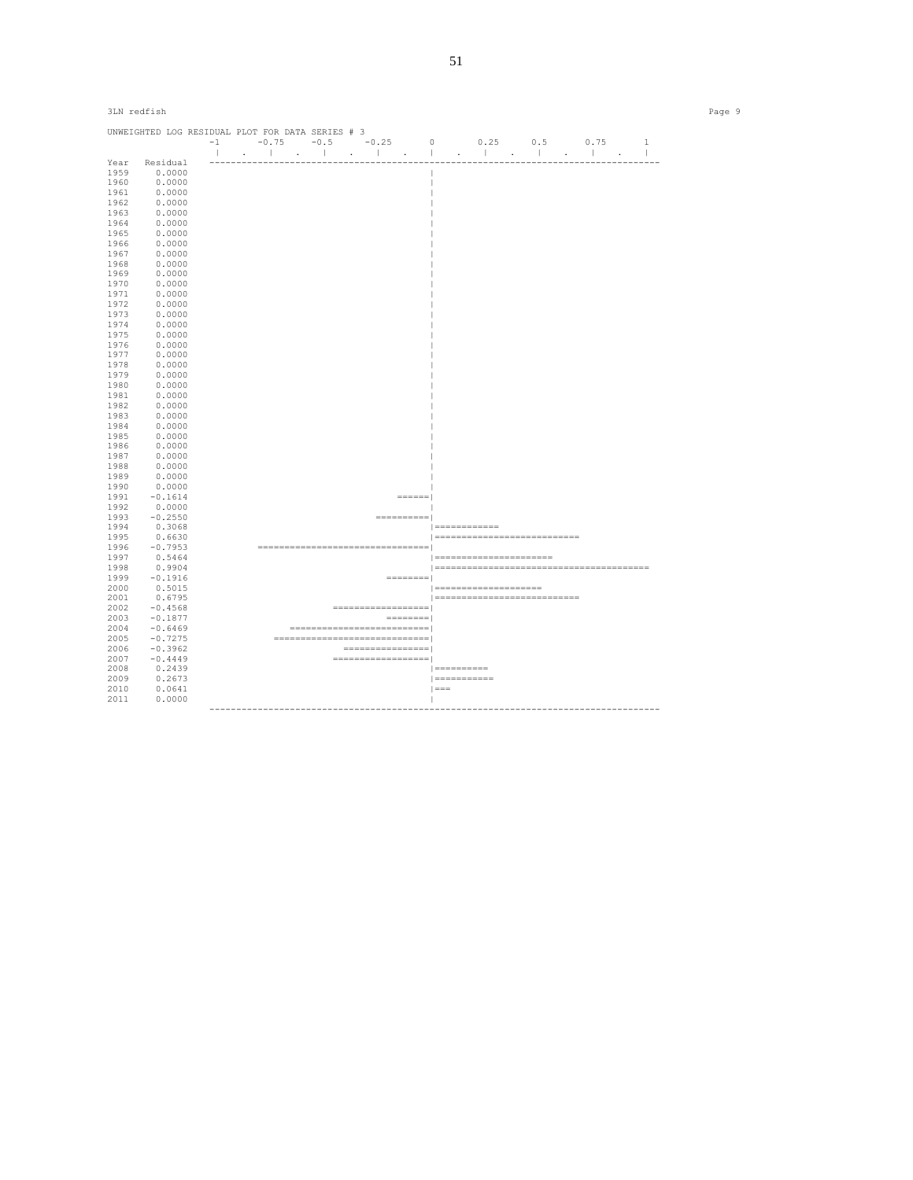3LN redfish

```
UNWEIGHTED LOG RESIDUAL PLOT FOR DATA SERIES # 3
                -1      -0.75     -0.5     -0.25      0       0.25     0.5      0.75      1
                 |   .    |    .    |    .    |    .    |    .    |    .    |    .    |    .    |
Year   Residual  ------------------------------------------------------------------------------------
1959    0.0000                                         |
1960    0.0000                                         |
1961    0.0000                                         |
1962    0.0000                                         |
1963    0.0000                                         |
1964    0.0000                                         |
1965    0.0000                                         |
1966    0.0000                                         |
1967    0.0000                                         |
1968    0.0000                                         |
1969    0.0000                                         |
1970    0.0000                                         |
1971    0.0000                                         |
1972    0.0000                                         |
1973    0.0000                                         |
1974    0.0000                                         |
1975    0.0000                                         |
1976    0.0000                                         |
1977    0.0000                                         |
1978    0.0000                                         |
1979    0.0000                                         |
1980    0.0000                                         |
1981    0.0000                                         |
1982    0.0000                                         |
1983    0.0000                                         |
1984    0.0000                                         |
1985    0.0000                                         |
1986    0.0000                                         |
1987    0.0000                                         |
1988    0.0000                                         |
1989    0.0000                                         |
1990    0.0000                                         |
1991   -0.1614                                   ======|
1992    0.0000                                         |
1993   -0.2550                               ==========|
1994    0.3068                                         |============
1995    0.6630                                         |==========================
1996   -0.7953         ================================|
1997    0.5464                                         |======================
1998    0.9904                                         |=======================================
1999   -0.1916                                 ========|
2000    0.5015                                         |====================
2001    0.6795                                         |==========================
2002   -0.4568                       ==================|
2003   -0.1877                                 ========|
2004   -0.6469             ============================|
2005   -0.7275          ===============================|
2006   -0.3962                         ================|
2007   -0.4449                       ==================|
2008    0.2439                                         |==========
2009    0.2673                                         |===========
2010    0.0641                                         |===
2011    0.0000                                         |
                 ------------------------------------------------------------------------------------
```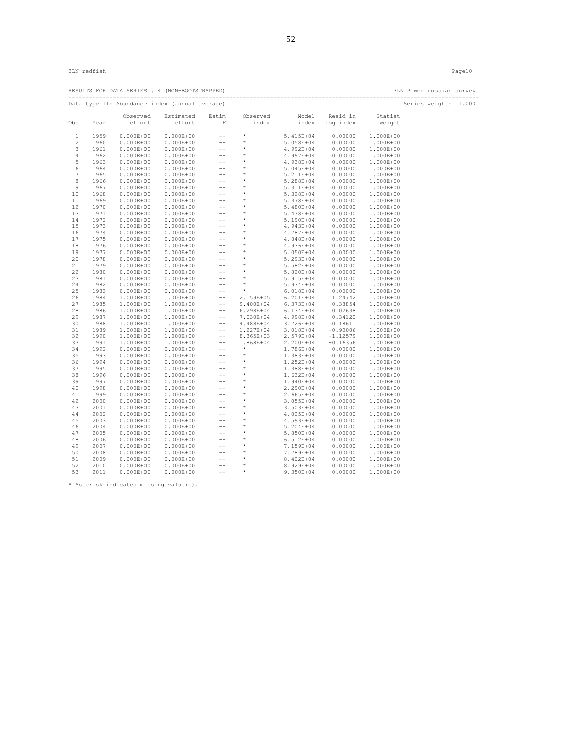RESULTS FOR DATA SERIES # 4 (NON-BOOTSTRAPPED) 3LN Power russian survey

Data type I1: Abundance index (annual average) Series weight: 1.000

| Obs | Year | Observed effort | Estimated effort | Estim F | Observed index | Model index | Resid in log index | Statist weight |
|---|---|---|---|---|---|---|---|---|
| 1 | 1959 | 0.000E+00 | 0.000E+00 | -- | * | 5.415E+04 | 0.00000 | 1.000E+00 |
| 2 | 1960 | 0.000E+00 | 0.000E+00 | -- | * | 5.058E+04 | 0.00000 | 1.000E+00 |
| 3 | 1961 | 0.000E+00 | 0.000E+00 | -- | * | 4.992E+04 | 0.00000 | 1.000E+00 |
| 4 | 1962 | 0.000E+00 | 0.000E+00 | -- | * | 4.997E+04 | 0.00000 | 1.000E+00 |
| 5 | 1963 | 0.000E+00 | 0.000E+00 | -- | * | 4.938E+04 | 0.00000 | 1.000E+00 |
| 6 | 1964 | 0.000E+00 | 0.000E+00 | -- | * | 5.045E+04 | 0.00000 | 1.000E+00 |
| 7 | 1965 | 0.000E+00 | 0.000E+00 | -- | * | 5.211E+04 | 0.00000 | 1.000E+00 |
| 8 | 1966 | 0.000E+00 | 0.000E+00 | -- | * | 5.288E+04 | 0.00000 | 1.000E+00 |
| 9 | 1967 | 0.000E+00 | 0.000E+00 | -- | * | 5.311E+04 | 0.00000 | 1.000E+00 |
| 10 | 1968 | 0.000E+00 | 0.000E+00 | -- | * | 5.328E+04 | 0.00000 | 1.000E+00 |
| 11 | 1969 | 0.000E+00 | 0.000E+00 | -- | * | 5.378E+04 | 0.00000 | 1.000E+00 |
| 12 | 1970 | 0.000E+00 | 0.000E+00 | -- | * | 5.480E+04 | 0.00000 | 1.000E+00 |
| 13 | 1971 | 0.000E+00 | 0.000E+00 | -- | * | 5.438E+04 | 0.00000 | 1.000E+00 |
| 14 | 1972 | 0.000E+00 | 0.000E+00 | -- | * | 5.190E+04 | 0.00000 | 1.000E+00 |
| 15 | 1973 | 0.000E+00 | 0.000E+00 | -- | * | 4.943E+04 | 0.00000 | 1.000E+00 |
| 16 | 1974 | 0.000E+00 | 0.000E+00 | -- | * | 4.787E+04 | 0.00000 | 1.000E+00 |
| 17 | 1975 | 0.000E+00 | 0.000E+00 | -- | * | 4.848E+04 | 0.00000 | 1.000E+00 |
| 18 | 1976 | 0.000E+00 | 0.000E+00 | -- | * | 4.936E+04 | 0.00000 | 1.000E+00 |
| 19 | 1977 | 0.000E+00 | 0.000E+00 | -- | * | 5.050E+04 | 0.00000 | 1.000E+00 |
| 20 | 1978 | 0.000E+00 | 0.000E+00 | -- | * | 5.293E+04 | 0.00000 | 1.000E+00 |
| 21 | 1979 | 0.000E+00 | 0.000E+00 | -- | * | 5.582E+04 | 0.00000 | 1.000E+00 |
| 22 | 1980 | 0.000E+00 | 0.000E+00 | -- | * | 5.820E+04 | 0.00000 | 1.000E+00 |
| 23 | 1981 | 0.000E+00 | 0.000E+00 | -- | * | 5.915E+04 | 0.00000 | 1.000E+00 |
| 24 | 1982 | 0.000E+00 | 0.000E+00 | -- | * | 5.934E+04 | 0.00000 | 1.000E+00 |
| 25 | 1983 | 0.000E+00 | 0.000E+00 | -- | * | 6.018E+04 | 0.00000 | 1.000E+00 |
| 26 | 1984 | 1.000E+00 | 1.000E+00 | -- | 2.159E+05 | 6.201E+04 | 1.24742 | 1.000E+00 |
| 27 | 1985 | 1.000E+00 | 1.000E+00 | -- | 9.400E+04 | 6.373E+04 | 0.38854 | 1.000E+00 |
| 28 | 1986 | 1.000E+00 | 1.000E+00 | -- | 6.298E+04 | 6.134E+04 | 0.02638 | 1.000E+00 |
| 29 | 1987 | 1.000E+00 | 1.000E+00 | -- | 7.030E+04 | 4.998E+04 | 0.34120 | 1.000E+00 |
| 30 | 1988 | 1.000E+00 | 1.000E+00 | -- | 4.488E+04 | 3.726E+04 | 0.18611 | 1.000E+00 |
| 31 | 1989 | 1.000E+00 | 1.000E+00 | -- | 1.227E+04 | 3.018E+04 | -0.90006 | 1.000E+00 |
| 32 | 1990 | 1.000E+00 | 1.000E+00 | -- | 8.365E+03 | 2.579E+04 | -1.12579 | 1.000E+00 |
| 33 | 1991 | 1.000E+00 | 1.000E+00 | -- | 1.868E+04 | 2.200E+04 | -0.16356 | 1.000E+00 |
| 34 | 1992 | 0.000E+00 | 0.000E+00 | -- | * | 1.786E+04 | 0.00000 | 1.000E+00 |
| 35 | 1993 | 0.000E+00 | 0.000E+00 | -- | * | 1.383E+04 | 0.00000 | 1.000E+00 |
| 36 | 1994 | 0.000E+00 | 0.000E+00 | -- | * | 1.252E+04 | 0.00000 | 1.000E+00 |
| 37 | 1995 | 0.000E+00 | 0.000E+00 | -- | * | 1.388E+04 | 0.00000 | 1.000E+00 |
| 38 | 1996 | 0.000E+00 | 0.000E+00 | -- | * | 1.632E+04 | 0.00000 | 1.000E+00 |
| 39 | 1997 | 0.000E+00 | 0.000E+00 | -- | * | 1.940E+04 | 0.00000 | 1.000E+00 |
| 40 | 1998 | 0.000E+00 | 0.000E+00 | -- | * | 2.290E+04 | 0.00000 | 1.000E+00 |
| 41 | 1999 | 0.000E+00 | 0.000E+00 | -- | * | 2.665E+04 | 0.00000 | 1.000E+00 |
| 42 | 2000 | 0.000E+00 | 0.000E+00 | -- | * | 3.055E+04 | 0.00000 | 1.000E+00 |
| 43 | 2001 | 0.000E+00 | 0.000E+00 | -- | * | 3.503E+04 | 0.00000 | 1.000E+00 |
| 44 | 2002 | 0.000E+00 | 0.000E+00 | -- | * | 4.025E+04 | 0.00000 | 1.000E+00 |
| 45 | 2003 | 0.000E+00 | 0.000E+00 | -- | * | 4.593E+04 | 0.00000 | 1.000E+00 |
| 46 | 2004 | 0.000E+00 | 0.000E+00 | -- | * | 5.204E+04 | 0.00000 | 1.000E+00 |
| 47 | 2005 | 0.000E+00 | 0.000E+00 | -- | * | 5.850E+04 | 0.00000 | 1.000E+00 |
| 48 | 2006 | 0.000E+00 | 0.000E+00 | -- | * | 6.512E+04 | 0.00000 | 1.000E+00 |
| 49 | 2007 | 0.000E+00 | 0.000E+00 | -- | * | 7.159E+04 | 0.00000 | 1.000E+00 |
| 50 | 2008 | 0.000E+00 | 0.000E+00 | -- | * | 7.789E+04 | 0.00000 | 1.000E+00 |
| 51 | 2009 | 0.000E+00 | 0.000E+00 | -- | * | 8.402E+04 | 0.00000 | 1.000E+00 |
| 52 | 2010 | 0.000E+00 | 0.000E+00 | -- | * | 8.929E+04 | 0.00000 | 1.000E+00 |
| 53 | 2011 | 0.000E+00 | 0.000E+00 | -- | * | 9.350E+04 | 0.00000 | 1.000E+00 |

* Asterisk indicates missing value(s).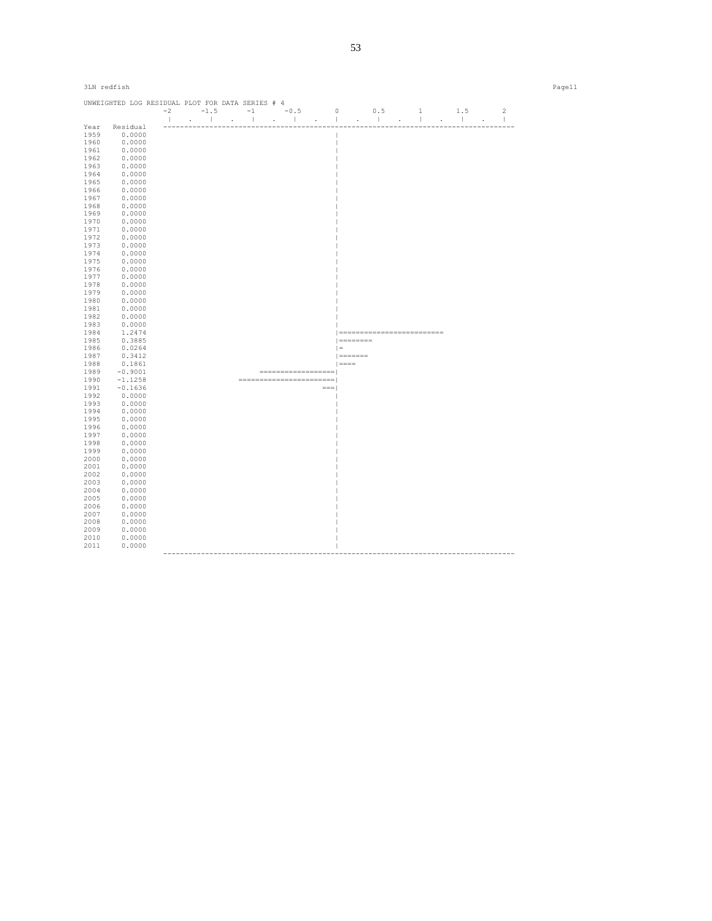3LN redfish

```
UNWEIGHTED LOG RESIDUAL PLOT FOR DATA SERIES # 4
                -2      -1.5      -1      -0.5       0       0.5       1       1.5       2
                 |   .    |    .    |    .    |    .    |    .    |    .    |    .    |    .    |
Year   Residual   --------------------------------------------------------------------------------
1959    0.0000                                         |
1960    0.0000                                         |
1961    0.0000                                         |
1962    0.0000                                         |
1963    0.0000                                         |
1964    0.0000                                         |
1965    0.0000                                         |
1966    0.0000                                         |
1967    0.0000                                         |
1968    0.0000                                         |
1969    0.0000                                         |
1970    0.0000                                         |
1971    0.0000                                         |
1972    0.0000                                         |
1973    0.0000                                         |
1974    0.0000                                         |
1975    0.0000                                         |
1976    0.0000                                         |
1977    0.0000                                         |
1978    0.0000                                         |
1979    0.0000                                         |
1980    0.0000                                         |
1981    0.0000                                         |
1982    0.0000                                         |
1983    0.0000                                         |
1984    1.2474                                         |========================
1985    0.3885                                         |========
1986    0.0264                                         |=
1987    0.3412                                         |=======
1988    0.1861                                         |====
1989   -0.9001                       ==================|
1990   -1.1258                  =======================|
1991   -0.1636                                      ===|
1992    0.0000                                         |
1993    0.0000                                         |
1994    0.0000                                         |
1995    0.0000                                         |
1996    0.0000                                         |
1997    0.0000                                         |
1998    0.0000                                         |
1999    0.0000                                         |
2000    0.0000                                         |
2001    0.0000                                         |
2002    0.0000                                         |
2003    0.0000                                         |
2004    0.0000                                         |
2005    0.0000                                         |
2006    0.0000                                         |
2007    0.0000                                         |
2008    0.0000                                         |
2009    0.0000                                         |
2010    0.0000                                         |
2011    0.0000                                         |
                  --------------------------------------------------------------------------------
```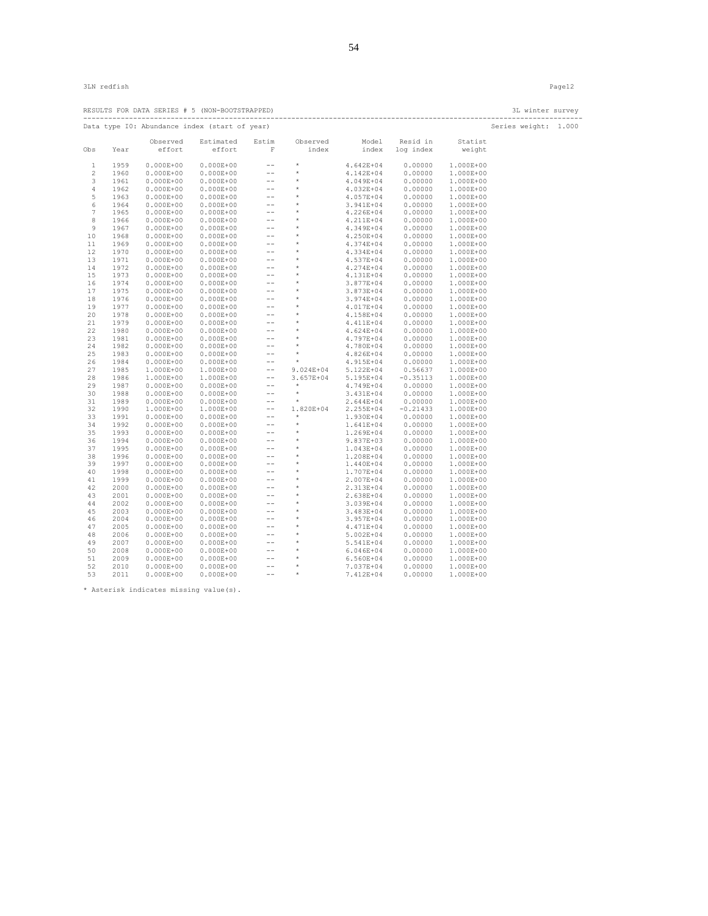3LN redfish

RESULTS FOR DATA SERIES # 5 (NON-BOOTSTRAPPED) 3L winter survey

Data type I0: Abundance index (start of year) Series weight: 1.000

| Obs | Year | Observed effort | Estimated effort | Estim F | Observed index | Model index | Resid in log index | Statist weight |
|---|---|---|---|---|---|---|---|---|
| 1 | 1959 | 0.000E+00 | 0.000E+00 | -- | * | 4.642E+04 | 0.00000 | 1.000E+00 |
| 2 | 1960 | 0.000E+00 | 0.000E+00 | -- | * | 4.142E+04 | 0.00000 | 1.000E+00 |
| 3 | 1961 | 0.000E+00 | 0.000E+00 | -- | * | 4.049E+04 | 0.00000 | 1.000E+00 |
| 4 | 1962 | 0.000E+00 | 0.000E+00 | -- | * | 4.032E+04 | 0.00000 | 1.000E+00 |
| 5 | 1963 | 0.000E+00 | 0.000E+00 | -- | * | 4.057E+04 | 0.00000 | 1.000E+00 |
| 6 | 1964 | 0.000E+00 | 0.000E+00 | -- | * | 3.941E+04 | 0.00000 | 1.000E+00 |
| 7 | 1965 | 0.000E+00 | 0.000E+00 | -- | * | 4.226E+04 | 0.00000 | 1.000E+00 |
| 8 | 1966 | 0.000E+00 | 0.000E+00 | -- | * | 4.211E+04 | 0.00000 | 1.000E+00 |
| 9 | 1967 | 0.000E+00 | 0.000E+00 | -- | * | 4.349E+04 | 0.00000 | 1.000E+00 |
| 10 | 1968 | 0.000E+00 | 0.000E+00 | -- | * | 4.250E+04 | 0.00000 | 1.000E+00 |
| 11 | 1969 | 0.000E+00 | 0.000E+00 | -- | * | 4.374E+04 | 0.00000 | 1.000E+00 |
| 12 | 1970 | 0.000E+00 | 0.000E+00 | -- | * | 4.334E+04 | 0.00000 | 1.000E+00 |
| 13 | 1971 | 0.000E+00 | 0.000E+00 | -- | * | 4.537E+04 | 0.00000 | 1.000E+00 |
| 14 | 1972 | 0.000E+00 | 0.000E+00 | -- | * | 4.274E+04 | 0.00000 | 1.000E+00 |
| 15 | 1973 | 0.000E+00 | 0.000E+00 | -- | * | 4.131E+04 | 0.00000 | 1.000E+00 |
| 16 | 1974 | 0.000E+00 | 0.000E+00 | -- | * | 3.877E+04 | 0.00000 | 1.000E+00 |
| 17 | 1975 | 0.000E+00 | 0.000E+00 | -- | * | 3.873E+04 | 0.00000 | 1.000E+00 |
| 18 | 1976 | 0.000E+00 | 0.000E+00 | -- | * | 3.974E+04 | 0.00000 | 1.000E+00 |
| 19 | 1977 | 0.000E+00 | 0.000E+00 | -- | * | 4.017E+04 | 0.00000 | 1.000E+00 |
| 20 | 1978 | 0.000E+00 | 0.000E+00 | -- | * | 4.158E+04 | 0.00000 | 1.000E+00 |
| 21 | 1979 | 0.000E+00 | 0.000E+00 | -- | * | 4.411E+04 | 0.00000 | 1.000E+00 |
| 22 | 1980 | 0.000E+00 | 0.000E+00 | -- | * | 4.624E+04 | 0.00000 | 1.000E+00 |
| 23 | 1981 | 0.000E+00 | 0.000E+00 | -- | * | 4.797E+04 | 0.00000 | 1.000E+00 |
| 24 | 1982 | 0.000E+00 | 0.000E+00 | -- | * | 4.780E+04 | 0.00000 | 1.000E+00 |
| 25 | 1983 | 0.000E+00 | 0.000E+00 | -- | * | 4.826E+04 | 0.00000 | 1.000E+00 |
| 26 | 1984 | 0.000E+00 | 0.000E+00 | -- | * | 4.915E+04 | 0.00000 | 1.000E+00 |
| 27 | 1985 | 1.000E+00 | 1.000E+00 | -- | 9.024E+04 | 5.122E+04 | 0.56637 | 1.000E+00 |
| 28 | 1986 | 1.000E+00 | 1.000E+00 | -- | 3.657E+04 | 5.195E+04 | -0.35113 | 1.000E+00 |
| 29 | 1987 | 0.000E+00 | 0.000E+00 | -- | * | 4.749E+04 | 0.00000 | 1.000E+00 |
| 30 | 1988 | 0.000E+00 | 0.000E+00 | -- | * | 3.431E+04 | 0.00000 | 1.000E+00 |
| 31 | 1989 | 0.000E+00 | 0.000E+00 | -- | * | 2.644E+04 | 0.00000 | 1.000E+00 |
| 32 | 1990 | 1.000E+00 | 1.000E+00 | -- | 1.820E+04 | 2.255E+04 | -0.21433 | 1.000E+00 |
| 33 | 1991 | 0.000E+00 | 0.000E+00 | -- | * | 1.930E+04 | 0.00000 | 1.000E+00 |
| 34 | 1992 | 0.000E+00 | 0.000E+00 | -- | * | 1.641E+04 | 0.00000 | 1.000E+00 |
| 35 | 1993 | 0.000E+00 | 0.000E+00 | -- | * | 1.269E+04 | 0.00000 | 1.000E+00 |
| 36 | 1994 | 0.000E+00 | 0.000E+00 | -- | * | 9.837E+03 | 0.00000 | 1.000E+00 |
| 37 | 1995 | 0.000E+00 | 0.000E+00 | -- | * | 1.043E+04 | 0.00000 | 1.000E+00 |
| 38 | 1996 | 0.000E+00 | 0.000E+00 | -- | * | 1.208E+04 | 0.00000 | 1.000E+00 |
| 39 | 1997 | 0.000E+00 | 0.000E+00 | -- | * | 1.440E+04 | 0.00000 | 1.000E+00 |
| 40 | 1998 | 0.000E+00 | 0.000E+00 | -- | * | 1.707E+04 | 0.00000 | 1.000E+00 |
| 41 | 1999 | 0.000E+00 | 0.000E+00 | -- | * | 2.007E+04 | 0.00000 | 1.000E+00 |
| 42 | 2000 | 0.000E+00 | 0.000E+00 | -- | * | 2.313E+04 | 0.00000 | 1.000E+00 |
| 43 | 2001 | 0.000E+00 | 0.000E+00 | -- | * | 2.638E+04 | 0.00000 | 1.000E+00 |
| 44 | 2002 | 0.000E+00 | 0.000E+00 | -- | * | 3.039E+04 | 0.00000 | 1.000E+00 |
| 45 | 2003 | 0.000E+00 | 0.000E+00 | -- | * | 3.483E+04 | 0.00000 | 1.000E+00 |
| 46 | 2004 | 0.000E+00 | 0.000E+00 | -- | * | 3.957E+04 | 0.00000 | 1.000E+00 |
| 47 | 2005 | 0.000E+00 | 0.000E+00 | -- | * | 4.471E+04 | 0.00000 | 1.000E+00 |
| 48 | 2006 | 0.000E+00 | 0.000E+00 | -- | * | 5.002E+04 | 0.00000 | 1.000E+00 |
| 49 | 2007 | 0.000E+00 | 0.000E+00 | -- | * | 5.541E+04 | 0.00000 | 1.000E+00 |
| 50 | 2008 | 0.000E+00 | 0.000E+00 | -- | * | 6.046E+04 | 0.00000 | 1.000E+00 |
| 51 | 2009 | 0.000E+00 | 0.000E+00 | -- | * | 6.560E+04 | 0.00000 | 1.000E+00 |
| 52 | 2010 | 0.000E+00 | 0.000E+00 | -- | * | 7.037E+04 | 0.00000 | 1.000E+00 |
| 53 | 2011 | 0.000E+00 | 0.000E+00 | -- | * | 7.412E+04 | 0.00000 | 1.000E+00 |

* Asterisk indicates missing value(s).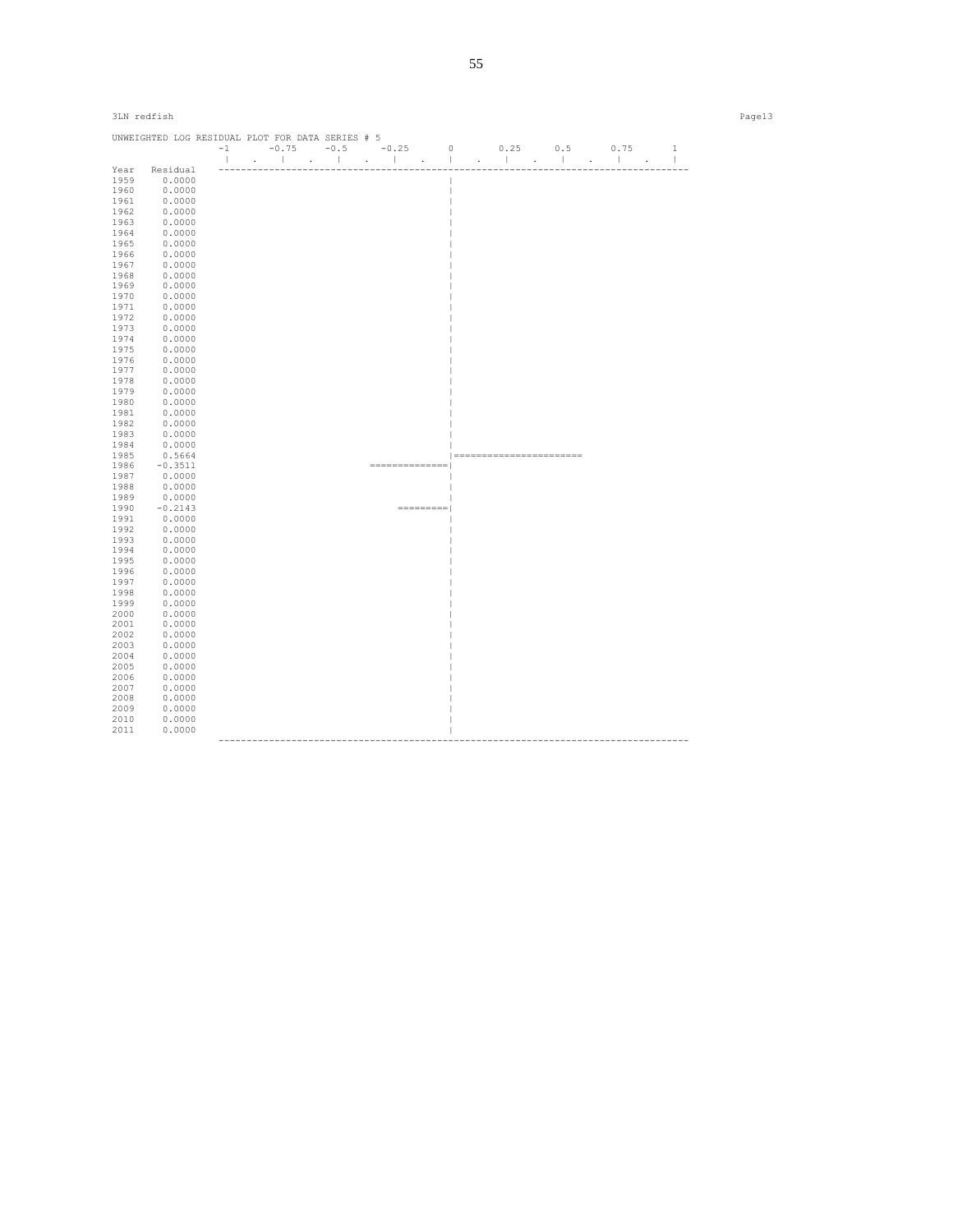3LN redfish

```
UNWEIGHTED LOG RESIDUAL PLOT FOR DATA SERIES # 5
                -1      -0.75     -0.5      -0.25       0       0.25      0.5       0.75       1
                 |    .    |    .    |    .    |    .    |    .    |    .    |    .    |    .    |
Year   Residual  ----------------------------------------------------------------------------------
1959    0.0000                                          |
1960    0.0000                                          |
1961    0.0000                                          |
1962    0.0000                                          |
1963    0.0000                                          |
1964    0.0000                                          |
1965    0.0000                                          |
1966    0.0000                                          |
1967    0.0000                                          |
1968    0.0000                                          |
1969    0.0000                                          |
1970    0.0000                                          |
1971    0.0000                                          |
1972    0.0000                                          |
1973    0.0000                                          |
1974    0.0000                                          |
1975    0.0000                                          |
1976    0.0000                                          |
1977    0.0000                                          |
1978    0.0000                                          |
1979    0.0000                                          |
1980    0.0000                                          |
1981    0.0000                                          |
1982    0.0000                                          |
1983    0.0000                                          |
1984    0.0000                                          |
1985    0.5664                                          |=======================
1986   -0.3511                            ==============|
1987    0.0000                                          |
1988    0.0000                                          |
1989    0.0000                                          |
1990   -0.2143                                 =========|
1991    0.0000                                          |
1992    0.0000                                          |
1993    0.0000                                          |
1994    0.0000                                          |
1995    0.0000                                          |
1996    0.0000                                          |
1997    0.0000                                          |
1998    0.0000                                          |
1999    0.0000                                          |
2000    0.0000                                          |
2001    0.0000                                          |
2002    0.0000                                          |
2003    0.0000                                          |
2004    0.0000                                          |
2005    0.0000                                          |
2006    0.0000                                          |
2007    0.0000                                          |
2008    0.0000                                          |
2009    0.0000                                          |
2010    0.0000                                          |
2011    0.0000                                          |
                 ----------------------------------------------------------------------------------
```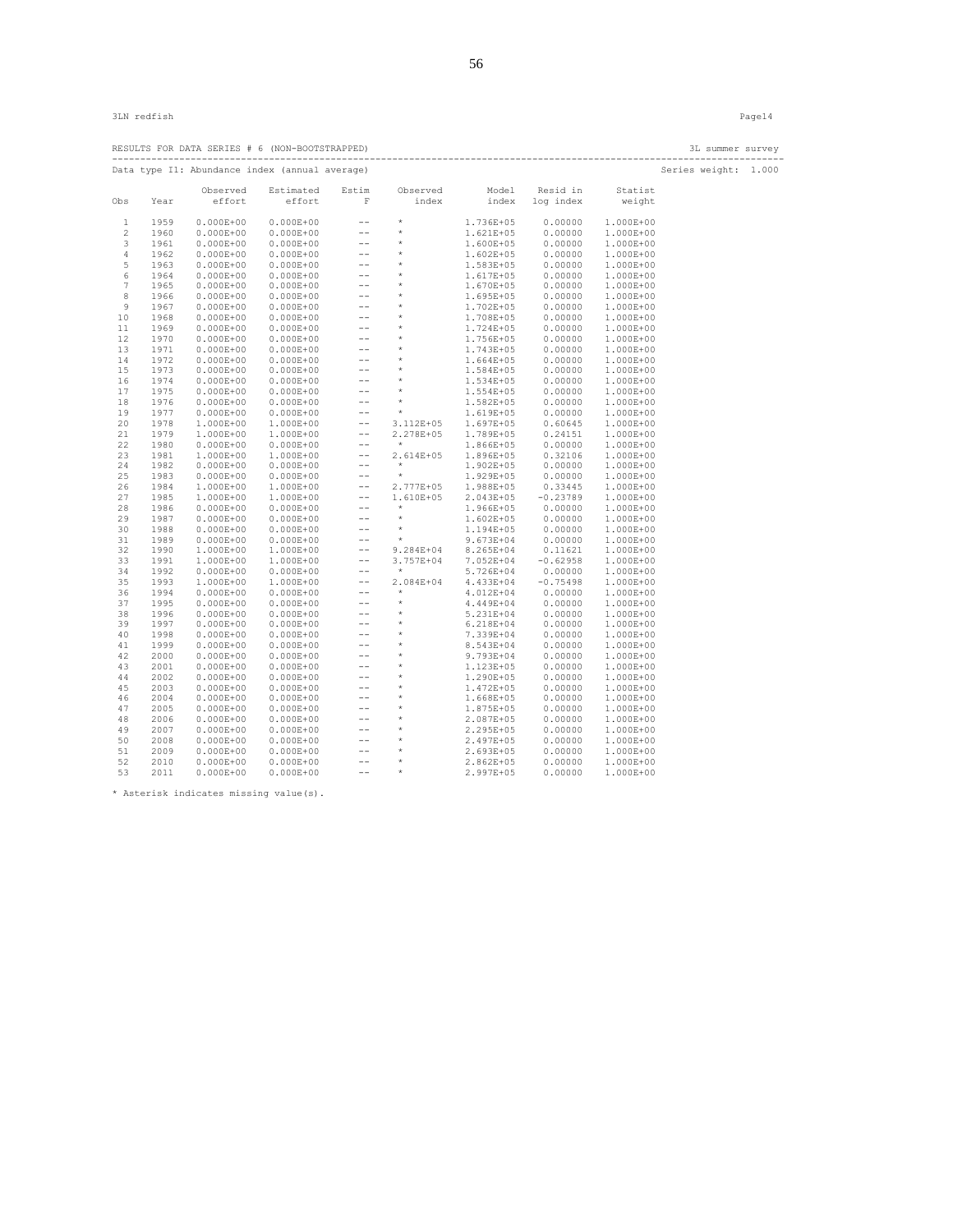3LN redfish

Page14

RESULTS FOR DATA SERIES # 6 (NON-BOOTSTRAPPED) 3L summer survey

Data type I1: Abundance index (annual average) Series weight: 1.000

| Obs | Year | Observed effort | Estimated effort | Estim F | Observed index | Model index | Resid in log index | Statist weight |
|---|---|---|---|---|---|---|---|---|
| 1 | 1959 | 0.000E+00 | 0.000E+00 | -- | * | 1.736E+05 | 0.00000 | 1.000E+00 |
| 2 | 1960 | 0.000E+00 | 0.000E+00 | -- | * | 1.621E+05 | 0.00000 | 1.000E+00 |
| 3 | 1961 | 0.000E+00 | 0.000E+00 | -- | * | 1.600E+05 | 0.00000 | 1.000E+00 |
| 4 | 1962 | 0.000E+00 | 0.000E+00 | -- | * | 1.602E+05 | 0.00000 | 1.000E+00 |
| 5 | 1963 | 0.000E+00 | 0.000E+00 | -- | * | 1.583E+05 | 0.00000 | 1.000E+00 |
| 6 | 1964 | 0.000E+00 | 0.000E+00 | -- | * | 1.617E+05 | 0.00000 | 1.000E+00 |
| 7 | 1965 | 0.000E+00 | 0.000E+00 | -- | * | 1.670E+05 | 0.00000 | 1.000E+00 |
| 8 | 1966 | 0.000E+00 | 0.000E+00 | -- | * | 1.695E+05 | 0.00000 | 1.000E+00 |
| 9 | 1967 | 0.000E+00 | 0.000E+00 | -- | * | 1.702E+05 | 0.00000 | 1.000E+00 |
| 10 | 1968 | 0.000E+00 | 0.000E+00 | -- | * | 1.708E+05 | 0.00000 | 1.000E+00 |
| 11 | 1969 | 0.000E+00 | 0.000E+00 | -- | * | 1.724E+05 | 0.00000 | 1.000E+00 |
| 12 | 1970 | 0.000E+00 | 0.000E+00 | -- | * | 1.756E+05 | 0.00000 | 1.000E+00 |
| 13 | 1971 | 0.000E+00 | 0.000E+00 | -- | * | 1.743E+05 | 0.00000 | 1.000E+00 |
| 14 | 1972 | 0.000E+00 | 0.000E+00 | -- | * | 1.664E+05 | 0.00000 | 1.000E+00 |
| 15 | 1973 | 0.000E+00 | 0.000E+00 | -- | * | 1.584E+05 | 0.00000 | 1.000E+00 |
| 16 | 1974 | 0.000E+00 | 0.000E+00 | -- | * | 1.534E+05 | 0.00000 | 1.000E+00 |
| 17 | 1975 | 0.000E+00 | 0.000E+00 | -- | * | 1.554E+05 | 0.00000 | 1.000E+00 |
| 18 | 1976 | 0.000E+00 | 0.000E+00 | -- | * | 1.582E+05 | 0.00000 | 1.000E+00 |
| 19 | 1977 | 0.000E+00 | 0.000E+00 | -- | * | 1.619E+05 | 0.00000 | 1.000E+00 |
| 20 | 1978 | 1.000E+00 | 1.000E+00 | -- | 3.112E+05 | 1.697E+05 | 0.60645 | 1.000E+00 |
| 21 | 1979 | 1.000E+00 | 1.000E+00 | -- | 2.278E+05 | 1.789E+05 | 0.24151 | 1.000E+00 |
| 22 | 1980 | 0.000E+00 | 0.000E+00 | -- | * | 1.866E+05 | 0.00000 | 1.000E+00 |
| 23 | 1981 | 1.000E+00 | 1.000E+00 | -- | 2.614E+05 | 1.896E+05 | 0.32106 | 1.000E+00 |
| 24 | 1982 | 0.000E+00 | 0.000E+00 | -- | * | 1.902E+05 | 0.00000 | 1.000E+00 |
| 25 | 1983 | 0.000E+00 | 0.000E+00 | -- | * | 1.929E+05 | 0.00000 | 1.000E+00 |
| 26 | 1984 | 1.000E+00 | 1.000E+00 | -- | 2.777E+05 | 1.988E+05 | 0.33445 | 1.000E+00 |
| 27 | 1985 | 1.000E+00 | 1.000E+00 | -- | 1.610E+05 | 2.043E+05 | -0.23789 | 1.000E+00 |
| 28 | 1986 | 0.000E+00 | 0.000E+00 | -- | * | 1.966E+05 | 0.00000 | 1.000E+00 |
| 29 | 1987 | 0.000E+00 | 0.000E+00 | -- | * | 1.602E+05 | 0.00000 | 1.000E+00 |
| 30 | 1988 | 0.000E+00 | 0.000E+00 | -- | * | 1.194E+05 | 0.00000 | 1.000E+00 |
| 31 | 1989 | 0.000E+00 | 0.000E+00 | -- | * | 9.673E+04 | 0.00000 | 1.000E+00 |
| 32 | 1990 | 1.000E+00 | 1.000E+00 | -- | 9.284E+04 | 8.265E+04 | 0.11621 | 1.000E+00 |
| 33 | 1991 | 1.000E+00 | 1.000E+00 | -- | 3.757E+04 | 7.052E+04 | -0.62958 | 1.000E+00 |
| 34 | 1992 | 0.000E+00 | 0.000E+00 | -- | * | 5.726E+04 | 0.00000 | 1.000E+00 |
| 35 | 1993 | 1.000E+00 | 1.000E+00 | -- | 2.084E+04 | 4.433E+04 | -0.75498 | 1.000E+00 |
| 36 | 1994 | 0.000E+00 | 0.000E+00 | -- | * | 4.012E+04 | 0.00000 | 1.000E+00 |
| 37 | 1995 | 0.000E+00 | 0.000E+00 | -- | * | 4.449E+04 | 0.00000 | 1.000E+00 |
| 38 | 1996 | 0.000E+00 | 0.000E+00 | -- | * | 5.231E+04 | 0.00000 | 1.000E+00 |
| 39 | 1997 | 0.000E+00 | 0.000E+00 | -- | * | 6.218E+04 | 0.00000 | 1.000E+00 |
| 40 | 1998 | 0.000E+00 | 0.000E+00 | -- | * | 7.339E+04 | 0.00000 | 1.000E+00 |
| 41 | 1999 | 0.000E+00 | 0.000E+00 | -- | * | 8.543E+04 | 0.00000 | 1.000E+00 |
| 42 | 2000 | 0.000E+00 | 0.000E+00 | -- | * | 9.793E+04 | 0.00000 | 1.000E+00 |
| 43 | 2001 | 0.000E+00 | 0.000E+00 | -- | * | 1.123E+05 | 0.00000 | 1.000E+00 |
| 44 | 2002 | 0.000E+00 | 0.000E+00 | -- | * | 1.290E+05 | 0.00000 | 1.000E+00 |
| 45 | 2003 | 0.000E+00 | 0.000E+00 | -- | * | 1.472E+05 | 0.00000 | 1.000E+00 |
| 46 | 2004 | 0.000E+00 | 0.000E+00 | -- | * | 1.668E+05 | 0.00000 | 1.000E+00 |
| 47 | 2005 | 0.000E+00 | 0.000E+00 | -- | * | 1.875E+05 | 0.00000 | 1.000E+00 |
| 48 | 2006 | 0.000E+00 | 0.000E+00 | -- | * | 2.087E+05 | 0.00000 | 1.000E+00 |
| 49 | 2007 | 0.000E+00 | 0.000E+00 | -- | * | 2.295E+05 | 0.00000 | 1.000E+00 |
| 50 | 2008 | 0.000E+00 | 0.000E+00 | -- | * | 2.497E+05 | 0.00000 | 1.000E+00 |
| 51 | 2009 | 0.000E+00 | 0.000E+00 | -- | * | 2.693E+05 | 0.00000 | 1.000E+00 |
| 52 | 2010 | 0.000E+00 | 0.000E+00 | -- | * | 2.862E+05 | 0.00000 | 1.000E+00 |
| 53 | 2011 | 0.000E+00 | 0.000E+00 | -- | * | 2.997E+05 | 0.00000 | 1.000E+00 |

* Asterisk indicates missing value(s).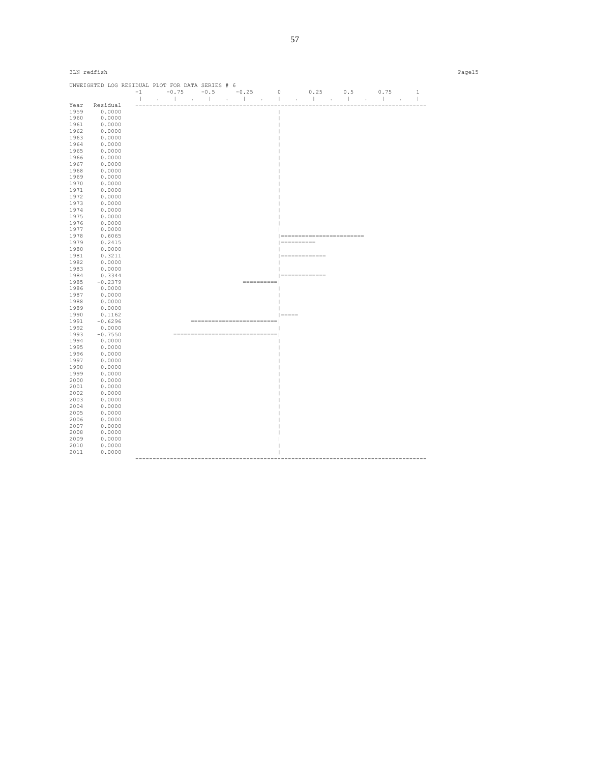3LN redfish

UNWEIGHTED LOG RESIDUAL PLOT FOR DATA SERIES # 6

```
              -1      -0.75    -0.5     -0.25      0       0.25     0.5      0.75      1
               |   .    |   .    |   .    |   .    |   .    |   .    |   .    |   .    |
Year  Residual  ------------------------------------------------------------------------------------
1959    0.0000                                     |
1960    0.0000                                     |
1961    0.0000                                     |
1962    0.0000                                     |
1963    0.0000                                     |
1964    0.0000                                     |
1965    0.0000                                     |
1966    0.0000                                     |
1967    0.0000                                     |
1968    0.0000                                     |
1969    0.0000                                     |
1970    0.0000                                     |
1971    0.0000                                     |
1972    0.0000                                     |
1973    0.0000                                     |
1974    0.0000                                     |
1975    0.0000                                     |
1976    0.0000                                     |
1977    0.0000                                     |
1978    0.6065                                     |========================
1979    0.2415                                     |==========
1980    0.0000                                     |
1981    0.3211                                     |=============
1982    0.0000                                     |
1983    0.0000                                     |
1984    0.3344                                     |=============
1985   -0.2379                           ==========|
1986    0.0000                                     |
1987    0.0000                                     |
1988    0.0000                                     |
1989    0.0000                                     |
1990    0.1162                                     |=====
1991   -0.6296              =========================|
1992    0.0000                                     |
1993   -0.7550         ==============================|
1994    0.0000                                     |
1995    0.0000                                     |
1996    0.0000                                     |
1997    0.0000                                     |
1998    0.0000                                     |
1999    0.0000                                     |
2000    0.0000                                     |
2001    0.0000                                     |
2002    0.0000                                     |
2003    0.0000                                     |
2004    0.0000                                     |
2005    0.0000                                     |
2006    0.0000                                     |
2007    0.0000                                     |
2008    0.0000                                     |
2009    0.0000                                     |
2010    0.0000                                     |
2011    0.0000                                     |
                ------------------------------------------------------------------------------------
```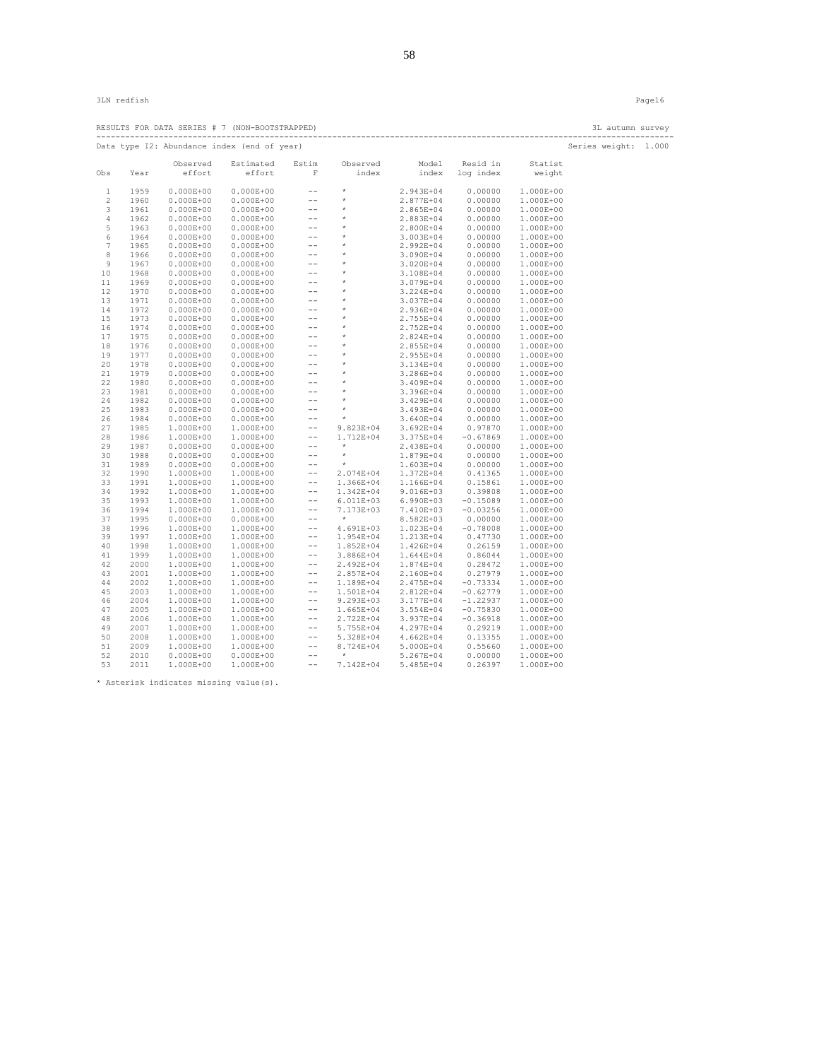3LN redfish Page16

RESULTS FOR DATA SERIES # 7 (NON-BOOTSTRAPPED) 3L autumn survey

Data type I2: Abundance index (end of year) Series weight: 1.000

| Obs | Year | Observed effort | Estimated effort | Estim F | Observed index | Model index | Resid in log index | Statist weight |
|---|---|---|---|---|---|---|---|---|
| 1 | 1959 | 0.000E+00 | 0.000E+00 | -- | * | 2.943E+04 | 0.00000 | 1.000E+00 |
| 2 | 1960 | 0.000E+00 | 0.000E+00 | -- | * | 2.877E+04 | 0.00000 | 1.000E+00 |
| 3 | 1961 | 0.000E+00 | 0.000E+00 | -- | * | 2.865E+04 | 0.00000 | 1.000E+00 |
| 4 | 1962 | 0.000E+00 | 0.000E+00 | -- | * | 2.883E+04 | 0.00000 | 1.000E+00 |
| 5 | 1963 | 0.000E+00 | 0.000E+00 | -- | * | 2.800E+04 | 0.00000 | 1.000E+00 |
| 6 | 1964 | 0.000E+00 | 0.000E+00 | -- | * | 3.003E+04 | 0.00000 | 1.000E+00 |
| 7 | 1965 | 0.000E+00 | 0.000E+00 | -- | * | 2.992E+04 | 0.00000 | 1.000E+00 |
| 8 | 1966 | 0.000E+00 | 0.000E+00 | -- | * | 3.090E+04 | 0.00000 | 1.000E+00 |
| 9 | 1967 | 0.000E+00 | 0.000E+00 | -- | * | 3.020E+04 | 0.00000 | 1.000E+00 |
| 10 | 1968 | 0.000E+00 | 0.000E+00 | -- | * | 3.108E+04 | 0.00000 | 1.000E+00 |
| 11 | 1969 | 0.000E+00 | 0.000E+00 | -- | * | 3.079E+04 | 0.00000 | 1.000E+00 |
| 12 | 1970 | 0.000E+00 | 0.000E+00 | -- | * | 3.224E+04 | 0.00000 | 1.000E+00 |
| 13 | 1971 | 0.000E+00 | 0.000E+00 | -- | * | 3.037E+04 | 0.00000 | 1.000E+00 |
| 14 | 1972 | 0.000E+00 | 0.000E+00 | -- | * | 2.936E+04 | 0.00000 | 1.000E+00 |
| 15 | 1973 | 0.000E+00 | 0.000E+00 | -- | * | 2.755E+04 | 0.00000 | 1.000E+00 |
| 16 | 1974 | 0.000E+00 | 0.000E+00 | -- | * | 2.752E+04 | 0.00000 | 1.000E+00 |
| 17 | 1975 | 0.000E+00 | 0.000E+00 | -- | * | 2.824E+04 | 0.00000 | 1.000E+00 |
| 18 | 1976 | 0.000E+00 | 0.000E+00 | -- | * | 2.855E+04 | 0.00000 | 1.000E+00 |
| 19 | 1977 | 0.000E+00 | 0.000E+00 | -- | * | 2.955E+04 | 0.00000 | 1.000E+00 |
| 20 | 1978 | 0.000E+00 | 0.000E+00 | -- | * | 3.134E+04 | 0.00000 | 1.000E+00 |
| 21 | 1979 | 0.000E+00 | 0.000E+00 | -- | * | 3.286E+04 | 0.00000 | 1.000E+00 |
| 22 | 1980 | 0.000E+00 | 0.000E+00 | -- | * | 3.409E+04 | 0.00000 | 1.000E+00 |
| 23 | 1981 | 0.000E+00 | 0.000E+00 | -- | * | 3.396E+04 | 0.00000 | 1.000E+00 |
| 24 | 1982 | 0.000E+00 | 0.000E+00 | -- | * | 3.429E+04 | 0.00000 | 1.000E+00 |
| 25 | 1983 | 0.000E+00 | 0.000E+00 | -- | * | 3.493E+04 | 0.00000 | 1.000E+00 |
| 26 | 1984 | 0.000E+00 | 0.000E+00 | -- | * | 3.640E+04 | 0.00000 | 1.000E+00 |
| 27 | 1985 | 1.000E+00 | 1.000E+00 | -- | 9.823E+04 | 3.692E+04 | 0.97870 | 1.000E+00 |
| 28 | 1986 | 1.000E+00 | 1.000E+00 | -- | 1.712E+04 | 3.375E+04 | -0.67869 | 1.000E+00 |
| 29 | 1987 | 0.000E+00 | 0.000E+00 | -- | * | 2.438E+04 | 0.00000 | 1.000E+00 |
| 30 | 1988 | 0.000E+00 | 0.000E+00 | -- | * | 1.879E+04 | 0.00000 | 1.000E+00 |
| 31 | 1989 | 0.000E+00 | 0.000E+00 | -- | * | 1.603E+04 | 0.00000 | 1.000E+00 |
| 32 | 1990 | 1.000E+00 | 1.000E+00 | -- | 2.074E+04 | 1.372E+04 | 0.41365 | 1.000E+00 |
| 33 | 1991 | 1.000E+00 | 1.000E+00 | -- | 1.366E+04 | 1.166E+04 | 0.15861 | 1.000E+00 |
| 34 | 1992 | 1.000E+00 | 1.000E+00 | -- | 1.342E+04 | 9.016E+03 | 0.39808 | 1.000E+00 |
| 35 | 1993 | 1.000E+00 | 1.000E+00 | -- | 6.011E+03 | 6.990E+03 | -0.15089 | 1.000E+00 |
| 36 | 1994 | 1.000E+00 | 1.000E+00 | -- | 7.173E+03 | 7.410E+03 | -0.03256 | 1.000E+00 |
| 37 | 1995 | 0.000E+00 | 0.000E+00 | -- | * | 8.582E+03 | 0.00000 | 1.000E+00 |
| 38 | 1996 | 1.000E+00 | 1.000E+00 | -- | 4.691E+03 | 1.023E+04 | -0.78008 | 1.000E+00 |
| 39 | 1997 | 1.000E+00 | 1.000E+00 | -- | 1.954E+04 | 1.213E+04 | 0.47730 | 1.000E+00 |
| 40 | 1998 | 1.000E+00 | 1.000E+00 | -- | 1.852E+04 | 1.426E+04 | 0.26159 | 1.000E+00 |
| 41 | 1999 | 1.000E+00 | 1.000E+00 | -- | 3.886E+04 | 1.644E+04 | 0.86044 | 1.000E+00 |
| 42 | 2000 | 1.000E+00 | 1.000E+00 | -- | 2.492E+04 | 1.874E+04 | 0.28472 | 1.000E+00 |
| 43 | 2001 | 1.000E+00 | 1.000E+00 | -- | 2.857E+04 | 2.160E+04 | 0.27979 | 1.000E+00 |
| 44 | 2002 | 1.000E+00 | 1.000E+00 | -- | 1.189E+04 | 2.475E+04 | -0.73334 | 1.000E+00 |
| 45 | 2003 | 1.000E+00 | 1.000E+00 | -- | 1.501E+04 | 2.812E+04 | -0.62779 | 1.000E+00 |
| 46 | 2004 | 1.000E+00 | 1.000E+00 | -- | 9.293E+03 | 3.177E+04 | -1.22937 | 1.000E+00 |
| 47 | 2005 | 1.000E+00 | 1.000E+00 | -- | 1.665E+04 | 3.554E+04 | -0.75830 | 1.000E+00 |
| 48 | 2006 | 1.000E+00 | 1.000E+00 | -- | 2.722E+04 | 3.937E+04 | -0.36918 | 1.000E+00 |
| 49 | 2007 | 1.000E+00 | 1.000E+00 | -- | 5.755E+04 | 4.297E+04 | 0.29219 | 1.000E+00 |
| 50 | 2008 | 1.000E+00 | 1.000E+00 | -- | 5.328E+04 | 4.662E+04 | 0.13355 | 1.000E+00 |
| 51 | 2009 | 1.000E+00 | 1.000E+00 | -- | 8.724E+04 | 5.000E+04 | 0.55660 | 1.000E+00 |
| 52 | 2010 | 0.000E+00 | 0.000E+00 | -- | * | 5.267E+04 | 0.00000 | 1.000E+00 |
| 53 | 2011 | 1.000E+00 | 1.000E+00 | -- | 7.142E+04 | 5.485E+04 | 0.26397 | 1.000E+00 |

* Asterisk indicates missing value(s).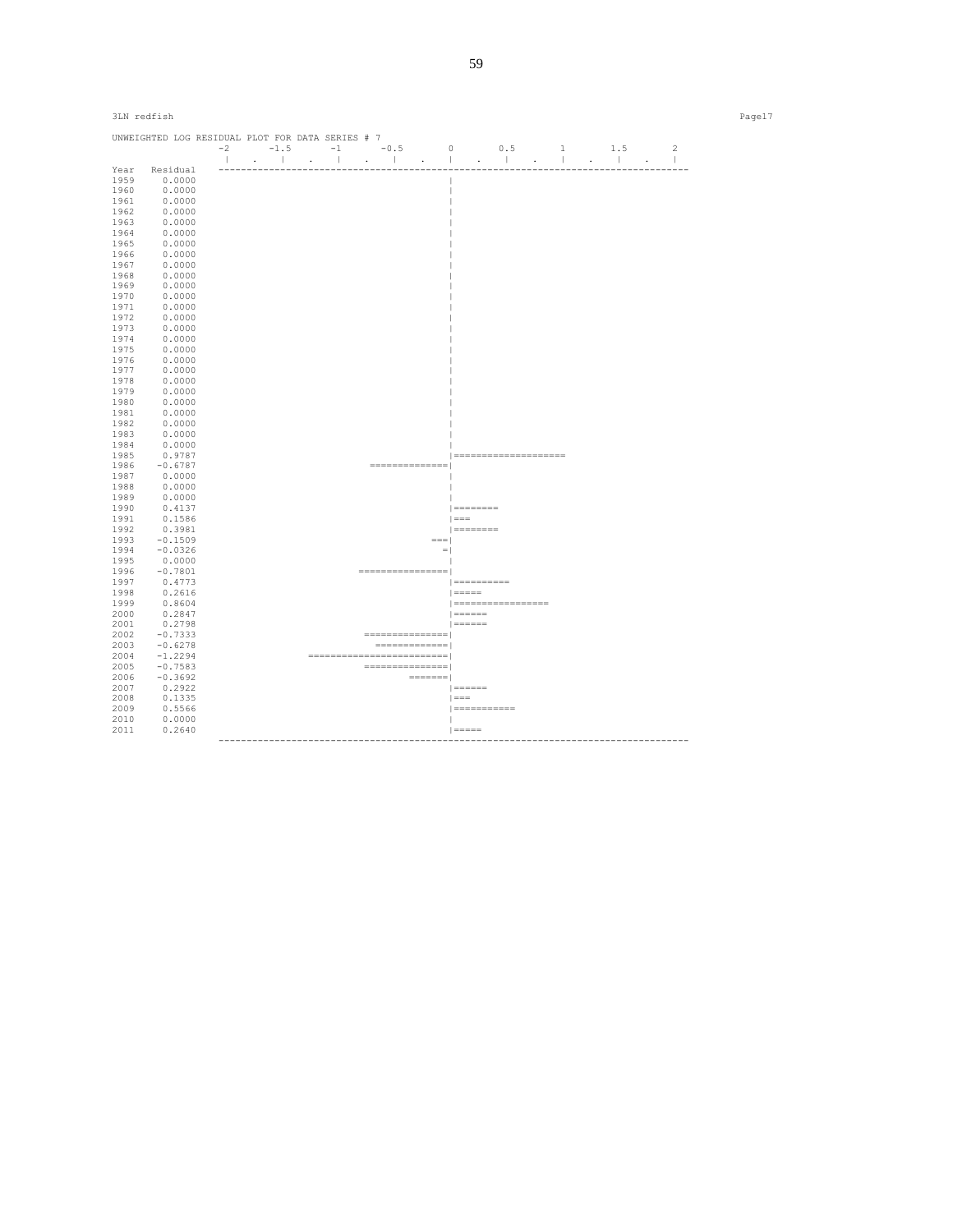3LN redfish Page17

```
UNWEIGHTED LOG RESIDUAL PLOT FOR DATA SERIES # 7
                -2      -1.5      -1      -0.5       0       0.5       1       1.5       2
                 |   .    |   .    |   .    |   .    |   .    |   .    |   .    |   .    |
Year  Residual  --------------------------------------------------------------------------------
1959    0.0000                                       |
1960    0.0000                                       |
1961    0.0000                                       |
1962    0.0000                                       |
1963    0.0000                                       |
1964    0.0000                                       |
1965    0.0000                                       |
1966    0.0000                                       |
1967    0.0000                                       |
1968    0.0000                                       |
1969    0.0000                                       |
1970    0.0000                                       |
1971    0.0000                                       |
1972    0.0000                                       |
1973    0.0000                                       |
1974    0.0000                                       |
1975    0.0000                                       |
1976    0.0000                                       |
1977    0.0000                                       |
1978    0.0000                                       |
1979    0.0000                                       |
1980    0.0000                                       |
1981    0.0000                                       |
1982    0.0000                                       |
1983    0.0000                                       |
1984    0.0000                                       |
1985    0.9787                                       |====================
1986   -0.6787                         ==============|
1987    0.0000                                       |
1988    0.0000                                       |
1989    0.0000                                       |
1990    0.4137                                       |========
1991    0.1586                                       |===
1992    0.3981                                       |========
1993   -0.1509                                    ===|
1994   -0.0326                                      =|
1995    0.0000                                       |
1996   -0.7801                       ================|
1997    0.4773                                       |==========
1998    0.2616                                       |=====
1999    0.8604                                       |=================
2000    0.2847                                       |======
2001    0.2798                                       |======
2002   -0.7333                        ===============|
2003   -0.6278                          =============|
2004   -1.2294              =========================|
2005   -0.7583                        ===============|
2006   -0.3692                                =======|
2007    0.2922                                       |======
2008    0.1335                                       |===
2009    0.5566                                       |===========
2010    0.0000                                       |
2011    0.2640                                       |=====
                --------------------------------------------------------------------------------
```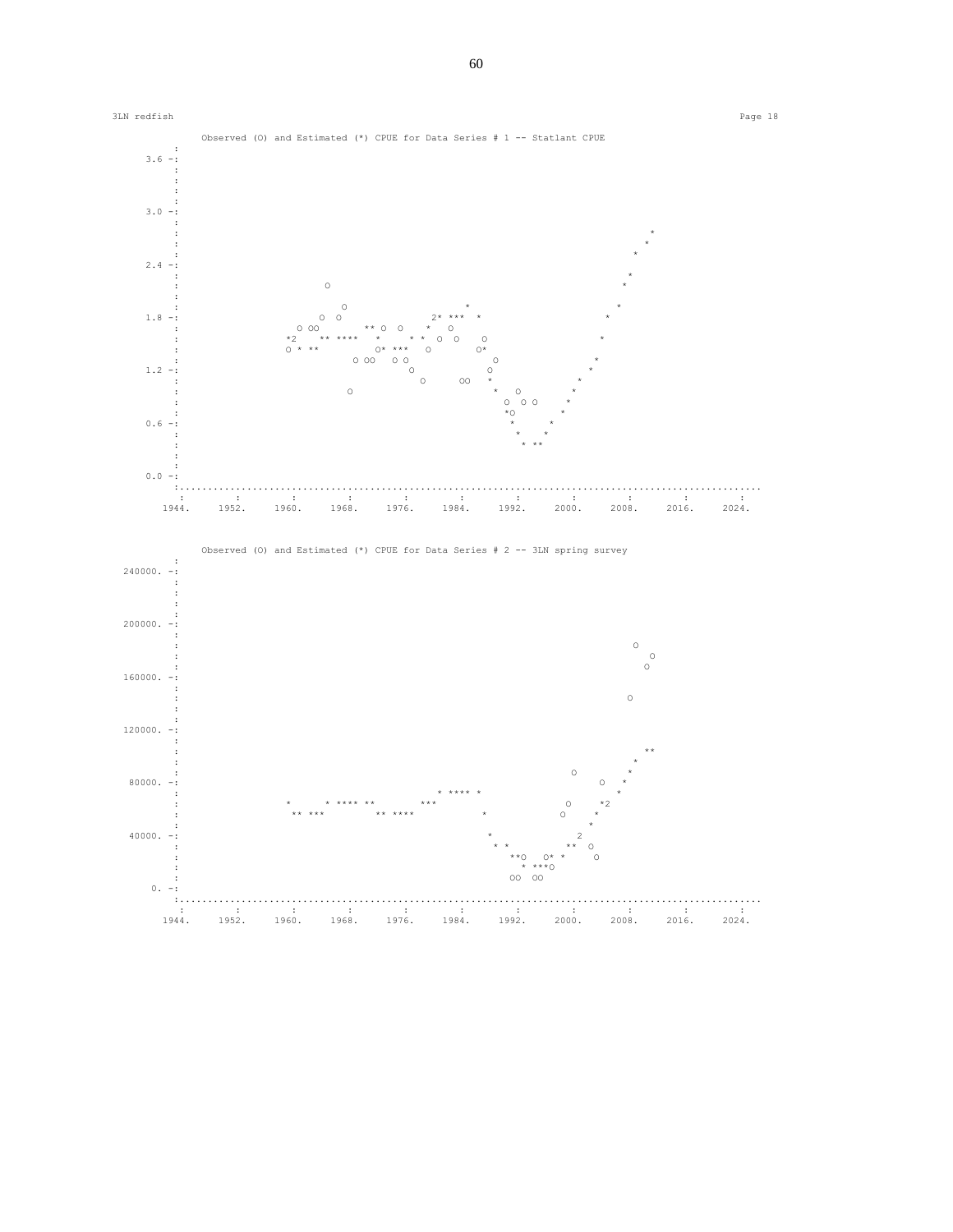3LN redfish

```
                 Observed (O) and Estimated (*) CPUE for Data Series # 1 -- Statlant CPUE
          :
    3.6 -:
          :
          :
          :
          :
    3.0 -:
          :
          :                                                                                          *
          :                                                                                         *
    2.4 -:                                                                                        *
          :                                                                                       *
          :                  O                                                                  *
          :
          :                    O                         *                                    *
    1.8 -:                  O  O                    2* ***  *                               *
          :             O OO          ** O  O      *   O                                
          :           *2    ** ****    *     * *  O  O    O                           *
          :           O * **          O* ***   O          O*
    1.2 -:                       O OO    O O                O                         *
          :                                  O              O                        *
          :                                    O       OO  *                       *
          :                         O                        *  O                *
          :                                                    O  O  O          *
          :                                                    *O              *
    0.6 -:                                                      *            *
          :                                                      *          *
          :                                                        *  **
          :
          :
    0.0 -:
          :..........................................................................................
          :       :       :       :       :       :       :       :       :       :       :
        1944.   1952.   1960.   1968.   1976.   1984.   1992.   2000.   2008.   2016.   2024.
```

```
                 Observed (O) and Estimated (*) CPUE for Data Series # 2 -- 3LN spring survey
          :
 240000. -:
          :
          :
          :
          :
 200000. -:
          :
          :                                                                                   O
          :                                                                                     O
 160000. -:                                                                                    O
          :
          :                                                                                  O
          :
          :
 120000. -:
          :
          :                                                                                    **
          :                                                                                   *
          :                                                                      O           *
  80000. -:                                                                          O      *
          :                                         * **** *                              *
          :           *      * **** **        ***                                 O     *2
          :            ** ***        ** ****          *                          O     *
          :                                                                          *
  40000. -:                                                 *                          2
          :                                                  * *                    ** O
          :                                                    **O  O* *              O
          :                                                      * ***O
          :                                                    OO  OO
      0. -:
          :..........................................................................................
          :       :       :       :       :       :       :       :       :       :       :
        1944.   1952.   1960.   1968.   1976.   1984.   1992.   2000.   2008.   2016.   2024.
```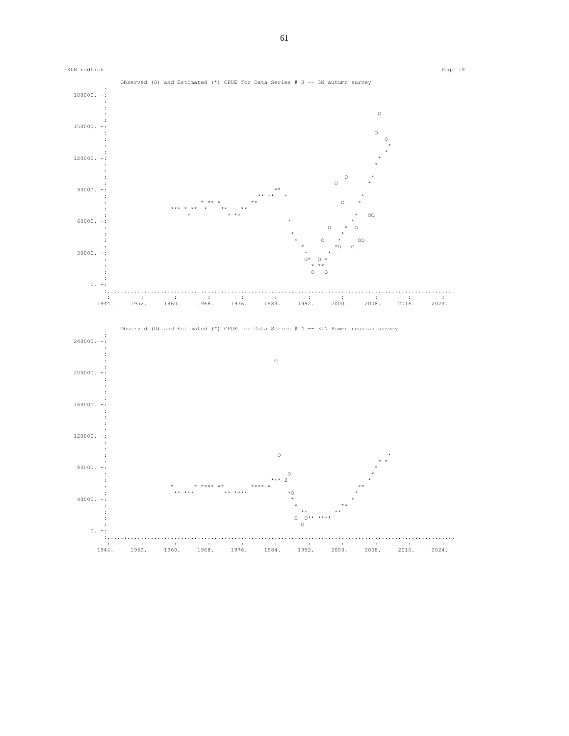Observed (O) and Estimated (*) CPUE for Data Series # 3 -- 3N autumn survey

```
          :
180000. -:
          :
          :
          :                                                                                O
          :
150000. -:
          :                                                                               O
          :                                                                                  O
          :                                                                                   *
          :                                                                                  *
120000. -:                                                                                *
          :                                                                               *
          :
          :                                                                              *
          :                                                                      O      *
 90000. -:                                                          **       O
          :                                                  ** **    *
          :                       * ** *              **                                 O    *
          :                *** * **  *    **     **                                            *
          :                   *           * **                                                *   OO
 60000. -:                                                            *                   *
          :                                                                         O   *  O
          :                                                              *                *
          :                                                               *           O    *     OO
          :                                                                *             *O   O
 30000. -:                                                                  *           *
          :                                                                  O*  O *
          :                                                                    * **
          :                                                                    O   O
          :
     0. -:
          :.........................................................................................
           :        :        :        :        :        :        :        :        :        :        :
         1944.    1952.    1960.    1968.    1976.    1984.    1992.    2000.    2008.    2016.    2024.
```

Observed (O) and Estimated (*) CPUE for Data Series # 4 -- 3LN Power russian survey

```
          :
240000. -:
          :
          :
          :                                                        O
          :
200000. -:
          :
          :
          :
          :
160000. -:
          :
          :
          :
          :
120000. -:
          :
          :
          :                                                          O                                   *
          :                                                                                           * *
 80000. -:                                                                                           *
          :                                                                O                        *
          :                                                        *** 2                           *
          :                *      * **** **        **** *                                        **
          :                 ** ***        ** ****                         *O                     *
 40000. -:                                                                 *                    *
          :                                                                 *                **
          :                                                                  **            **
          :                                                               O  O** ****
          :                                                                  O
     0. -:
          :.........................................................................................
           :        :        :        :        :        :        :        :        :        :        :
         1944.    1952.    1960.    1968.    1976.    1984.    1992.    2000.    2008.    2016.    2024.
```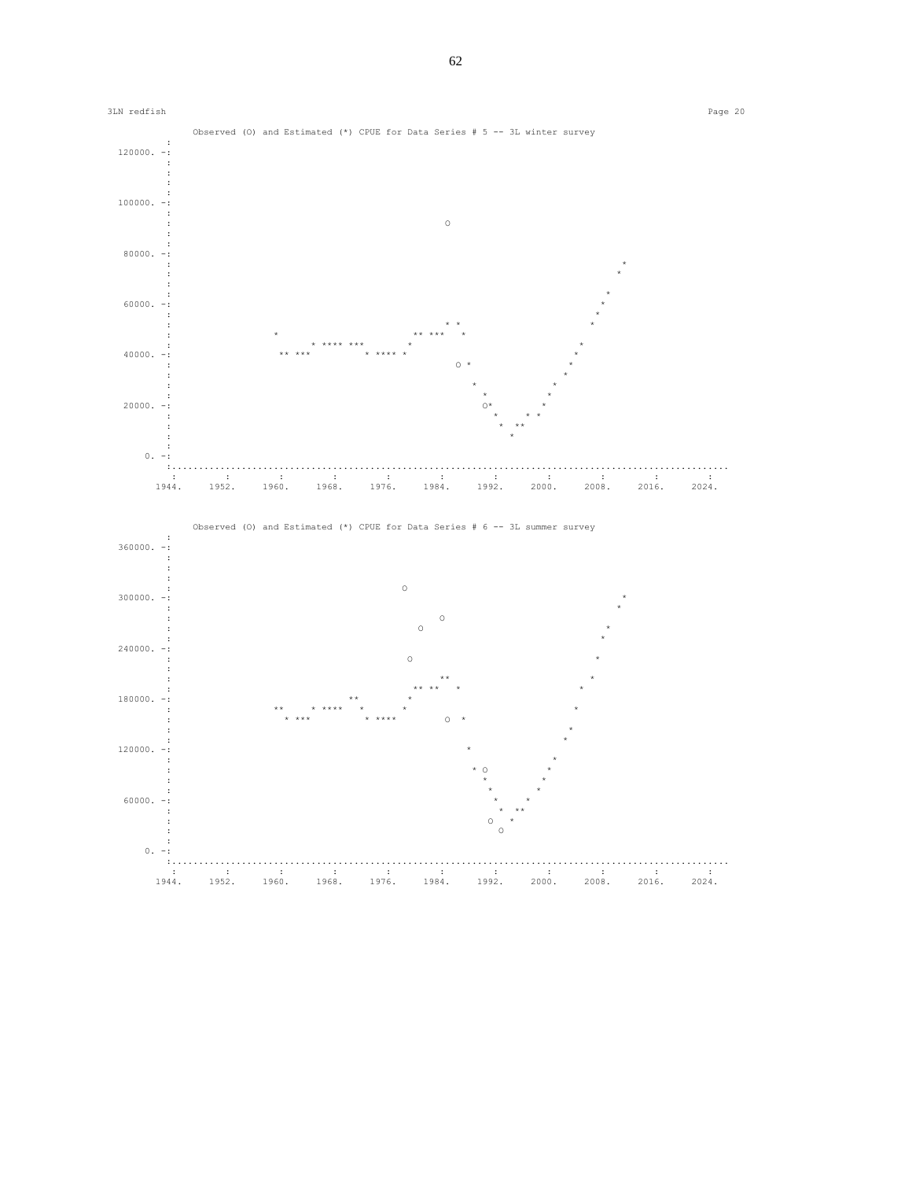3LN redfish

Observed (O) and Estimated (*) CPUE for Data Series # 5 -- 3L winter survey

```
          :
120000. -:
          :
          :
          :
          :
100000. -:
          :
          :                                            O
          :
          :
 80000. -:
          :                                                                                 *
          :                                                                                *
          :
          :                                                                              *
 60000. -:                                                                              *
          :                                                                             *
          :                                           * *                              *
          :                  *                      ** ***  *
          :                         * **** ***     *                                 *
 40000. -:                   ** ***            * **** *                             *
          :                                               O *                      *
          :                                                                       *
          :                                                 *                    *
          :                                                   *                 *
 20000. -:                                                    O*               *
          :                                                     *            * *
          :                                                      *  **
          :                                                        *
          :
     0. -:
          :..........................................................................................
           :         :         :         :         :         :         :         :         :         :         :
         1944.     1952.     1960.     1968.     1976.     1984.     1992.     2000.     2008.     2016.     2024.
```

Observed (O) and Estimated (*) CPUE for Data Series # 6 -- 3L summer survey

```
          :
360000. -:
          :
          :
          :
          :                                       O
300000. -:                                                                                  *
          :                                                                                *
          :                                               O
          :                                          O                                   *
          :                                                                             *
240000. -:
          :                                        O                                    *
          :
          :                                                  **                       *
          :                                        ** **  *                          *
180000. -:                              **        *
          :                  **     * ****  *    *                                 *
          :                    * ***        * ****      O  *
          :                                                                       *
          :                                                                      *
120000. -:                                                  *
          :                                                                     *
          :                                                   * O              *
          :                                                     *             *
          :                                                      *          *
 60000. -:                                                        *        *
          :                                                        *  **
          :                                                     O    *
          :                                                       O
          :
     0. -:
          :..........................................................................................
           :         :         :         :         :         :         :         :         :         :         :
         1944.     1952.     1960.     1968.     1976.     1984.     1992.     2000.     2008.     2016.     2024.
```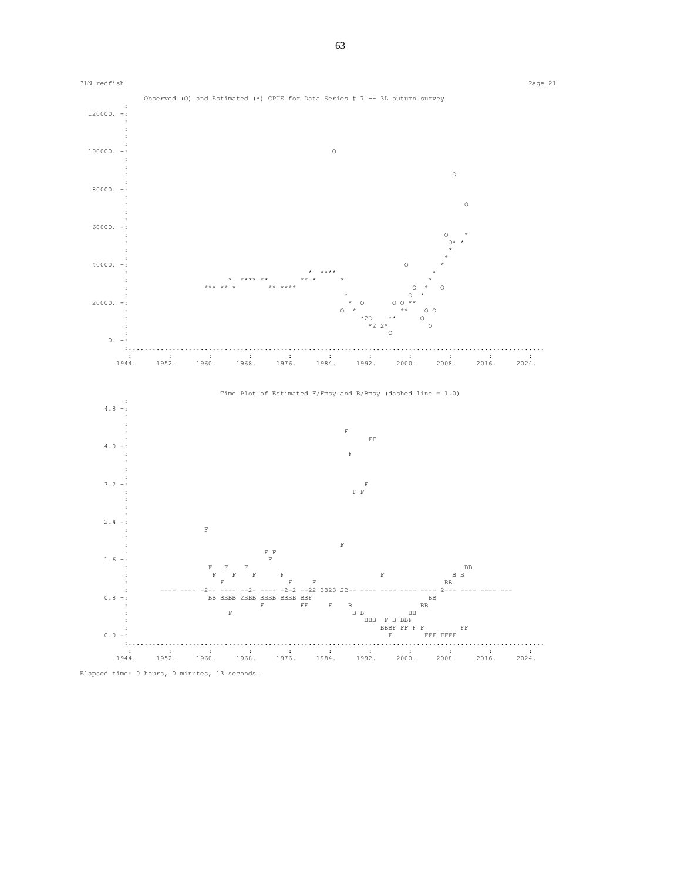3LN redfish

Page 21

Observed (O) and Estimated (*) CPUE for Data Series # 7 -- 3L autumn survey

120000.
100000.
80000.
60000.
40000.
20000.
0.

1944. 1952. 1960. 1968. 1976. 1984. 1992. 2000. 2008. 2016. 2024.

Time Plot of Estimated F/Fmsy and B/Bmsy (dashed line = 1.0)

4.8
4.0
3.2
2.4
1.6
0.8
0.0

1944. 1952. 1960. 1968. 1976. 1984. 1992. 2000. 2008. 2016. 2024.

Elapsed time: 0 hours, 0 minutes, 13 seconds.